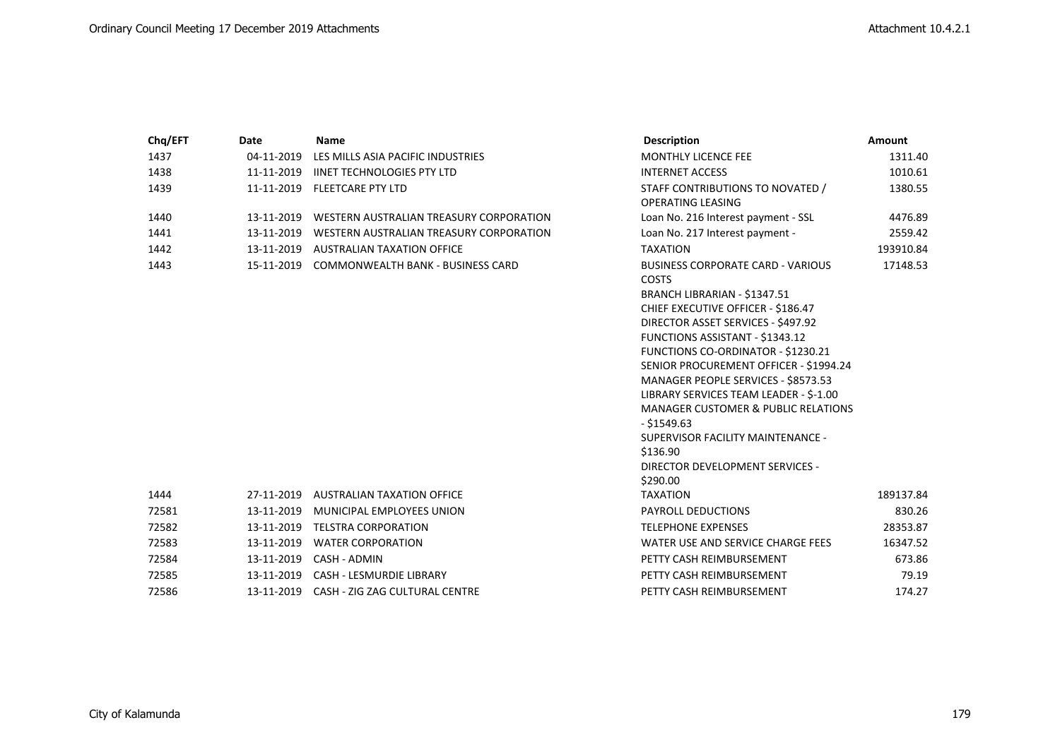| Chq/EFT | Date | Name | Description | Amount |
|---|---|---|---|---|
| 1437 | 04-11-2019 | LES MILLS ASIA PACIFIC INDUSTRIES | MONTHLY LICENCE FEE | 1311.40 |
| 1438 | 11-11-2019 | IINET TECHNOLOGIES PTY LTD | INTERNET ACCESS | 1010.61 |
| 1439 | 11-11-2019 | FLEETCARE PTY LTD | STAFF CONTRIBUTIONS TO NOVATED / OPERATING LEASING | 1380.55 |
| 1440 | 13-11-2019 | WESTERN AUSTRALIAN TREASURY CORPORATION | Loan No. 216 Interest payment - SSL | 4476.89 |
| 1441 | 13-11-2019 | WESTERN AUSTRALIAN TREASURY CORPORATION | Loan No. 217 Interest payment - | 2559.42 |
| 1442 | 13-11-2019 | AUSTRALIAN TAXATION OFFICE | TAXATION | 193910.84 |
| 1443 | 15-11-2019 | COMMONWEALTH BANK - BUSINESS CARD | BUSINESS CORPORATE CARD - VARIOUS COSTS<br>BRANCH LIBRARIAN - $1347.51<br>CHIEF EXECUTIVE OFFICER - $186.47<br>DIRECTOR ASSET SERVICES - $497.92<br>FUNCTIONS ASSISTANT - $1343.12<br>FUNCTIONS CO-ORDINATOR - $1230.21<br>SENIOR PROCUREMENT OFFICER - $1994.24<br>MANAGER PEOPLE SERVICES - $8573.53<br>LIBRARY SERVICES TEAM LEADER - $-1.00<br>MANAGER CUSTOMER & PUBLIC RELATIONS - $1549.63<br>SUPERVISOR FACILITY MAINTENANCE - $136.90<br>DIRECTOR DEVELOPMENT SERVICES - $290.00 | 17148.53 |
| 1444 | 27-11-2019 | AUSTRALIAN TAXATION OFFICE | TAXATION | 189137.84 |
| 72581 | 13-11-2019 | MUNICIPAL EMPLOYEES UNION | PAYROLL DEDUCTIONS | 830.26 |
| 72582 | 13-11-2019 | TELSTRA CORPORATION | TELEPHONE EXPENSES | 28353.87 |
| 72583 | 13-11-2019 | WATER CORPORATION | WATER USE AND SERVICE CHARGE FEES | 16347.52 |
| 72584 | 13-11-2019 | CASH - ADMIN | PETTY CASH REIMBURSEMENT | 673.86 |
| 72585 | 13-11-2019 | CASH - LESMURDIE LIBRARY | PETTY CASH REIMBURSEMENT | 79.19 |
| 72586 | 13-11-2019 | CASH - ZIG ZAG CULTURAL CENTRE | PETTY CASH REIMBURSEMENT | 174.27 |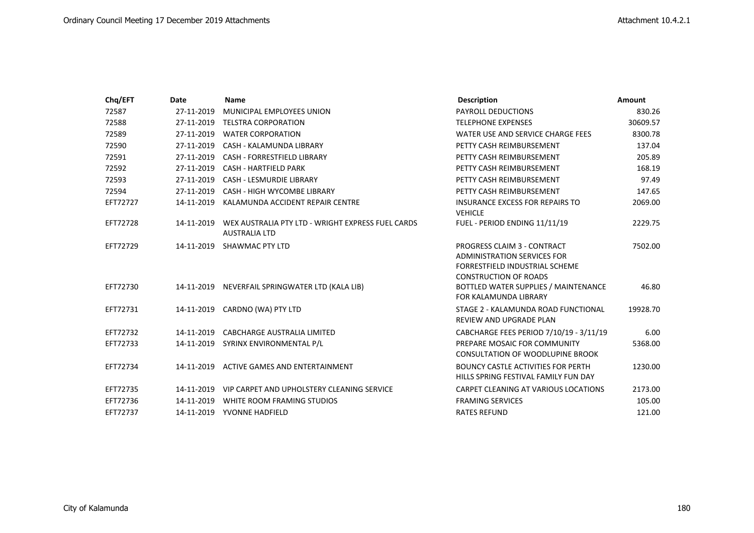| Chq/EFT | Date | Name | Description | Amount |
|---|---|---|---|---|
| 72587 | 27-11-2019 | MUNICIPAL EMPLOYEES UNION | PAYROLL DEDUCTIONS | 830.26 |
| 72588 | 27-11-2019 | TELSTRA CORPORATION | TELEPHONE EXPENSES | 30609.57 |
| 72589 | 27-11-2019 | WATER CORPORATION | WATER USE AND SERVICE CHARGE FEES | 8300.78 |
| 72590 | 27-11-2019 | CASH - KALAMUNDA LIBRARY | PETTY CASH REIMBURSEMENT | 137.04 |
| 72591 | 27-11-2019 | CASH - FORRESTFIELD LIBRARY | PETTY CASH REIMBURSEMENT | 205.89 |
| 72592 | 27-11-2019 | CASH - HARTFIELD PARK | PETTY CASH REIMBURSEMENT | 168.19 |
| 72593 | 27-11-2019 | CASH - LESMURDIE LIBRARY | PETTY CASH REIMBURSEMENT | 97.49 |
| 72594 | 27-11-2019 | CASH - HIGH WYCOMBE LIBRARY | PETTY CASH REIMBURSEMENT | 147.65 |
| EFT72727 | 14-11-2019 | KALAMUNDA ACCIDENT REPAIR CENTRE | INSURANCE EXCESS FOR REPAIRS TO VEHICLE | 2069.00 |
| EFT72728 | 14-11-2019 | WEX AUSTRALIA PTY LTD - WRIGHT EXPRESS FUEL CARDS AUSTRALIA LTD | FUEL - PERIOD ENDING 11/11/19 | 2229.75 |
| EFT72729 | 14-11-2019 | SHAWMAC PTY LTD | PROGRESS CLAIM 3 - CONTRACT ADMINISTRATION SERVICES FOR FORRESTFIELD INDUSTRIAL SCHEME CONSTRUCTION OF ROADS | 7502.00 |
| EFT72730 | 14-11-2019 | NEVERFAIL SPRINGWATER LTD (KALA LIB) | BOTTLED WATER SUPPLIES / MAINTENANCE FOR KALAMUNDA LIBRARY | 46.80 |
| EFT72731 | 14-11-2019 | CARDNO (WA) PTY LTD | STAGE 2 - KALAMUNDA ROAD FUNCTIONAL REVIEW AND UPGRADE PLAN | 19928.70 |
| EFT72732 | 14-11-2019 | CABCHARGE AUSTRALIA LIMITED | CABCHARGE FEES PERIOD 7/10/19 - 3/11/19 | 6.00 |
| EFT72733 | 14-11-2019 | SYRINX ENVIRONMENTAL P/L | PREPARE MOSAIC FOR COMMUNITY CONSULTATION OF WOODLUPINE BROOK | 5368.00 |
| EFT72734 | 14-11-2019 | ACTIVE GAMES AND ENTERTAINMENT | BOUNCY CASTLE ACTIVITIES FOR PERTH HILLS SPRING FESTIVAL FAMILY FUN DAY | 1230.00 |
| EFT72735 | 14-11-2019 | VIP CARPET AND UPHOLSTERY CLEANING SERVICE | CARPET CLEANING AT VARIOUS LOCATIONS | 2173.00 |
| EFT72736 | 14-11-2019 | WHITE ROOM FRAMING STUDIOS | FRAMING SERVICES | 105.00 |
| EFT72737 | 14-11-2019 | YVONNE HADFIELD | RATES REFUND | 121.00 |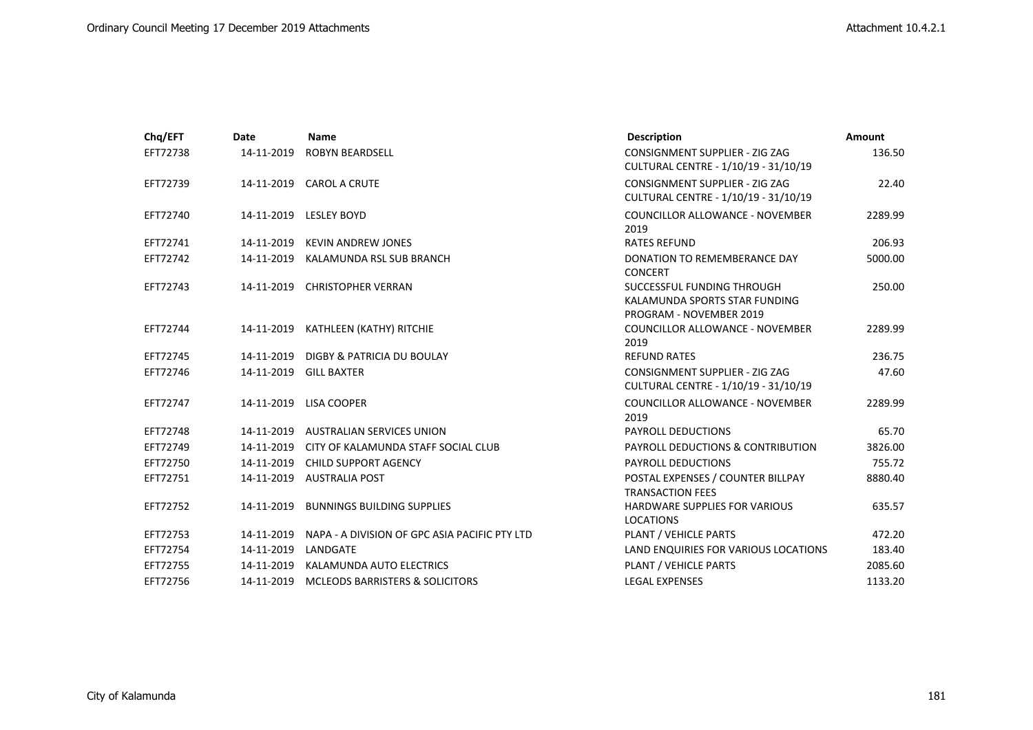| Chq/EFT | Date | Name | Description | Amount |
|---|---|---|---|---|
| EFT72738 | 14-11-2019 | ROBYN BEARDSELL | CONSIGNMENT SUPPLIER - ZIG ZAG CULTURAL CENTRE - 1/10/19 - 31/10/19 | 136.50 |
| EFT72739 | 14-11-2019 | CAROL A CRUTE | CONSIGNMENT SUPPLIER - ZIG ZAG CULTURAL CENTRE - 1/10/19 - 31/10/19 | 22.40 |
| EFT72740 | 14-11-2019 | LESLEY BOYD | COUNCILLOR ALLOWANCE - NOVEMBER 2019 | 2289.99 |
| EFT72741 | 14-11-2019 | KEVIN ANDREW JONES | RATES REFUND | 206.93 |
| EFT72742 | 14-11-2019 | KALAMUNDA RSL SUB BRANCH | DONATION TO REMEMBERANCE DAY CONCERT | 5000.00 |
| EFT72743 | 14-11-2019 | CHRISTOPHER VERRAN | SUCCESSFUL FUNDING THROUGH KALAMUNDA SPORTS STAR FUNDING PROGRAM - NOVEMBER 2019 | 250.00 |
| EFT72744 | 14-11-2019 | KATHLEEN (KATHY) RITCHIE | COUNCILLOR ALLOWANCE - NOVEMBER 2019 | 2289.99 |
| EFT72745 | 14-11-2019 | DIGBY & PATRICIA DU BOULAY | REFUND RATES | 236.75 |
| EFT72746 | 14-11-2019 | GILL BAXTER | CONSIGNMENT SUPPLIER - ZIG ZAG CULTURAL CENTRE - 1/10/19 - 31/10/19 | 47.60 |
| EFT72747 | 14-11-2019 | LISA COOPER | COUNCILLOR ALLOWANCE - NOVEMBER 2019 | 2289.99 |
| EFT72748 | 14-11-2019 | AUSTRALIAN SERVICES UNION | PAYROLL DEDUCTIONS | 65.70 |
| EFT72749 | 14-11-2019 | CITY OF KALAMUNDA STAFF SOCIAL CLUB | PAYROLL DEDUCTIONS & CONTRIBUTION | 3826.00 |
| EFT72750 | 14-11-2019 | CHILD SUPPORT AGENCY | PAYROLL DEDUCTIONS | 755.72 |
| EFT72751 | 14-11-2019 | AUSTRALIA POST | POSTAL EXPENSES / COUNTER BILLPAY TRANSACTION FEES | 8880.40 |
| EFT72752 | 14-11-2019 | BUNNINGS BUILDING SUPPLIES | HARDWARE SUPPLIES FOR VARIOUS LOCATIONS | 635.57 |
| EFT72753 | 14-11-2019 | NAPA - A DIVISION OF GPC ASIA PACIFIC PTY LTD | PLANT / VEHICLE PARTS | 472.20 |
| EFT72754 | 14-11-2019 | LANDGATE | LAND ENQUIRIES FOR VARIOUS LOCATIONS | 183.40 |
| EFT72755 | 14-11-2019 | KALAMUNDA AUTO ELECTRICS | PLANT / VEHICLE PARTS | 2085.60 |
| EFT72756 | 14-11-2019 | MCLEODS BARRISTERS & SOLICITORS | LEGAL EXPENSES | 1133.20 |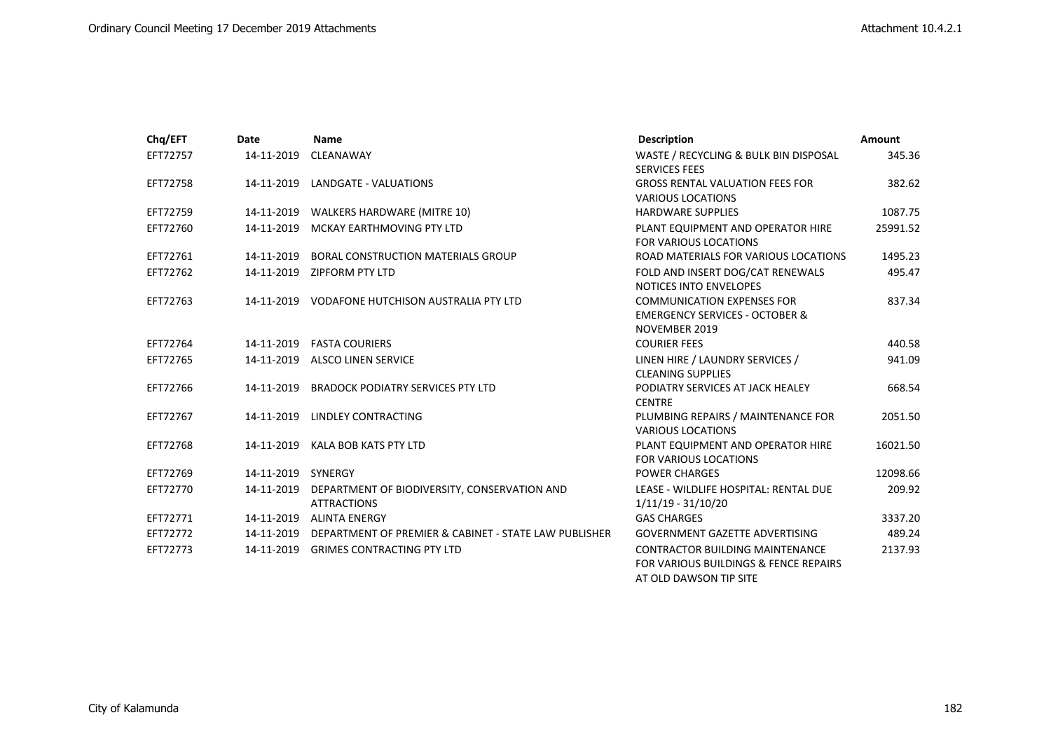| Chq/EFT | Date | Name | Description | Amount |
|---|---|---|---|---|
| EFT72757 | 14-11-2019 | CLEANAWAY | WASTE / RECYCLING & BULK BIN DISPOSAL SERVICES FEES | 345.36 |
| EFT72758 | 14-11-2019 | LANDGATE - VALUATIONS | GROSS RENTAL VALUATION FEES FOR VARIOUS LOCATIONS | 382.62 |
| EFT72759 | 14-11-2019 | WALKERS HARDWARE (MITRE 10) | HARDWARE SUPPLIES | 1087.75 |
| EFT72760 | 14-11-2019 | MCKAY EARTHMOVING PTY LTD | PLANT EQUIPMENT AND OPERATOR HIRE FOR VARIOUS LOCATIONS | 25991.52 |
| EFT72761 | 14-11-2019 | BORAL CONSTRUCTION MATERIALS GROUP | ROAD MATERIALS FOR VARIOUS LOCATIONS | 1495.23 |
| EFT72762 | 14-11-2019 | ZIPFORM PTY LTD | FOLD AND INSERT DOG/CAT RENEWALS NOTICES INTO ENVELOPES | 495.47 |
| EFT72763 | 14-11-2019 | VODAFONE HUTCHISON AUSTRALIA PTY LTD | COMMUNICATION EXPENSES FOR EMERGENCY SERVICES - OCTOBER & NOVEMBER 2019 | 837.34 |
| EFT72764 | 14-11-2019 | FASTA COURIERS | COURIER FEES | 440.58 |
| EFT72765 | 14-11-2019 | ALSCO LINEN SERVICE | LINEN HIRE / LAUNDRY SERVICES / CLEANING SUPPLIES | 941.09 |
| EFT72766 | 14-11-2019 | BRADOCK PODIATRY SERVICES PTY LTD | PODIATRY SERVICES AT JACK HEALEY CENTRE | 668.54 |
| EFT72767 | 14-11-2019 | LINDLEY CONTRACTING | PLUMBING REPAIRS / MAINTENANCE FOR VARIOUS LOCATIONS | 2051.50 |
| EFT72768 | 14-11-2019 | KALA BOB KATS PTY LTD | PLANT EQUIPMENT AND OPERATOR HIRE FOR VARIOUS LOCATIONS | 16021.50 |
| EFT72769 | 14-11-2019 | SYNERGY | POWER CHARGES | 12098.66 |
| EFT72770 | 14-11-2019 | DEPARTMENT OF BIODIVERSITY, CONSERVATION AND ATTRACTIONS | LEASE - WILDLIFE HOSPITAL: RENTAL DUE 1/11/19 - 31/10/20 | 209.92 |
| EFT72771 | 14-11-2019 | ALINTA ENERGY | GAS CHARGES | 3337.20 |
| EFT72772 | 14-11-2019 | DEPARTMENT OF PREMIER & CABINET - STATE LAW PUBLISHER | GOVERNMENT GAZETTE ADVERTISING | 489.24 |
| EFT72773 | 14-11-2019 | GRIMES CONTRACTING PTY LTD | CONTRACTOR BUILDING MAINTENANCE FOR VARIOUS BUILDINGS & FENCE REPAIRS AT OLD DAWSON TIP SITE | 2137.93 |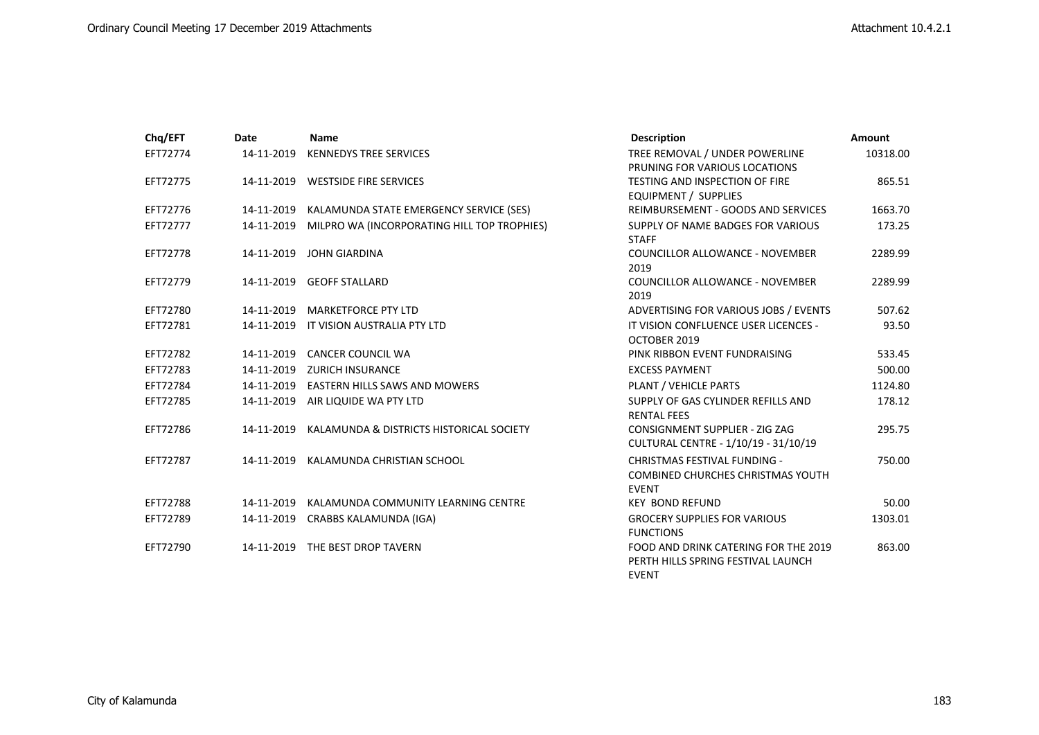| Chq/EFT | Date | Name | Description | Amount |
|---|---|---|---|---|
| EFT72774 | 14-11-2019 | KENNEDYS TREE SERVICES | TREE REMOVAL / UNDER POWERLINE PRUNING FOR VARIOUS LOCATIONS | 10318.00 |
| EFT72775 | 14-11-2019 | WESTSIDE FIRE SERVICES | TESTING AND INSPECTION OF FIRE EQUIPMENT / SUPPLIES | 865.51 |
| EFT72776 | 14-11-2019 | KALAMUNDA STATE EMERGENCY SERVICE (SES) | REIMBURSEMENT - GOODS AND SERVICES | 1663.70 |
| EFT72777 | 14-11-2019 | MILPRO WA (INCORPORATING HILL TOP TROPHIES) | SUPPLY OF NAME BADGES FOR VARIOUS STAFF | 173.25 |
| EFT72778 | 14-11-2019 | JOHN GIARDINA | COUNCILLOR ALLOWANCE - NOVEMBER 2019 | 2289.99 |
| EFT72779 | 14-11-2019 | GEOFF STALLARD | COUNCILLOR ALLOWANCE - NOVEMBER 2019 | 2289.99 |
| EFT72780 | 14-11-2019 | MARKETFORCE PTY LTD | ADVERTISING FOR VARIOUS JOBS / EVENTS | 507.62 |
| EFT72781 | 14-11-2019 | IT VISION AUSTRALIA PTY LTD | IT VISION CONFLUENCE USER LICENCES - OCTOBER 2019 | 93.50 |
| EFT72782 | 14-11-2019 | CANCER COUNCIL WA | PINK RIBBON EVENT FUNDRAISING | 533.45 |
| EFT72783 | 14-11-2019 | ZURICH INSURANCE | EXCESS PAYMENT | 500.00 |
| EFT72784 | 14-11-2019 | EASTERN HILLS SAWS AND MOWERS | PLANT / VEHICLE PARTS | 1124.80 |
| EFT72785 | 14-11-2019 | AIR LIQUIDE WA PTY LTD | SUPPLY OF GAS CYLINDER REFILLS AND RENTAL FEES | 178.12 |
| EFT72786 | 14-11-2019 | KALAMUNDA & DISTRICTS HISTORICAL SOCIETY | CONSIGNMENT SUPPLIER - ZIG ZAG CULTURAL CENTRE - 1/10/19 - 31/10/19 | 295.75 |
| EFT72787 | 14-11-2019 | KALAMUNDA CHRISTIAN SCHOOL | CHRISTMAS FESTIVAL FUNDING - COMBINED CHURCHES CHRISTMAS YOUTH EVENT | 750.00 |
| EFT72788 | 14-11-2019 | KALAMUNDA COMMUNITY LEARNING CENTRE | KEY BOND REFUND | 50.00 |
| EFT72789 | 14-11-2019 | CRABBS KALAMUNDA (IGA) | GROCERY SUPPLIES FOR VARIOUS FUNCTIONS | 1303.01 |
| EFT72790 | 14-11-2019 | THE BEST DROP TAVERN | FOOD AND DRINK CATERING FOR THE 2019 PERTH HILLS SPRING FESTIVAL LAUNCH EVENT | 863.00 |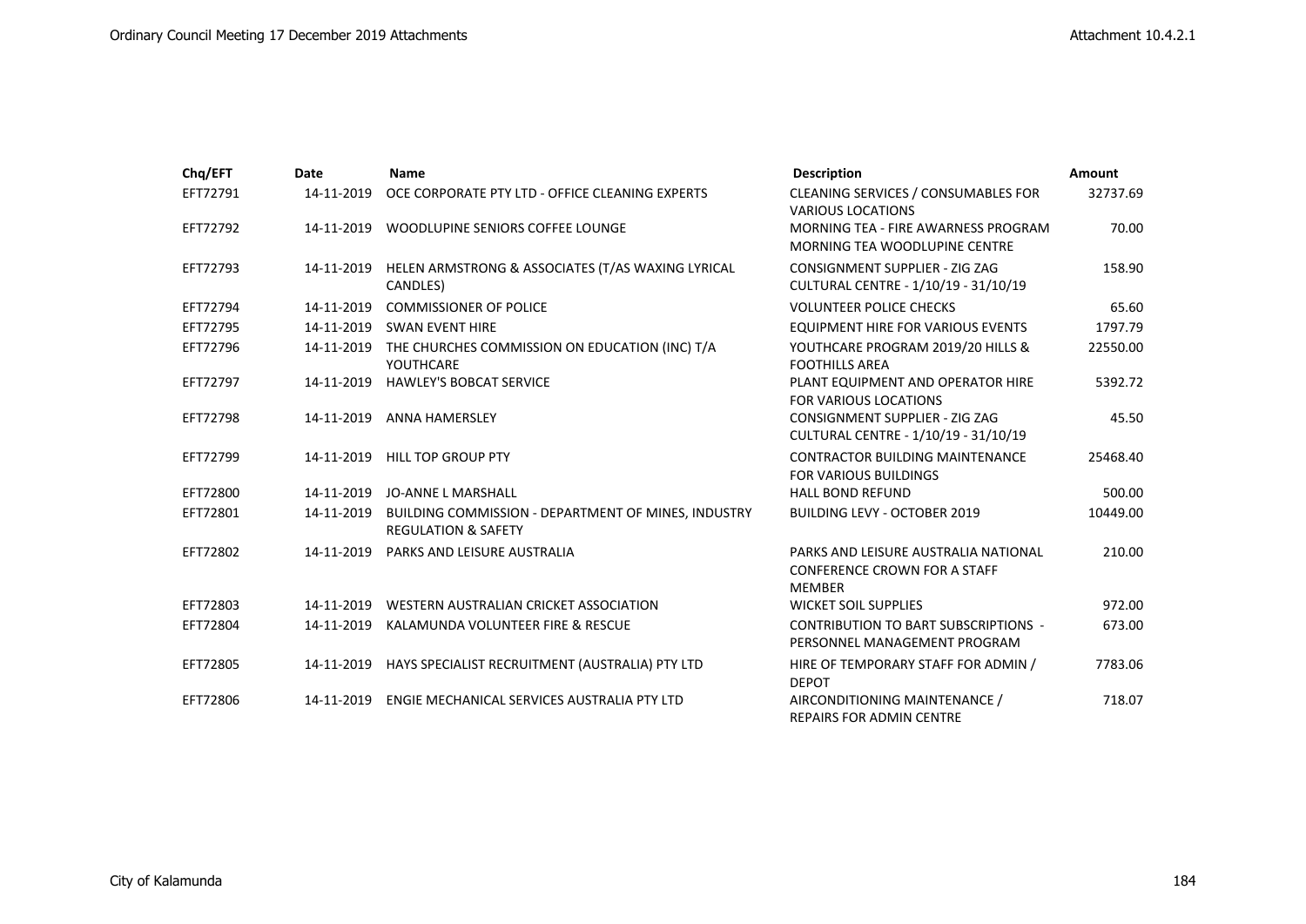| Chq/EFT | Date | Name | Description | Amount |
|---|---|---|---|---|
| EFT72791 | 14-11-2019 | OCE CORPORATE PTY LTD - OFFICE CLEANING EXPERTS | CLEANING SERVICES / CONSUMABLES FOR VARIOUS LOCATIONS | 32737.69 |
| EFT72792 | 14-11-2019 | WOODLUPINE SENIORS COFFEE LOUNGE | MORNING TEA - FIRE AWARNESS PROGRAM MORNING TEA WOODLUPINE CENTRE | 70.00 |
| EFT72793 | 14-11-2019 | HELEN ARMSTRONG & ASSOCIATES (T/AS WAXING LYRICAL CANDLES) | CONSIGNMENT SUPPLIER - ZIG ZAG CULTURAL CENTRE - 1/10/19 - 31/10/19 | 158.90 |
| EFT72794 | 14-11-2019 | COMMISSIONER OF POLICE | VOLUNTEER POLICE CHECKS | 65.60 |
| EFT72795 | 14-11-2019 | SWAN EVENT HIRE | EQUIPMENT HIRE FOR VARIOUS EVENTS | 1797.79 |
| EFT72796 | 14-11-2019 | THE CHURCHES COMMISSION ON EDUCATION (INC) T/A YOUTHCARE | YOUTHCARE PROGRAM 2019/20 HILLS & FOOTHILLS AREA | 22550.00 |
| EFT72797 | 14-11-2019 | HAWLEY'S BOBCAT SERVICE | PLANT EQUIPMENT AND OPERATOR HIRE FOR VARIOUS LOCATIONS | 5392.72 |
| EFT72798 | 14-11-2019 | ANNA HAMERSLEY | CONSIGNMENT SUPPLIER - ZIG ZAG CULTURAL CENTRE - 1/10/19 - 31/10/19 | 45.50 |
| EFT72799 | 14-11-2019 | HILL TOP GROUP PTY | CONTRACTOR BUILDING MAINTENANCE FOR VARIOUS BUILDINGS | 25468.40 |
| EFT72800 | 14-11-2019 | JO-ANNE L MARSHALL | HALL BOND REFUND | 500.00 |
| EFT72801 | 14-11-2019 | BUILDING COMMISSION - DEPARTMENT OF MINES, INDUSTRY REGULATION & SAFETY | BUILDING LEVY - OCTOBER 2019 | 10449.00 |
| EFT72802 | 14-11-2019 | PARKS AND LEISURE AUSTRALIA | PARKS AND LEISURE AUSTRALIA NATIONAL CONFERENCE CROWN FOR A STAFF MEMBER | 210.00 |
| EFT72803 | 14-11-2019 | WESTERN AUSTRALIAN CRICKET ASSOCIATION | WICKET SOIL SUPPLIES | 972.00 |
| EFT72804 | 14-11-2019 | KALAMUNDA VOLUNTEER FIRE & RESCUE | CONTRIBUTION TO BART SUBSCRIPTIONS - PERSONNEL MANAGEMENT PROGRAM | 673.00 |
| EFT72805 | 14-11-2019 | HAYS SPECIALIST RECRUITMENT (AUSTRALIA) PTY LTD | HIRE OF TEMPORARY STAFF FOR ADMIN / DEPOT | 7783.06 |
| EFT72806 | 14-11-2019 | ENGIE MECHANICAL SERVICES AUSTRALIA PTY LTD | AIRCONDITIONING MAINTENANCE / REPAIRS FOR ADMIN CENTRE | 718.07 |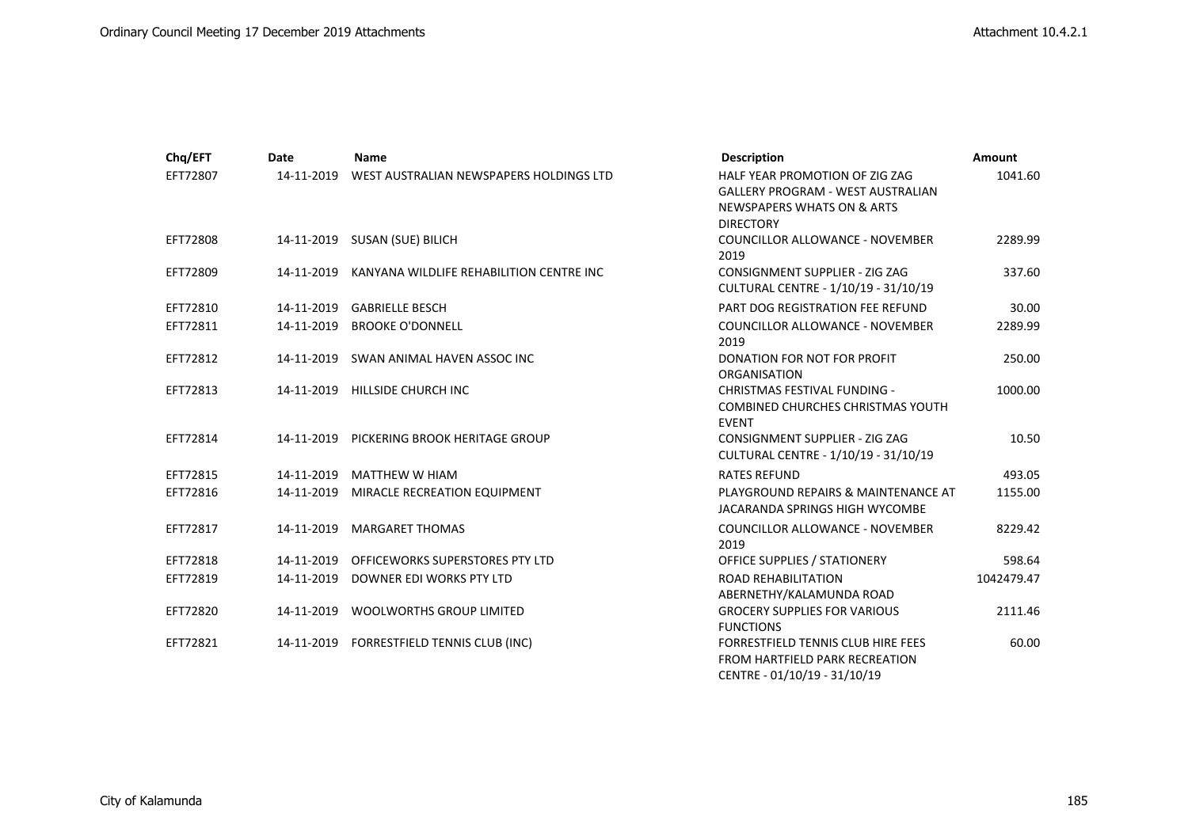| Chq/EFT | Date | Name | Description | Amount |
|---|---|---|---|---|
| EFT72807 | 14-11-2019 | WEST AUSTRALIAN NEWSPAPERS HOLDINGS LTD | HALF YEAR PROMOTION OF ZIG ZAG GALLERY PROGRAM - WEST AUSTRALIAN NEWSPAPERS WHATS ON & ARTS DIRECTORY | 1041.60 |
| EFT72808 | 14-11-2019 | SUSAN (SUE) BILICH | COUNCILLOR ALLOWANCE - NOVEMBER 2019 | 2289.99 |
| EFT72809 | 14-11-2019 | KANYANA WILDLIFE REHABILITION CENTRE INC | CONSIGNMENT SUPPLIER - ZIG ZAG CULTURAL CENTRE - 1/10/19 - 31/10/19 | 337.60 |
| EFT72810 | 14-11-2019 | GABRIELLE BESCH | PART DOG REGISTRATION FEE REFUND | 30.00 |
| EFT72811 | 14-11-2019 | BROOKE O'DONNELL | COUNCILLOR ALLOWANCE - NOVEMBER 2019 | 2289.99 |
| EFT72812 | 14-11-2019 | SWAN ANIMAL HAVEN ASSOC INC | DONATION FOR NOT FOR PROFIT ORGANISATION | 250.00 |
| EFT72813 | 14-11-2019 | HILLSIDE CHURCH INC | CHRISTMAS FESTIVAL FUNDING - COMBINED CHURCHES CHRISTMAS YOUTH EVENT | 1000.00 |
| EFT72814 | 14-11-2019 | PICKERING BROOK HERITAGE GROUP | CONSIGNMENT SUPPLIER - ZIG ZAG CULTURAL CENTRE - 1/10/19 - 31/10/19 | 10.50 |
| EFT72815 | 14-11-2019 | MATTHEW W HIAM | RATES REFUND | 493.05 |
| EFT72816 | 14-11-2019 | MIRACLE RECREATION EQUIPMENT | PLAYGROUND REPAIRS & MAINTENANCE AT JACARANDA SPRINGS HIGH WYCOMBE | 1155.00 |
| EFT72817 | 14-11-2019 | MARGARET THOMAS | COUNCILLOR ALLOWANCE - NOVEMBER 2019 | 8229.42 |
| EFT72818 | 14-11-2019 | OFFICEWORKS SUPERSTORES PTY LTD | OFFICE SUPPLIES / STATIONERY | 598.64 |
| EFT72819 | 14-11-2019 | DOWNER EDI WORKS PTY LTD | ROAD REHABILITATION ABERNETHY/KALAMUNDA ROAD | 1042479.47 |
| EFT72820 | 14-11-2019 | WOOLWORTHS GROUP LIMITED | GROCERY SUPPLIES FOR VARIOUS FUNCTIONS | 2111.46 |
| EFT72821 | 14-11-2019 | FORRESTFIELD TENNIS CLUB (INC) | FORRESTFIELD TENNIS CLUB HIRE FEES FROM HARTFIELD PARK RECREATION CENTRE - 01/10/19 - 31/10/19 | 60.00 |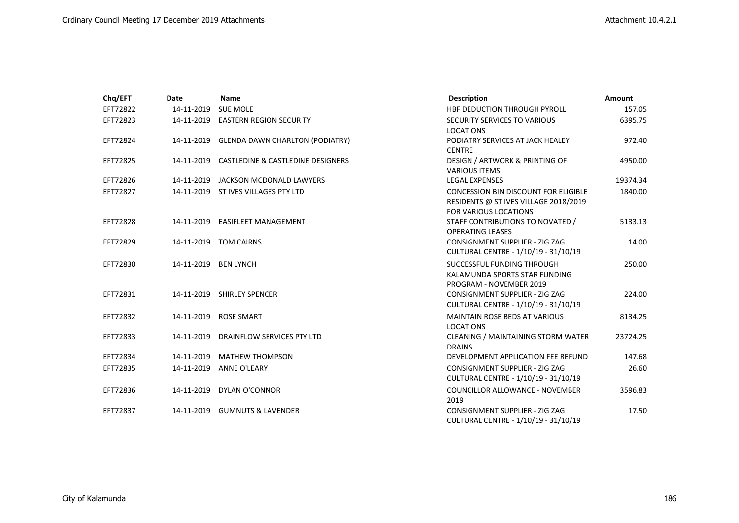| Chq/EFT | Date | Name | Description | Amount |
|---|---|---|---|---|
| EFT72822 | 14-11-2019 | SUE MOLE | HBF DEDUCTION THROUGH PYROLL | 157.05 |
| EFT72823 | 14-11-2019 | EASTERN REGION SECURITY | SECURITY SERVICES TO VARIOUS LOCATIONS | 6395.75 |
| EFT72824 | 14-11-2019 | GLENDA DAWN CHARLTON (PODIATRY) | PODIATRY SERVICES AT JACK HEALEY CENTRE | 972.40 |
| EFT72825 | 14-11-2019 | CASTLEDINE & CASTLEDINE DESIGNERS | DESIGN / ARTWORK & PRINTING OF VARIOUS ITEMS | 4950.00 |
| EFT72826 | 14-11-2019 | JACKSON MCDONALD LAWYERS | LEGAL EXPENSES | 19374.34 |
| EFT72827 | 14-11-2019 | ST IVES VILLAGES PTY LTD | CONCESSION BIN DISCOUNT FOR ELIGIBLE RESIDENTS @ ST IVES VILLAGE 2018/2019 FOR VARIOUS LOCATIONS | 1840.00 |
| EFT72828 | 14-11-2019 | EASIFLEET MANAGEMENT | STAFF CONTRIBUTIONS TO NOVATED / OPERATING LEASES | 5133.13 |
| EFT72829 | 14-11-2019 | TOM CAIRNS | CONSIGNMENT SUPPLIER - ZIG ZAG CULTURAL CENTRE - 1/10/19 - 31/10/19 | 14.00 |
| EFT72830 | 14-11-2019 | BEN LYNCH | SUCCESSFUL FUNDING THROUGH KALAMUNDA SPORTS STAR FUNDING PROGRAM - NOVEMBER 2019 | 250.00 |
| EFT72831 | 14-11-2019 | SHIRLEY SPENCER | CONSIGNMENT SUPPLIER - ZIG ZAG CULTURAL CENTRE - 1/10/19 - 31/10/19 | 224.00 |
| EFT72832 | 14-11-2019 | ROSE SMART | MAINTAIN ROSE BEDS AT VARIOUS LOCATIONS | 8134.25 |
| EFT72833 | 14-11-2019 | DRAINFLOW SERVICES PTY LTD | CLEANING / MAINTAINING STORM WATER DRAINS | 23724.25 |
| EFT72834 | 14-11-2019 | MATHEW THOMPSON | DEVELOPMENT APPLICATION FEE REFUND | 147.68 |
| EFT72835 | 14-11-2019 | ANNE O'LEARY | CONSIGNMENT SUPPLIER - ZIG ZAG CULTURAL CENTRE - 1/10/19 - 31/10/19 | 26.60 |
| EFT72836 | 14-11-2019 | DYLAN O'CONNOR | COUNCILLOR ALLOWANCE - NOVEMBER 2019 | 3596.83 |
| EFT72837 | 14-11-2019 | GUMNUTS & LAVENDER | CONSIGNMENT SUPPLIER - ZIG ZAG CULTURAL CENTRE - 1/10/19 - 31/10/19 | 17.50 |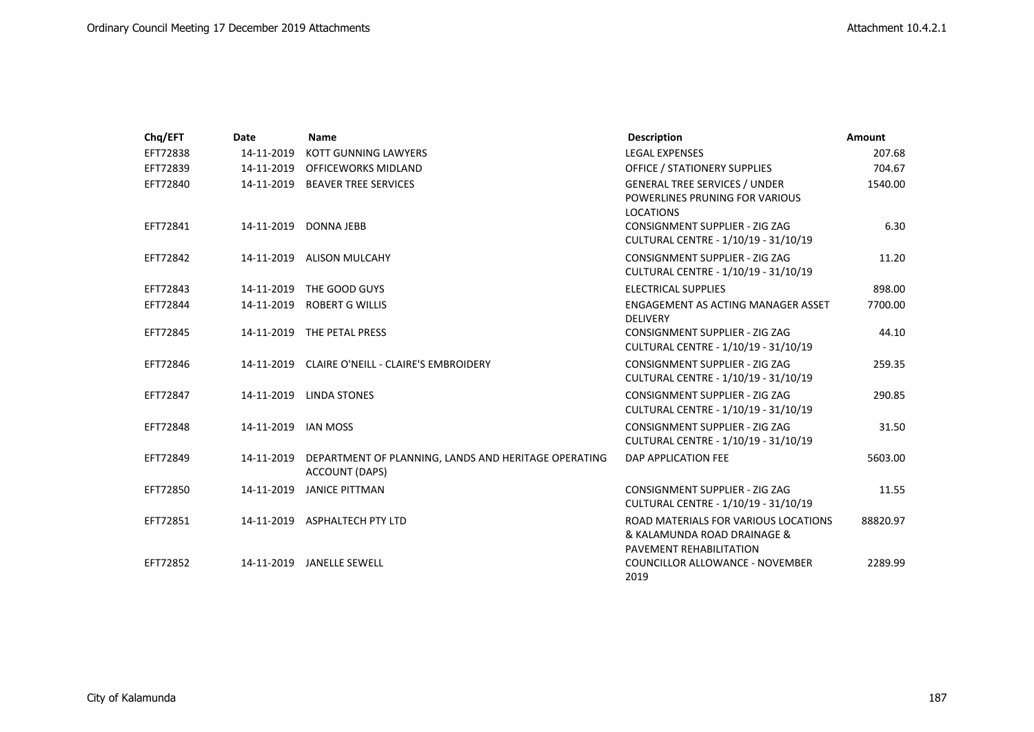| Chq/EFT | Date | Name | Description | Amount |
|---|---|---|---|---|
| EFT72838 | 14-11-2019 | KOTT GUNNING LAWYERS | LEGAL EXPENSES | 207.68 |
| EFT72839 | 14-11-2019 | OFFICEWORKS MIDLAND | OFFICE / STATIONERY SUPPLIES | 704.67 |
| EFT72840 | 14-11-2019 | BEAVER TREE SERVICES | GENERAL TREE SERVICES / UNDER POWERLINES PRUNING FOR VARIOUS LOCATIONS | 1540.00 |
| EFT72841 | 14-11-2019 | DONNA JEBB | CONSIGNMENT SUPPLIER - ZIG ZAG CULTURAL CENTRE - 1/10/19 - 31/10/19 | 6.30 |
| EFT72842 | 14-11-2019 | ALISON MULCAHY | CONSIGNMENT SUPPLIER - ZIG ZAG CULTURAL CENTRE - 1/10/19 - 31/10/19 | 11.20 |
| EFT72843 | 14-11-2019 | THE GOOD GUYS | ELECTRICAL SUPPLIES | 898.00 |
| EFT72844 | 14-11-2019 | ROBERT G WILLIS | ENGAGEMENT AS ACTING MANAGER ASSET DELIVERY | 7700.00 |
| EFT72845 | 14-11-2019 | THE PETAL PRESS | CONSIGNMENT SUPPLIER - ZIG ZAG CULTURAL CENTRE - 1/10/19 - 31/10/19 | 44.10 |
| EFT72846 | 14-11-2019 | CLAIRE O'NEILL - CLAIRE'S EMBROIDERY | CONSIGNMENT SUPPLIER - ZIG ZAG CULTURAL CENTRE - 1/10/19 - 31/10/19 | 259.35 |
| EFT72847 | 14-11-2019 | LINDA STONES | CONSIGNMENT SUPPLIER - ZIG ZAG CULTURAL CENTRE - 1/10/19 - 31/10/19 | 290.85 |
| EFT72848 | 14-11-2019 | IAN MOSS | CONSIGNMENT SUPPLIER - ZIG ZAG CULTURAL CENTRE - 1/10/19 - 31/10/19 | 31.50 |
| EFT72849 | 14-11-2019 | DEPARTMENT OF PLANNING, LANDS AND HERITAGE OPERATING ACCOUNT (DAPS) | DAP APPLICATION FEE | 5603.00 |
| EFT72850 | 14-11-2019 | JANICE PITTMAN | CONSIGNMENT SUPPLIER - ZIG ZAG CULTURAL CENTRE - 1/10/19 - 31/10/19 | 11.55 |
| EFT72851 | 14-11-2019 | ASPHALTECH PTY LTD | ROAD MATERIALS FOR VARIOUS LOCATIONS & KALAMUNDA ROAD DRAINAGE & PAVEMENT REHABILITATION | 88820.97 |
| EFT72852 | 14-11-2019 | JANELLE SEWELL | COUNCILLOR ALLOWANCE - NOVEMBER 2019 | 2289.99 |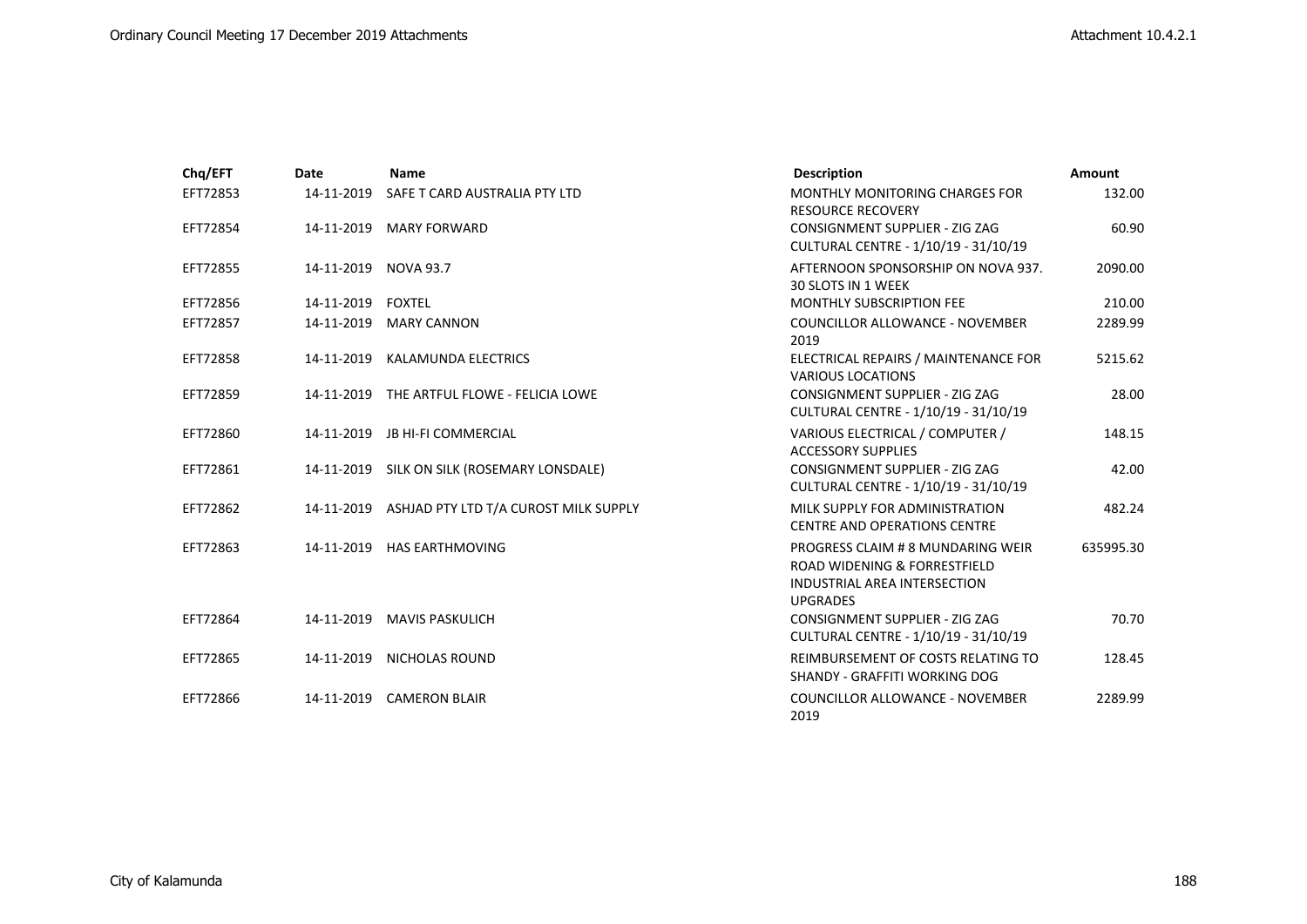| Chq/EFT | Date | Name | Description | Amount |
|---|---|---|---|---|
| EFT72853 | 14-11-2019 | SAFE T CARD AUSTRALIA PTY LTD | MONTHLY MONITORING CHARGES FOR RESOURCE RECOVERY | 132.00 |
| EFT72854 | 14-11-2019 | MARY FORWARD | CONSIGNMENT SUPPLIER - ZIG ZAG CULTURAL CENTRE - 1/10/19 - 31/10/19 | 60.90 |
| EFT72855 | 14-11-2019 | NOVA 93.7 | AFTERNOON SPONSORSHIP ON NOVA 937. 30 SLOTS IN 1 WEEK | 2090.00 |
| EFT72856 | 14-11-2019 | FOXTEL | MONTHLY SUBSCRIPTION FEE | 210.00 |
| EFT72857 | 14-11-2019 | MARY CANNON | COUNCILLOR ALLOWANCE - NOVEMBER 2019 | 2289.99 |
| EFT72858 | 14-11-2019 | KALAMUNDA ELECTRICS | ELECTRICAL REPAIRS / MAINTENANCE FOR VARIOUS LOCATIONS | 5215.62 |
| EFT72859 | 14-11-2019 | THE ARTFUL FLOWE - FELICIA LOWE | CONSIGNMENT SUPPLIER - ZIG ZAG CULTURAL CENTRE - 1/10/19 - 31/10/19 | 28.00 |
| EFT72860 | 14-11-2019 | JB HI-FI COMMERCIAL | VARIOUS ELECTRICAL / COMPUTER / ACCESSORY SUPPLIES | 148.15 |
| EFT72861 | 14-11-2019 | SILK ON SILK (ROSEMARY LONSDALE) | CONSIGNMENT SUPPLIER - ZIG ZAG CULTURAL CENTRE - 1/10/19 - 31/10/19 | 42.00 |
| EFT72862 | 14-11-2019 | ASHJAD PTY LTD T/A CUROST MILK SUPPLY | MILK SUPPLY FOR ADMINISTRATION CENTRE AND OPERATIONS CENTRE | 482.24 |
| EFT72863 | 14-11-2019 | HAS EARTHMOVING | PROGRESS CLAIM # 8 MUNDARING WEIR ROAD WIDENING & FORRESTFIELD INDUSTRIAL AREA INTERSECTION UPGRADES | 635995.30 |
| EFT72864 | 14-11-2019 | MAVIS PASKULICH | CONSIGNMENT SUPPLIER - ZIG ZAG CULTURAL CENTRE - 1/10/19 - 31/10/19 | 70.70 |
| EFT72865 | 14-11-2019 | NICHOLAS ROUND | REIMBURSEMENT OF COSTS RELATING TO SHANDY - GRAFFITI WORKING DOG | 128.45 |
| EFT72866 | 14-11-2019 | CAMERON BLAIR | COUNCILLOR ALLOWANCE - NOVEMBER 2019 | 2289.99 |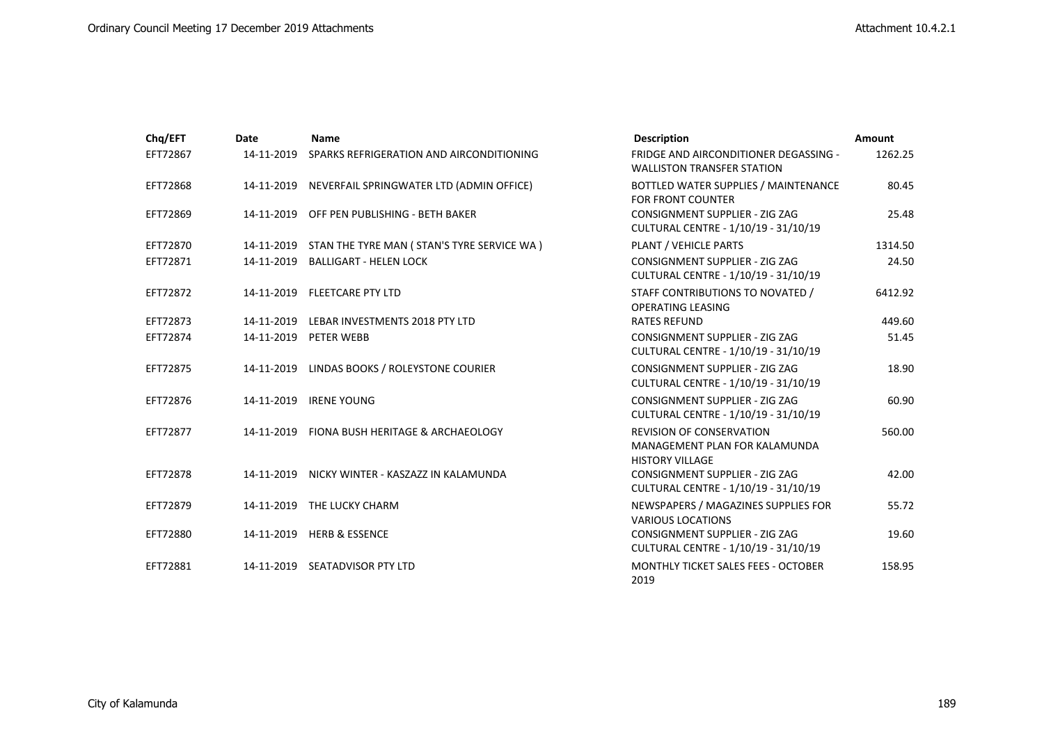| Chq/EFT | Date | Name | Description | Amount |
|---|---|---|---|---|
| EFT72867 | 14-11-2019 | SPARKS REFRIGERATION AND AIRCONDITIONING | FRIDGE AND AIRCONDITIONER DEGASSING - WALLISTON TRANSFER STATION | 1262.25 |
| EFT72868 | 14-11-2019 | NEVERFAIL SPRINGWATER LTD (ADMIN OFFICE) | BOTTLED WATER SUPPLIES / MAINTENANCE FOR FRONT COUNTER | 80.45 |
| EFT72869 | 14-11-2019 | OFF PEN PUBLISHING - BETH BAKER | CONSIGNMENT SUPPLIER - ZIG ZAG CULTURAL CENTRE - 1/10/19 - 31/10/19 | 25.48 |
| EFT72870 | 14-11-2019 | STAN THE TYRE MAN ( STAN'S TYRE SERVICE WA ) | PLANT / VEHICLE PARTS | 1314.50 |
| EFT72871 | 14-11-2019 | BALLIGART - HELEN LOCK | CONSIGNMENT SUPPLIER - ZIG ZAG CULTURAL CENTRE - 1/10/19 - 31/10/19 | 24.50 |
| EFT72872 | 14-11-2019 | FLEETCARE PTY LTD | STAFF CONTRIBUTIONS TO NOVATED / OPERATING LEASING | 6412.92 |
| EFT72873 | 14-11-2019 | LEBAR INVESTMENTS 2018 PTY LTD | RATES REFUND | 449.60 |
| EFT72874 | 14-11-2019 | PETER WEBB | CONSIGNMENT SUPPLIER - ZIG ZAG CULTURAL CENTRE - 1/10/19 - 31/10/19 | 51.45 |
| EFT72875 | 14-11-2019 | LINDAS BOOKS / ROLEYSTONE COURIER | CONSIGNMENT SUPPLIER - ZIG ZAG CULTURAL CENTRE - 1/10/19 - 31/10/19 | 18.90 |
| EFT72876 | 14-11-2019 | IRENE YOUNG | CONSIGNMENT SUPPLIER - ZIG ZAG CULTURAL CENTRE - 1/10/19 - 31/10/19 | 60.90 |
| EFT72877 | 14-11-2019 | FIONA BUSH HERITAGE & ARCHAEOLOGY | REVISION OF CONSERVATION MANAGEMENT PLAN FOR KALAMUNDA HISTORY VILLAGE | 560.00 |
| EFT72878 | 14-11-2019 | NICKY WINTER - KASZAZZ IN KALAMUNDA | CONSIGNMENT SUPPLIER - ZIG ZAG CULTURAL CENTRE - 1/10/19 - 31/10/19 | 42.00 |
| EFT72879 | 14-11-2019 | THE LUCKY CHARM | NEWSPAPERS / MAGAZINES SUPPLIES FOR VARIOUS LOCATIONS | 55.72 |
| EFT72880 | 14-11-2019 | HERB & ESSENCE | CONSIGNMENT SUPPLIER - ZIG ZAG CULTURAL CENTRE - 1/10/19 - 31/10/19 | 19.60 |
| EFT72881 | 14-11-2019 | SEATADVISOR PTY LTD | MONTHLY TICKET SALES FEES - OCTOBER 2019 | 158.95 |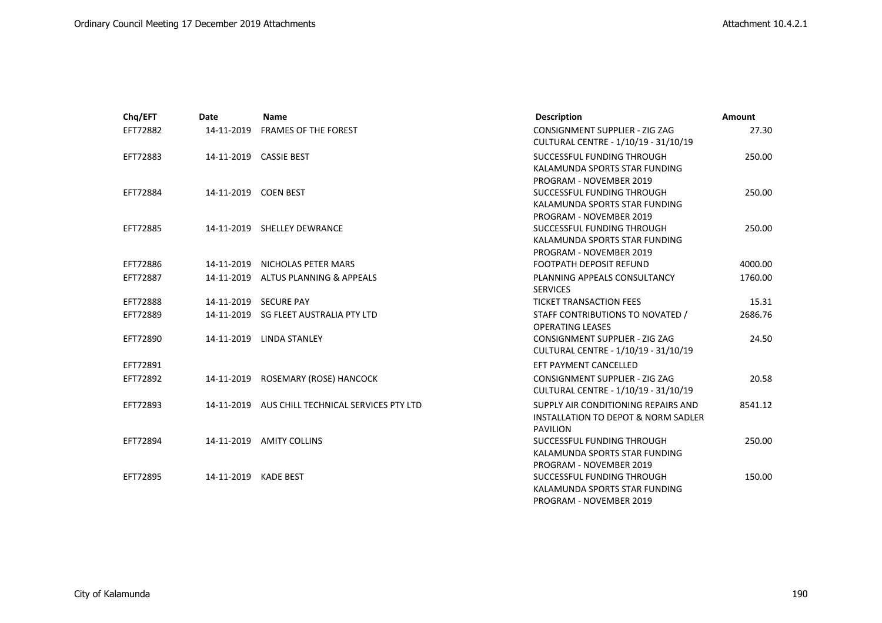| Chq/EFT | Date | Name | Description | Amount |
|---|---|---|---|---|
| EFT72882 | 14-11-2019 | FRAMES OF THE FOREST | CONSIGNMENT SUPPLIER - ZIG ZAG CULTURAL CENTRE - 1/10/19 - 31/10/19 | 27.30 |
| EFT72883 | 14-11-2019 | CASSIE BEST | SUCCESSFUL FUNDING THROUGH KALAMUNDA SPORTS STAR FUNDING PROGRAM - NOVEMBER 2019 | 250.00 |
| EFT72884 | 14-11-2019 | COEN BEST | SUCCESSFUL FUNDING THROUGH KALAMUNDA SPORTS STAR FUNDING PROGRAM - NOVEMBER 2019 | 250.00 |
| EFT72885 | 14-11-2019 | SHELLEY DEWRANCE | SUCCESSFUL FUNDING THROUGH KALAMUNDA SPORTS STAR FUNDING PROGRAM - NOVEMBER 2019 | 250.00 |
| EFT72886 | 14-11-2019 | NICHOLAS PETER MARS | FOOTPATH DEPOSIT REFUND | 4000.00 |
| EFT72887 | 14-11-2019 | ALTUS PLANNING & APPEALS | PLANNING APPEALS CONSULTANCY SERVICES | 1760.00 |
| EFT72888 | 14-11-2019 | SECURE PAY | TICKET TRANSACTION FEES | 15.31 |
| EFT72889 | 14-11-2019 | SG FLEET AUSTRALIA PTY LTD | STAFF CONTRIBUTIONS TO NOVATED / OPERATING LEASES | 2686.76 |
| EFT72890 | 14-11-2019 | LINDA STANLEY | CONSIGNMENT SUPPLIER - ZIG ZAG CULTURAL CENTRE - 1/10/19 - 31/10/19 | 24.50 |
| EFT72891 | | | EFT PAYMENT CANCELLED | |
| EFT72892 | 14-11-2019 | ROSEMARY (ROSE) HANCOCK | CONSIGNMENT SUPPLIER - ZIG ZAG CULTURAL CENTRE - 1/10/19 - 31/10/19 | 20.58 |
| EFT72893 | 14-11-2019 | AUS CHILL TECHNICAL SERVICES PTY LTD | SUPPLY AIR CONDITIONING REPAIRS AND INSTALLATION TO DEPOT & NORM SADLER PAVILION | 8541.12 |
| EFT72894 | 14-11-2019 | AMITY COLLINS | SUCCESSFUL FUNDING THROUGH KALAMUNDA SPORTS STAR FUNDING PROGRAM - NOVEMBER 2019 | 250.00 |
| EFT72895 | 14-11-2019 | KADE BEST | SUCCESSFUL FUNDING THROUGH KALAMUNDA SPORTS STAR FUNDING PROGRAM - NOVEMBER 2019 | 150.00 |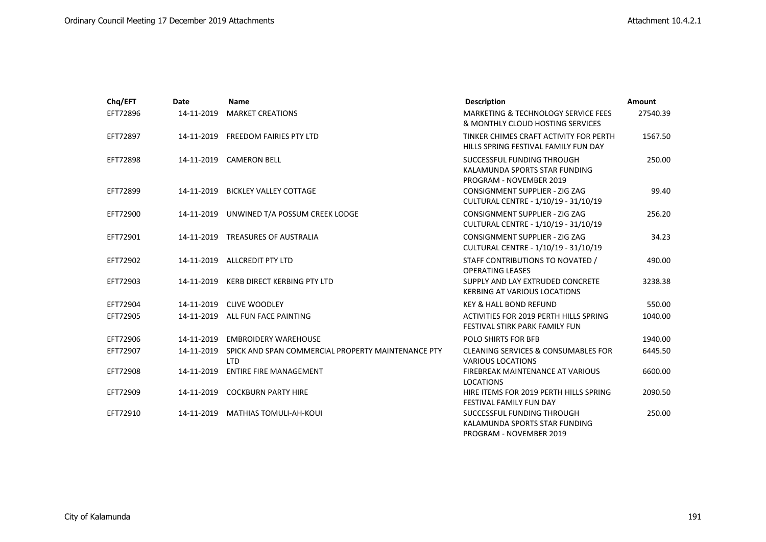| Chq/EFT | Date | Name | Description | Amount |
|---|---|---|---|---|
| EFT72896 | 14-11-2019 | MARKET CREATIONS | MARKETING & TECHNOLOGY SERVICE FEES & MONTHLY CLOUD HOSTING SERVICES | 27540.39 |
| EFT72897 | 14-11-2019 | FREEDOM FAIRIES PTY LTD | TINKER CHIMES CRAFT ACTIVITY FOR PERTH HILLS SPRING FESTIVAL FAMILY FUN DAY | 1567.50 |
| EFT72898 | 14-11-2019 | CAMERON BELL | SUCCESSFUL FUNDING THROUGH KALAMUNDA SPORTS STAR FUNDING PROGRAM - NOVEMBER 2019 | 250.00 |
| EFT72899 | 14-11-2019 | BICKLEY VALLEY COTTAGE | CONSIGNMENT SUPPLIER - ZIG ZAG CULTURAL CENTRE - 1/10/19 - 31/10/19 | 99.40 |
| EFT72900 | 14-11-2019 | UNWINED T/A POSSUM CREEK LODGE | CONSIGNMENT SUPPLIER - ZIG ZAG CULTURAL CENTRE - 1/10/19 - 31/10/19 | 256.20 |
| EFT72901 | 14-11-2019 | TREASURES OF AUSTRALIA | CONSIGNMENT SUPPLIER - ZIG ZAG CULTURAL CENTRE - 1/10/19 - 31/10/19 | 34.23 |
| EFT72902 | 14-11-2019 | ALLCREDIT PTY LTD | STAFF CONTRIBUTIONS TO NOVATED / OPERATING LEASES | 490.00 |
| EFT72903 | 14-11-2019 | KERB DIRECT KERBING PTY LTD | SUPPLY AND LAY EXTRUDED CONCRETE KERBING AT VARIOUS LOCATIONS | 3238.38 |
| EFT72904 | 14-11-2019 | CLIVE WOODLEY | KEY & HALL BOND REFUND | 550.00 |
| EFT72905 | 14-11-2019 | ALL FUN FACE PAINTING | ACTIVITIES FOR 2019 PERTH HILLS SPRING FESTIVAL STIRK PARK FAMILY FUN | 1040.00 |
| EFT72906 | 14-11-2019 | EMBROIDERY WAREHOUSE | POLO SHIRTS FOR BFB | 1940.00 |
| EFT72907 | 14-11-2019 | SPICK AND SPAN COMMERCIAL PROPERTY MAINTENANCE PTY LTD | CLEANING SERVICES & CONSUMABLES FOR VARIOUS LOCATIONS | 6445.50 |
| EFT72908 | 14-11-2019 | ENTIRE FIRE MANAGEMENT | FIREBREAK MAINTENANCE AT VARIOUS LOCATIONS | 6600.00 |
| EFT72909 | 14-11-2019 | COCKBURN PARTY HIRE | HIRE ITEMS FOR 2019 PERTH HILLS SPRING FESTIVAL FAMILY FUN DAY | 2090.50 |
| EFT72910 | 14-11-2019 | MATHIAS TOMULI-AH-KOUI | SUCCESSFUL FUNDING THROUGH KALAMUNDA SPORTS STAR FUNDING PROGRAM - NOVEMBER 2019 | 250.00 |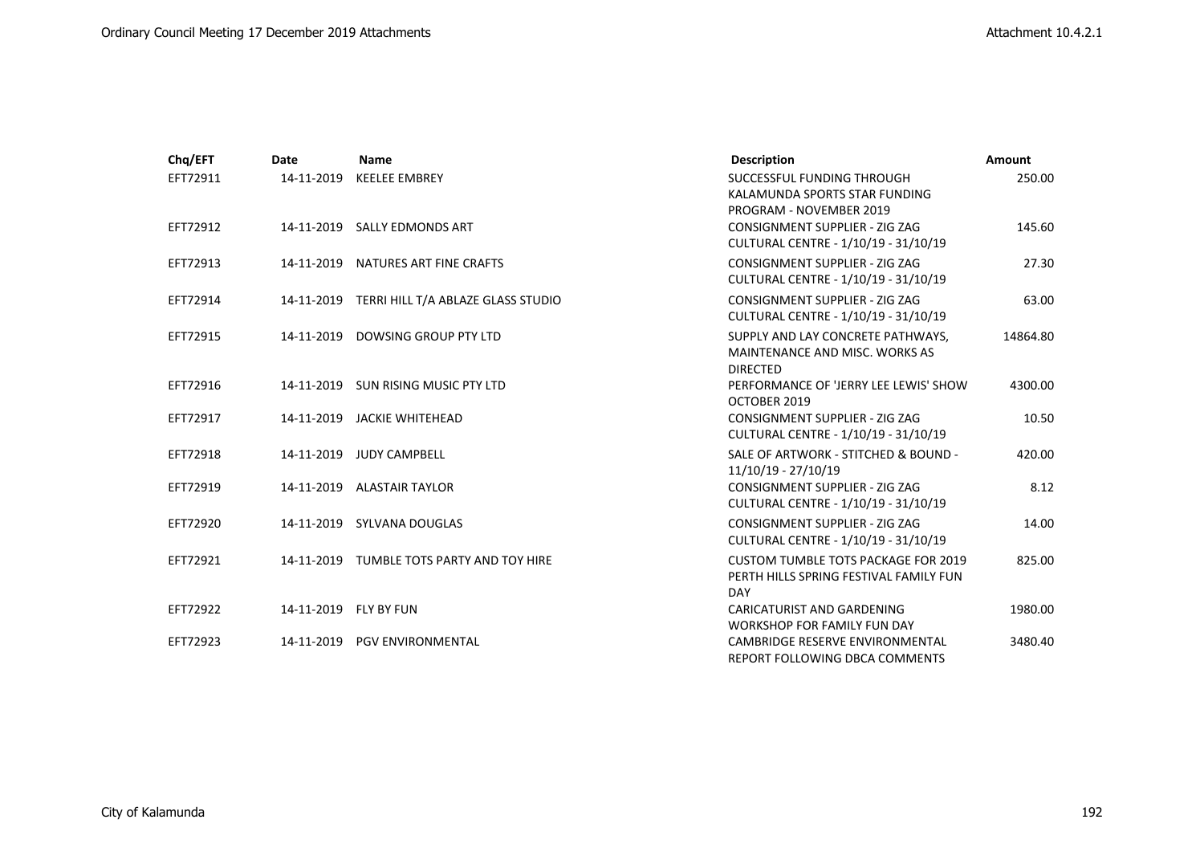| Chq/EFT | Date | Name | Description | Amount |
| --- | --- | --- | --- | --- |
| EFT72911 | 14-11-2019 | KEELEE EMBREY | SUCCESSFUL FUNDING THROUGH KALAMUNDA SPORTS STAR FUNDING PROGRAM - NOVEMBER 2019 | 250.00 |
| EFT72912 | 14-11-2019 | SALLY EDMONDS ART | CONSIGNMENT SUPPLIER - ZIG ZAG CULTURAL CENTRE - 1/10/19 - 31/10/19 | 145.60 |
| EFT72913 | 14-11-2019 | NATURES ART FINE CRAFTS | CONSIGNMENT SUPPLIER - ZIG ZAG CULTURAL CENTRE - 1/10/19 - 31/10/19 | 27.30 |
| EFT72914 | 14-11-2019 | TERRI HILL T/A ABLAZE GLASS STUDIO | CONSIGNMENT SUPPLIER - ZIG ZAG CULTURAL CENTRE - 1/10/19 - 31/10/19 | 63.00 |
| EFT72915 | 14-11-2019 | DOWSING GROUP PTY LTD | SUPPLY AND LAY CONCRETE PATHWAYS, MAINTENANCE AND MISC. WORKS AS DIRECTED | 14864.80 |
| EFT72916 | 14-11-2019 | SUN RISING MUSIC PTY LTD | PERFORMANCE OF 'JERRY LEE LEWIS' SHOW OCTOBER 2019 | 4300.00 |
| EFT72917 | 14-11-2019 | JACKIE WHITEHEAD | CONSIGNMENT SUPPLIER - ZIG ZAG CULTURAL CENTRE - 1/10/19 - 31/10/19 | 10.50 |
| EFT72918 | 14-11-2019 | JUDY CAMPBELL | SALE OF ARTWORK - STITCHED & BOUND - 11/10/19 - 27/10/19 | 420.00 |
| EFT72919 | 14-11-2019 | ALASTAIR TAYLOR | CONSIGNMENT SUPPLIER - ZIG ZAG CULTURAL CENTRE - 1/10/19 - 31/10/19 | 8.12 |
| EFT72920 | 14-11-2019 | SYLVANA DOUGLAS | CONSIGNMENT SUPPLIER - ZIG ZAG CULTURAL CENTRE - 1/10/19 - 31/10/19 | 14.00 |
| EFT72921 | 14-11-2019 | TUMBLE TOTS PARTY AND TOY HIRE | CUSTOM TUMBLE TOTS PACKAGE FOR 2019 PERTH HILLS SPRING FESTIVAL FAMILY FUN DAY | 825.00 |
| EFT72922 | 14-11-2019 | FLY BY FUN | CARICATURIST AND GARDENING WORKSHOP FOR FAMILY FUN DAY | 1980.00 |
| EFT72923 | 14-11-2019 | PGV ENVIRONMENTAL | CAMBRIDGE RESERVE ENVIRONMENTAL REPORT FOLLOWING DBCA COMMENTS | 3480.40 |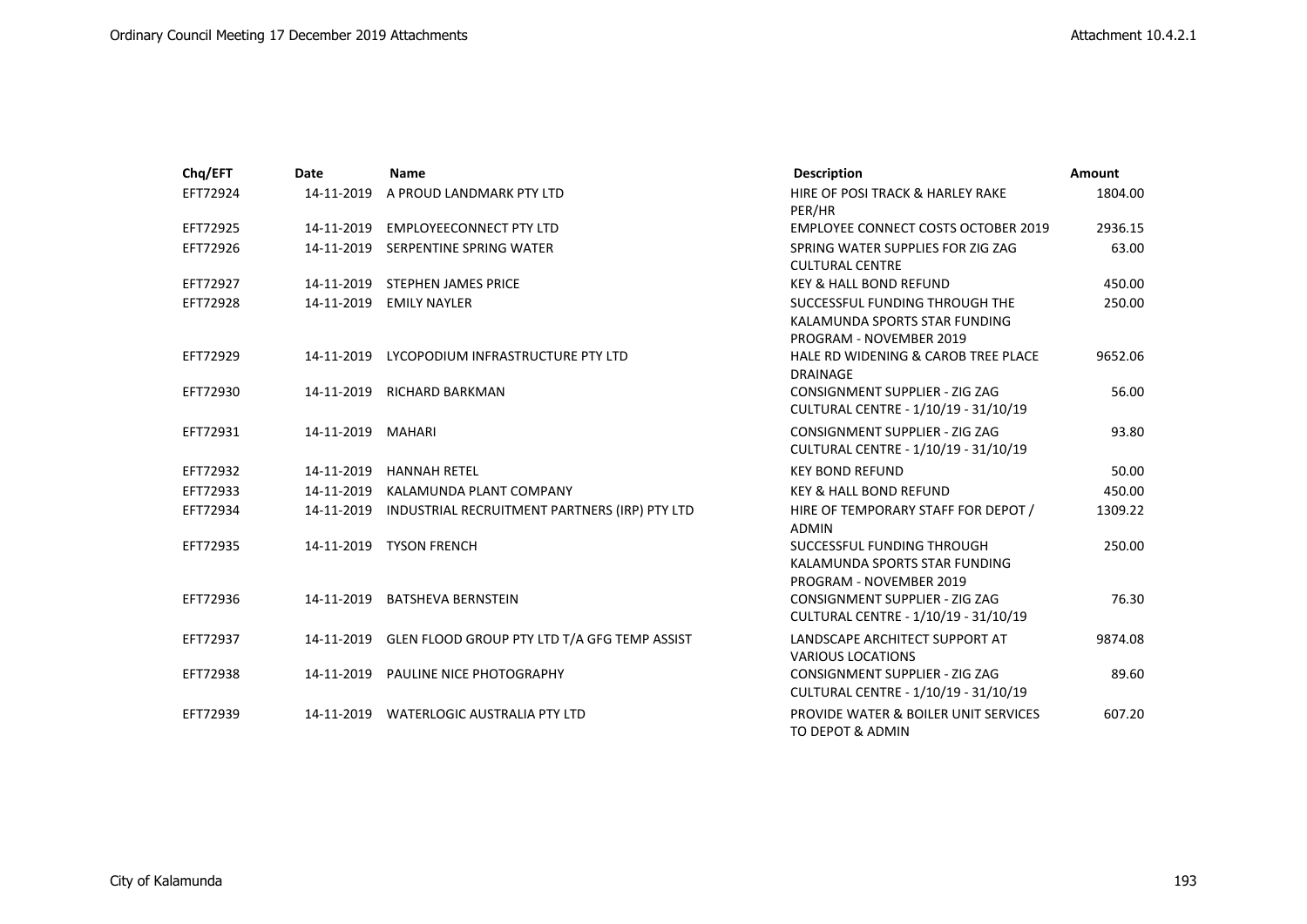| Chq/EFT | Date | Name | Description | Amount |
|---|---|---|---|---|
| EFT72924 | 14-11-2019 | A PROUD LANDMARK PTY LTD | HIRE OF POSI TRACK & HARLEY RAKE PER/HR | 1804.00 |
| EFT72925 | 14-11-2019 | EMPLOYEECONNECT PTY LTD | EMPLOYEE CONNECT COSTS OCTOBER 2019 | 2936.15 |
| EFT72926 | 14-11-2019 | SERPENTINE SPRING WATER | SPRING WATER SUPPLIES FOR ZIG ZAG CULTURAL CENTRE | 63.00 |
| EFT72927 | 14-11-2019 | STEPHEN JAMES PRICE | KEY & HALL BOND REFUND | 450.00 |
| EFT72928 | 14-11-2019 | EMILY NAYLER | SUCCESSFUL FUNDING THROUGH THE KALAMUNDA SPORTS STAR FUNDING PROGRAM - NOVEMBER 2019 | 250.00 |
| EFT72929 | 14-11-2019 | LYCOPODIUM INFRASTRUCTURE PTY LTD | HALE RD WIDENING & CAROB TREE PLACE DRAINAGE | 9652.06 |
| EFT72930 | 14-11-2019 | RICHARD BARKMAN | CONSIGNMENT SUPPLIER - ZIG ZAG CULTURAL CENTRE - 1/10/19 - 31/10/19 | 56.00 |
| EFT72931 | 14-11-2019 | MAHARI | CONSIGNMENT SUPPLIER - ZIG ZAG CULTURAL CENTRE - 1/10/19 - 31/10/19 | 93.80 |
| EFT72932 | 14-11-2019 | HANNAH RETEL | KEY BOND REFUND | 50.00 |
| EFT72933 | 14-11-2019 | KALAMUNDA PLANT COMPANY | KEY & HALL BOND REFUND | 450.00 |
| EFT72934 | 14-11-2019 | INDUSTRIAL RECRUITMENT PARTNERS (IRP) PTY LTD | HIRE OF TEMPORARY STAFF FOR DEPOT / ADMIN | 1309.22 |
| EFT72935 | 14-11-2019 | TYSON FRENCH | SUCCESSFUL FUNDING THROUGH KALAMUNDA SPORTS STAR FUNDING PROGRAM - NOVEMBER 2019 | 250.00 |
| EFT72936 | 14-11-2019 | BATSHEVA BERNSTEIN | CONSIGNMENT SUPPLIER - ZIG ZAG CULTURAL CENTRE - 1/10/19 - 31/10/19 | 76.30 |
| EFT72937 | 14-11-2019 | GLEN FLOOD GROUP PTY LTD T/A GFG TEMP ASSIST | LANDSCAPE ARCHITECT SUPPORT AT VARIOUS LOCATIONS | 9874.08 |
| EFT72938 | 14-11-2019 | PAULINE NICE PHOTOGRAPHY | CONSIGNMENT SUPPLIER - ZIG ZAG CULTURAL CENTRE - 1/10/19 - 31/10/19 | 89.60 |
| EFT72939 | 14-11-2019 | WATERLOGIC AUSTRALIA PTY LTD | PROVIDE WATER & BOILER UNIT SERVICES TO DEPOT & ADMIN | 607.20 |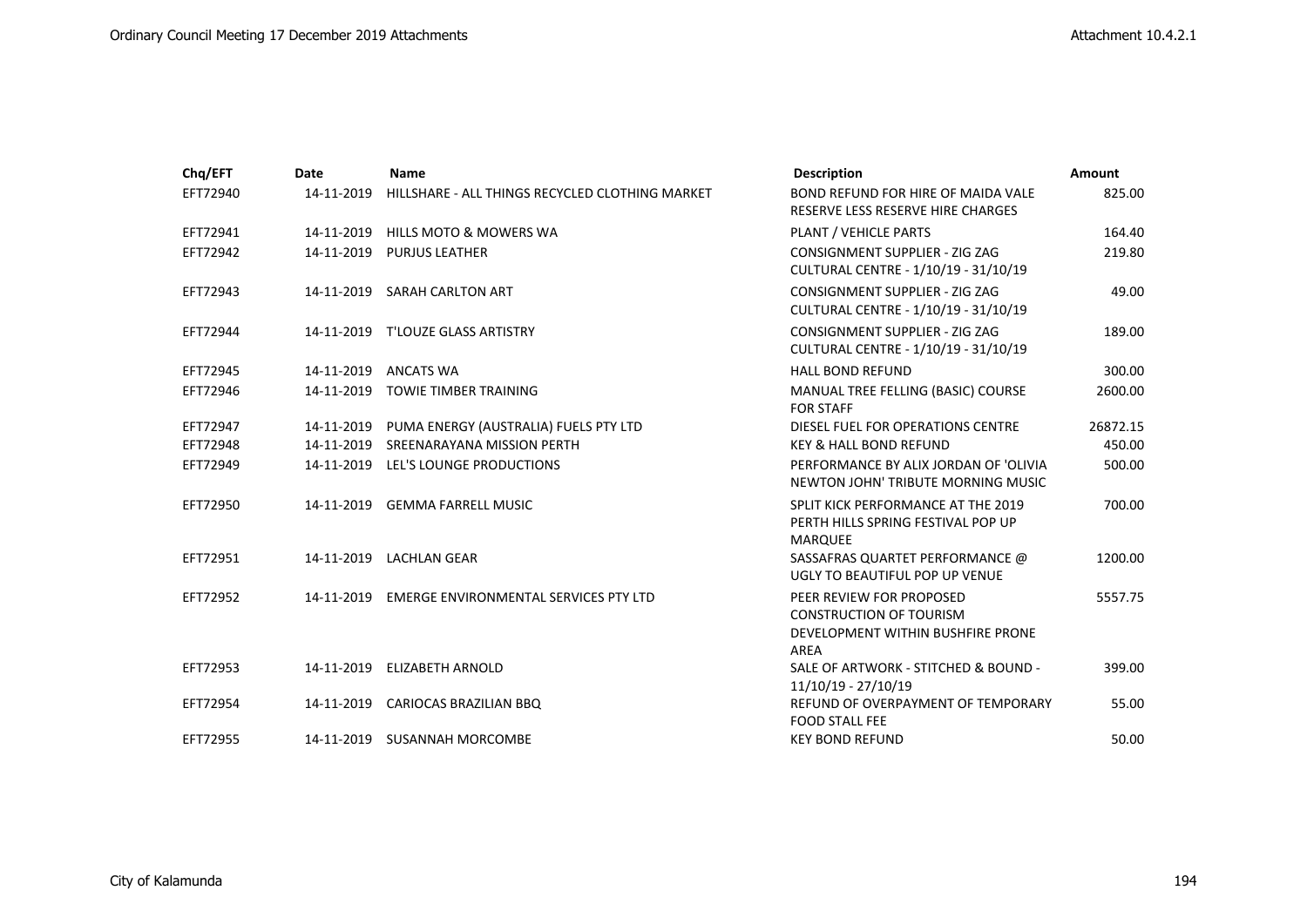| Chq/EFT | Date | Name | Description | Amount |
|---|---|---|---|---|
| EFT72940 | 14-11-2019 | HILLSHARE - ALL THINGS RECYCLED CLOTHING MARKET | BOND REFUND FOR HIRE OF MAIDA VALE RESERVE LESS RESERVE HIRE CHARGES | 825.00 |
| EFT72941 | 14-11-2019 | HILLS MOTO & MOWERS WA | PLANT / VEHICLE PARTS | 164.40 |
| EFT72942 | 14-11-2019 | PURJUS LEATHER | CONSIGNMENT SUPPLIER - ZIG ZAG CULTURAL CENTRE - 1/10/19 - 31/10/19 | 219.80 |
| EFT72943 | 14-11-2019 | SARAH CARLTON ART | CONSIGNMENT SUPPLIER - ZIG ZAG CULTURAL CENTRE - 1/10/19 - 31/10/19 | 49.00 |
| EFT72944 | 14-11-2019 | T'LOUZE GLASS ARTISTRY | CONSIGNMENT SUPPLIER - ZIG ZAG CULTURAL CENTRE - 1/10/19 - 31/10/19 | 189.00 |
| EFT72945 | 14-11-2019 | ANCATS WA | HALL BOND REFUND | 300.00 |
| EFT72946 | 14-11-2019 | TOWIE TIMBER TRAINING | MANUAL TREE FELLING (BASIC) COURSE FOR STAFF | 2600.00 |
| EFT72947 | 14-11-2019 | PUMA ENERGY (AUSTRALIA) FUELS PTY LTD | DIESEL FUEL FOR OPERATIONS CENTRE | 26872.15 |
| EFT72948 | 14-11-2019 | SREENARAYANA MISSION PERTH | KEY & HALL BOND REFUND | 450.00 |
| EFT72949 | 14-11-2019 | LEL'S LOUNGE PRODUCTIONS | PERFORMANCE BY ALIX JORDAN OF 'OLIVIA NEWTON JOHN' TRIBUTE MORNING MUSIC | 500.00 |
| EFT72950 | 14-11-2019 | GEMMA FARRELL MUSIC | SPLIT KICK PERFORMANCE AT THE 2019 PERTH HILLS SPRING FESTIVAL POP UP MARQUEE | 700.00 |
| EFT72951 | 14-11-2019 | LACHLAN GEAR | SASSAFRAS QUARTET PERFORMANCE @ UGLY TO BEAUTIFUL POP UP VENUE | 1200.00 |
| EFT72952 | 14-11-2019 | EMERGE ENVIRONMENTAL SERVICES PTY LTD | PEER REVIEW FOR PROPOSED CONSTRUCTION OF TOURISM DEVELOPMENT WITHIN BUSHFIRE PRONE AREA | 5557.75 |
| EFT72953 | 14-11-2019 | ELIZABETH ARNOLD | SALE OF ARTWORK - STITCHED & BOUND - 11/10/19 - 27/10/19 | 399.00 |
| EFT72954 | 14-11-2019 | CARIOCAS BRAZILIAN BBQ | REFUND OF OVERPAYMENT OF TEMPORARY FOOD STALL FEE | 55.00 |
| EFT72955 | 14-11-2019 | SUSANNAH MORCOMBE | KEY BOND REFUND | 50.00 |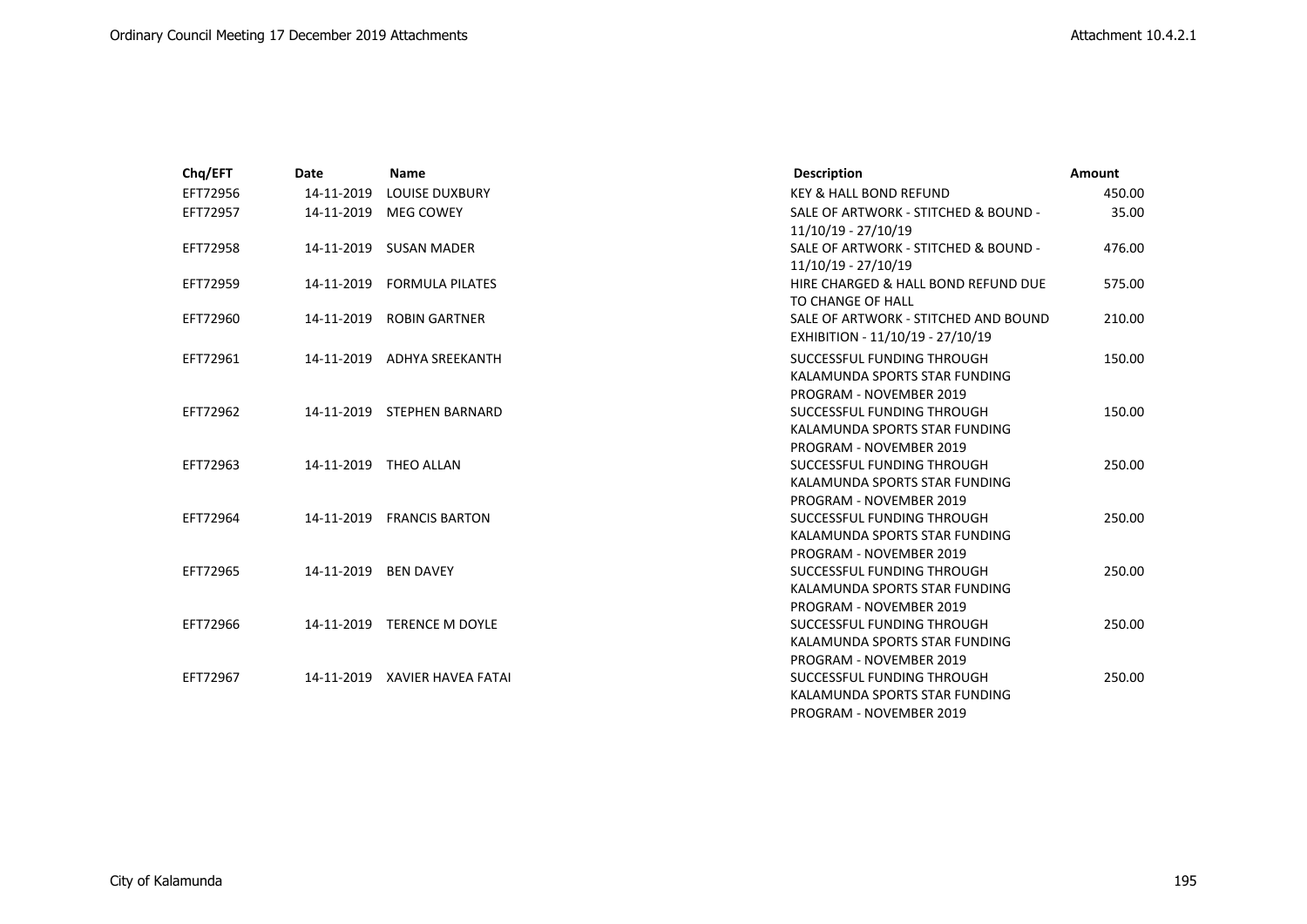| Chq/EFT | Date | Name | Description | Amount |
|---|---|---|---|---|
| EFT72956 | 14-11-2019 | LOUISE DUXBURY | KEY & HALL BOND REFUND | 450.00 |
| EFT72957 | 14-11-2019 | MEG COWEY | SALE OF ARTWORK - STITCHED & BOUND - 11/10/19 - 27/10/19 | 35.00 |
| EFT72958 | 14-11-2019 | SUSAN MADER | SALE OF ARTWORK - STITCHED & BOUND - 11/10/19 - 27/10/19 | 476.00 |
| EFT72959 | 14-11-2019 | FORMULA PILATES | HIRE CHARGED & HALL BOND REFUND DUE TO CHANGE OF HALL | 575.00 |
| EFT72960 | 14-11-2019 | ROBIN GARTNER | SALE OF ARTWORK - STITCHED AND BOUND EXHIBITION - 11/10/19 - 27/10/19 | 210.00 |
| EFT72961 | 14-11-2019 | ADHYA SREEKANTH | SUCCESSFUL FUNDING THROUGH KALAMUNDA SPORTS STAR FUNDING PROGRAM - NOVEMBER 2019 | 150.00 |
| EFT72962 | 14-11-2019 | STEPHEN BARNARD | SUCCESSFUL FUNDING THROUGH KALAMUNDA SPORTS STAR FUNDING PROGRAM - NOVEMBER 2019 | 150.00 |
| EFT72963 | 14-11-2019 | THEO ALLAN | SUCCESSFUL FUNDING THROUGH KALAMUNDA SPORTS STAR FUNDING PROGRAM - NOVEMBER 2019 | 250.00 |
| EFT72964 | 14-11-2019 | FRANCIS BARTON | SUCCESSFUL FUNDING THROUGH KALAMUNDA SPORTS STAR FUNDING PROGRAM - NOVEMBER 2019 | 250.00 |
| EFT72965 | 14-11-2019 | BEN DAVEY | SUCCESSFUL FUNDING THROUGH KALAMUNDA SPORTS STAR FUNDING PROGRAM - NOVEMBER 2019 | 250.00 |
| EFT72966 | 14-11-2019 | TERENCE M DOYLE | SUCCESSFUL FUNDING THROUGH KALAMUNDA SPORTS STAR FUNDING PROGRAM - NOVEMBER 2019 | 250.00 |
| EFT72967 | 14-11-2019 | XAVIER HAVEA FATAI | SUCCESSFUL FUNDING THROUGH KALAMUNDA SPORTS STAR FUNDING PROGRAM - NOVEMBER 2019 | 250.00 |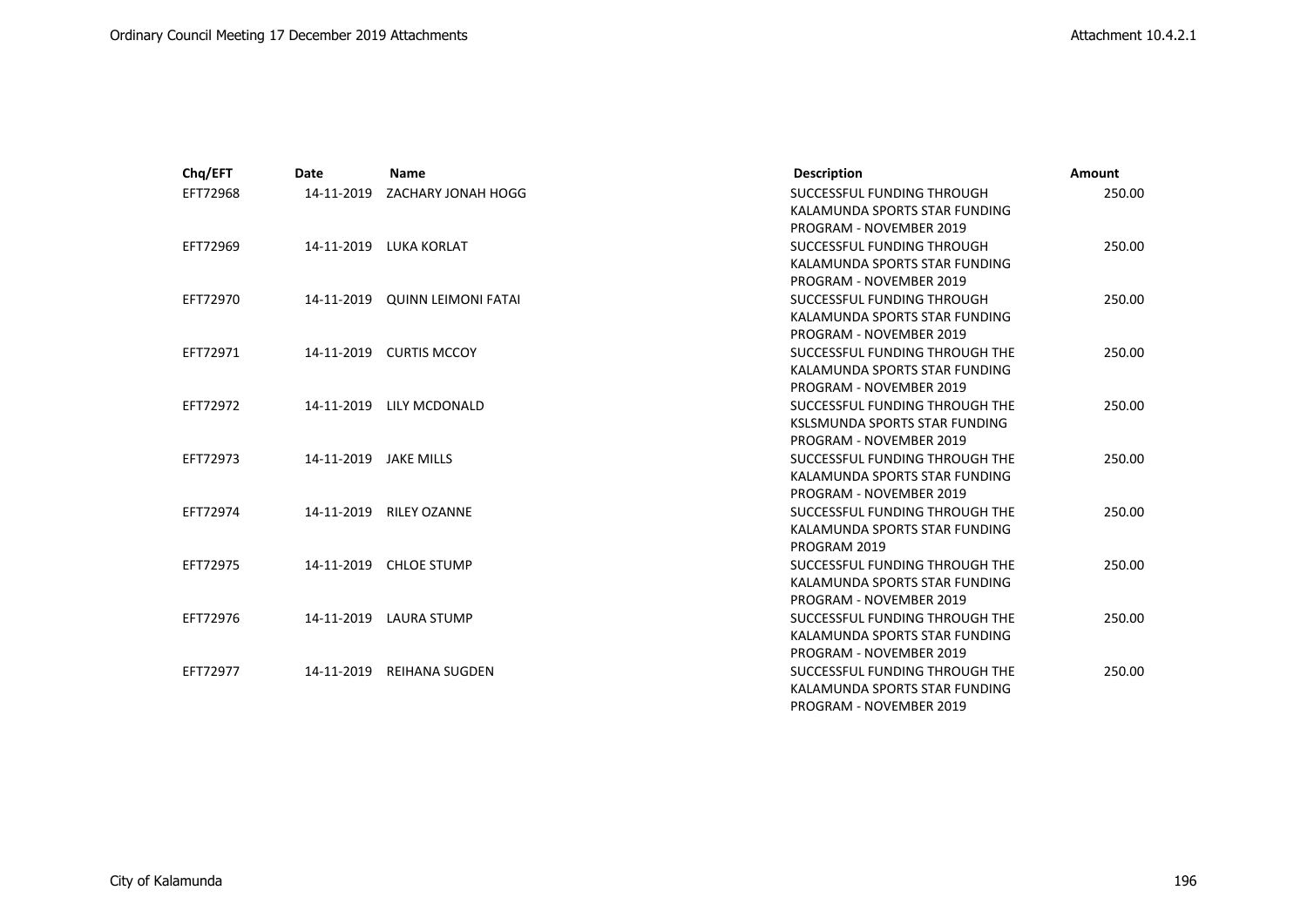| Chq/EFT | Date | Name | Description | Amount |
|---|---|---|---|---|
| EFT72968 | 14-11-2019 | ZACHARY JONAH HOGG | SUCCESSFUL FUNDING THROUGH KALAMUNDA SPORTS STAR FUNDING PROGRAM - NOVEMBER 2019 | 250.00 |
| EFT72969 | 14-11-2019 | LUKA KORLAT | SUCCESSFUL FUNDING THROUGH KALAMUNDA SPORTS STAR FUNDING PROGRAM - NOVEMBER 2019 | 250.00 |
| EFT72970 | 14-11-2019 | QUINN LEIMONI FATAI | SUCCESSFUL FUNDING THROUGH KALAMUNDA SPORTS STAR FUNDING PROGRAM - NOVEMBER 2019 | 250.00 |
| EFT72971 | 14-11-2019 | CURTIS MCCOY | SUCCESSFUL FUNDING THROUGH THE KALAMUNDA SPORTS STAR FUNDING PROGRAM - NOVEMBER 2019 | 250.00 |
| EFT72972 | 14-11-2019 | LILY MCDONALD | SUCCESSFUL FUNDING THROUGH THE KSLSMUNDA SPORTS STAR FUNDING PROGRAM - NOVEMBER 2019 | 250.00 |
| EFT72973 | 14-11-2019 | JAKE MILLS | SUCCESSFUL FUNDING THROUGH THE KALAMUNDA SPORTS STAR FUNDING PROGRAM - NOVEMBER 2019 | 250.00 |
| EFT72974 | 14-11-2019 | RILEY OZANNE | SUCCESSFUL FUNDING THROUGH THE KALAMUNDA SPORTS STAR FUNDING PROGRAM 2019 | 250.00 |
| EFT72975 | 14-11-2019 | CHLOE STUMP | SUCCESSFUL FUNDING THROUGH THE KALAMUNDA SPORTS STAR FUNDING PROGRAM - NOVEMBER 2019 | 250.00 |
| EFT72976 | 14-11-2019 | LAURA STUMP | SUCCESSFUL FUNDING THROUGH THE KALAMUNDA SPORTS STAR FUNDING PROGRAM - NOVEMBER 2019 | 250.00 |
| EFT72977 | 14-11-2019 | REIHANA SUGDEN | SUCCESSFUL FUNDING THROUGH THE KALAMUNDA SPORTS STAR FUNDING PROGRAM - NOVEMBER 2019 | 250.00 |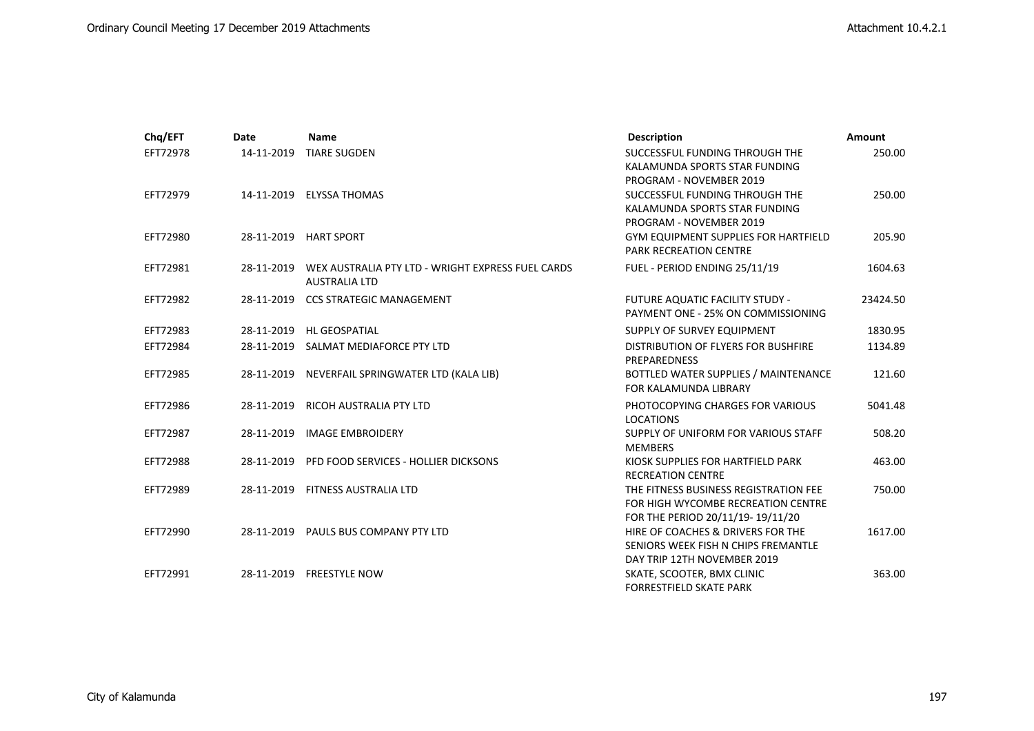| Chq/EFT | Date | Name | Description | Amount |
| --- | --- | --- | --- | --- |
| EFT72978 | 14-11-2019 | TIARE SUGDEN | SUCCESSFUL FUNDING THROUGH THE KALAMUNDA SPORTS STAR FUNDING PROGRAM - NOVEMBER 2019 | 250.00 |
| EFT72979 | 14-11-2019 | ELYSSA THOMAS | SUCCESSFUL FUNDING THROUGH THE KALAMUNDA SPORTS STAR FUNDING PROGRAM - NOVEMBER 2019 | 250.00 |
| EFT72980 | 28-11-2019 | HART SPORT | GYM EQUIPMENT SUPPLIES FOR HARTFIELD PARK RECREATION CENTRE | 205.90 |
| EFT72981 | 28-11-2019 | WEX AUSTRALIA PTY LTD - WRIGHT EXPRESS FUEL CARDS AUSTRALIA LTD | FUEL - PERIOD ENDING 25/11/19 | 1604.63 |
| EFT72982 | 28-11-2019 | CCS STRATEGIC MANAGEMENT | FUTURE AQUATIC FACILITY STUDY - PAYMENT ONE - 25% ON COMMISSIONING | 23424.50 |
| EFT72983 | 28-11-2019 | HL GEOSPATIAL | SUPPLY OF SURVEY EQUIPMENT | 1830.95 |
| EFT72984 | 28-11-2019 | SALMAT MEDIAFORCE PTY LTD | DISTRIBUTION OF FLYERS FOR BUSHFIRE PREPAREDNESS | 1134.89 |
| EFT72985 | 28-11-2019 | NEVERFAIL SPRINGWATER LTD (KALA LIB) | BOTTLED WATER SUPPLIES / MAINTENANCE FOR KALAMUNDA LIBRARY | 121.60 |
| EFT72986 | 28-11-2019 | RICOH AUSTRALIA PTY LTD | PHOTOCOPYING CHARGES FOR VARIOUS LOCATIONS | 5041.48 |
| EFT72987 | 28-11-2019 | IMAGE EMBROIDERY | SUPPLY OF UNIFORM FOR VARIOUS STAFF MEMBERS | 508.20 |
| EFT72988 | 28-11-2019 | PFD FOOD SERVICES - HOLLIER DICKSONS | KIOSK SUPPLIES FOR HARTFIELD PARK RECREATION CENTRE | 463.00 |
| EFT72989 | 28-11-2019 | FITNESS AUSTRALIA LTD | THE FITNESS BUSINESS REGISTRATION FEE FOR HIGH WYCOMBE RECREATION CENTRE FOR THE PERIOD 20/11/19- 19/11/20 | 750.00 |
| EFT72990 | 28-11-2019 | PAULS BUS COMPANY PTY LTD | HIRE OF COACHES & DRIVERS FOR THE SENIORS WEEK FISH N CHIPS FREMANTLE DAY TRIP 12TH NOVEMBER 2019 | 1617.00 |
| EFT72991 | 28-11-2019 | FREESTYLE NOW | SKATE, SCOOTER, BMX CLINIC FORRESTFIELD SKATE PARK | 363.00 |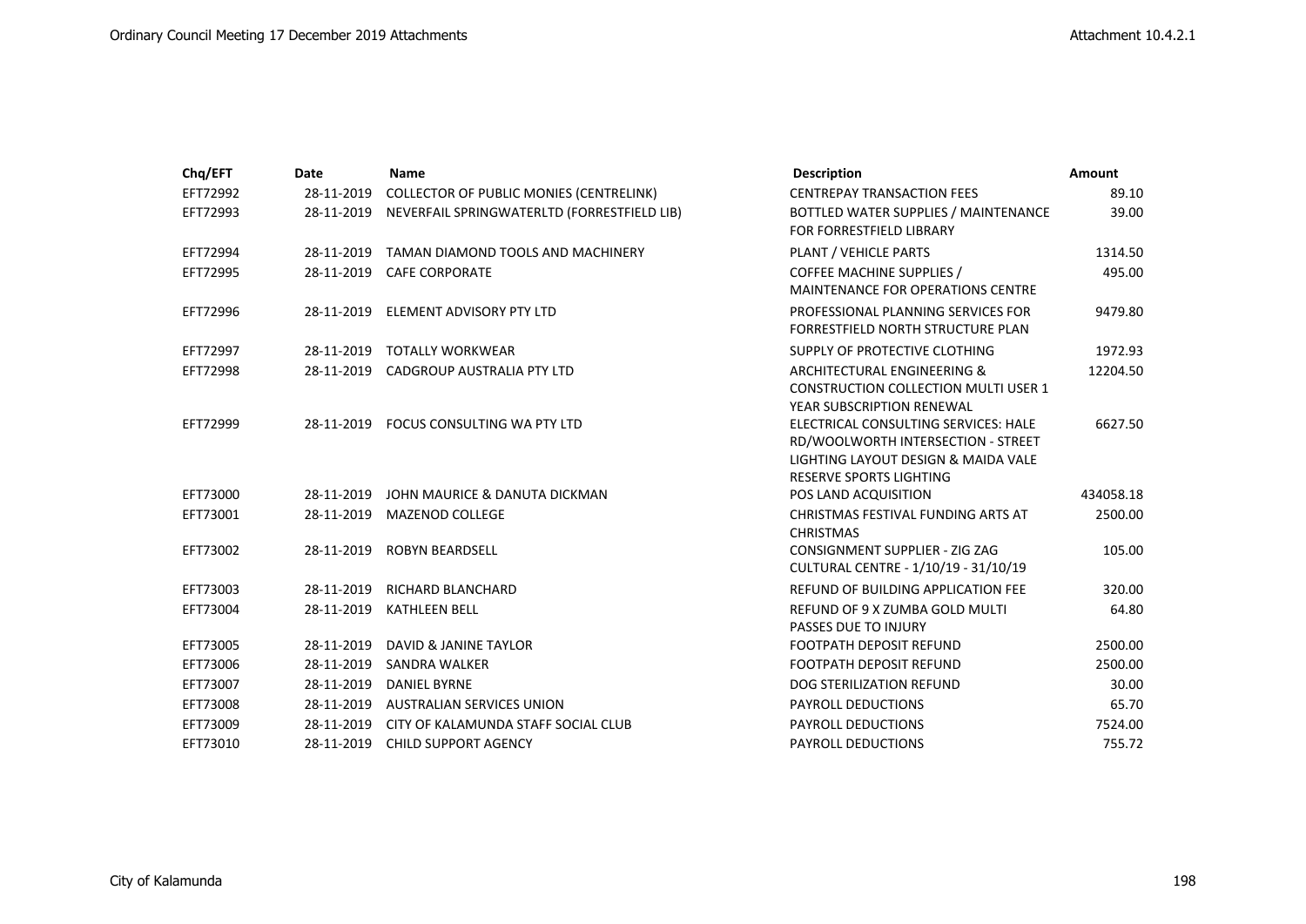| Chq/EFT | Date | Name | Description | Amount |
|---|---|---|---|---|
| EFT72992 | 28-11-2019 | COLLECTOR OF PUBLIC MONIES (CENTRELINK) | CENTREPAY TRANSACTION FEES | 89.10 |
| EFT72993 | 28-11-2019 | NEVERFAIL SPRINGWATERLTD (FORRESTFIELD LIB) | BOTTLED WATER SUPPLIES / MAINTENANCE FOR FORRESTFIELD LIBRARY | 39.00 |
| EFT72994 | 28-11-2019 | TAMAN DIAMOND TOOLS AND MACHINERY | PLANT / VEHICLE PARTS | 1314.50 |
| EFT72995 | 28-11-2019 | CAFE CORPORATE | COFFEE MACHINE SUPPLIES / MAINTENANCE FOR OPERATIONS CENTRE | 495.00 |
| EFT72996 | 28-11-2019 | ELEMENT ADVISORY PTY LTD | PROFESSIONAL PLANNING SERVICES FOR FORRESTFIELD NORTH STRUCTURE PLAN | 9479.80 |
| EFT72997 | 28-11-2019 | TOTALLY WORKWEAR | SUPPLY OF PROTECTIVE CLOTHING | 1972.93 |
| EFT72998 | 28-11-2019 | CADGROUP AUSTRALIA PTY LTD | ARCHITECTURAL ENGINEERING & CONSTRUCTION COLLECTION MULTI USER 1 YEAR SUBSCRIPTION RENEWAL | 12204.50 |
| EFT72999 | 28-11-2019 | FOCUS CONSULTING WA PTY LTD | ELECTRICAL CONSULTING SERVICES: HALE RD/WOOLWORTH INTERSECTION - STREET LIGHTING LAYOUT DESIGN & MAIDA VALE RESERVE SPORTS LIGHTING | 6627.50 |
| EFT73000 | 28-11-2019 | JOHN MAURICE & DANUTA DICKMAN | POS LAND ACQUISITION | 434058.18 |
| EFT73001 | 28-11-2019 | MAZENOD COLLEGE | CHRISTMAS FESTIVAL FUNDING ARTS AT CHRISTMAS | 2500.00 |
| EFT73002 | 28-11-2019 | ROBYN BEARDSELL | CONSIGNMENT SUPPLIER - ZIG ZAG CULTURAL CENTRE - 1/10/19 - 31/10/19 | 105.00 |
| EFT73003 | 28-11-2019 | RICHARD BLANCHARD | REFUND OF BUILDING APPLICATION FEE | 320.00 |
| EFT73004 | 28-11-2019 | KATHLEEN BELL | REFUND OF 9 X ZUMBA GOLD MULTI PASSES DUE TO INJURY | 64.80 |
| EFT73005 | 28-11-2019 | DAVID & JANINE TAYLOR | FOOTPATH DEPOSIT REFUND | 2500.00 |
| EFT73006 | 28-11-2019 | SANDRA WALKER | FOOTPATH DEPOSIT REFUND | 2500.00 |
| EFT73007 | 28-11-2019 | DANIEL BYRNE | DOG STERILIZATION REFUND | 30.00 |
| EFT73008 | 28-11-2019 | AUSTRALIAN SERVICES UNION | PAYROLL DEDUCTIONS | 65.70 |
| EFT73009 | 28-11-2019 | CITY OF KALAMUNDA STAFF SOCIAL CLUB | PAYROLL DEDUCTIONS | 7524.00 |
| EFT73010 | 28-11-2019 | CHILD SUPPORT AGENCY | PAYROLL DEDUCTIONS | 755.72 |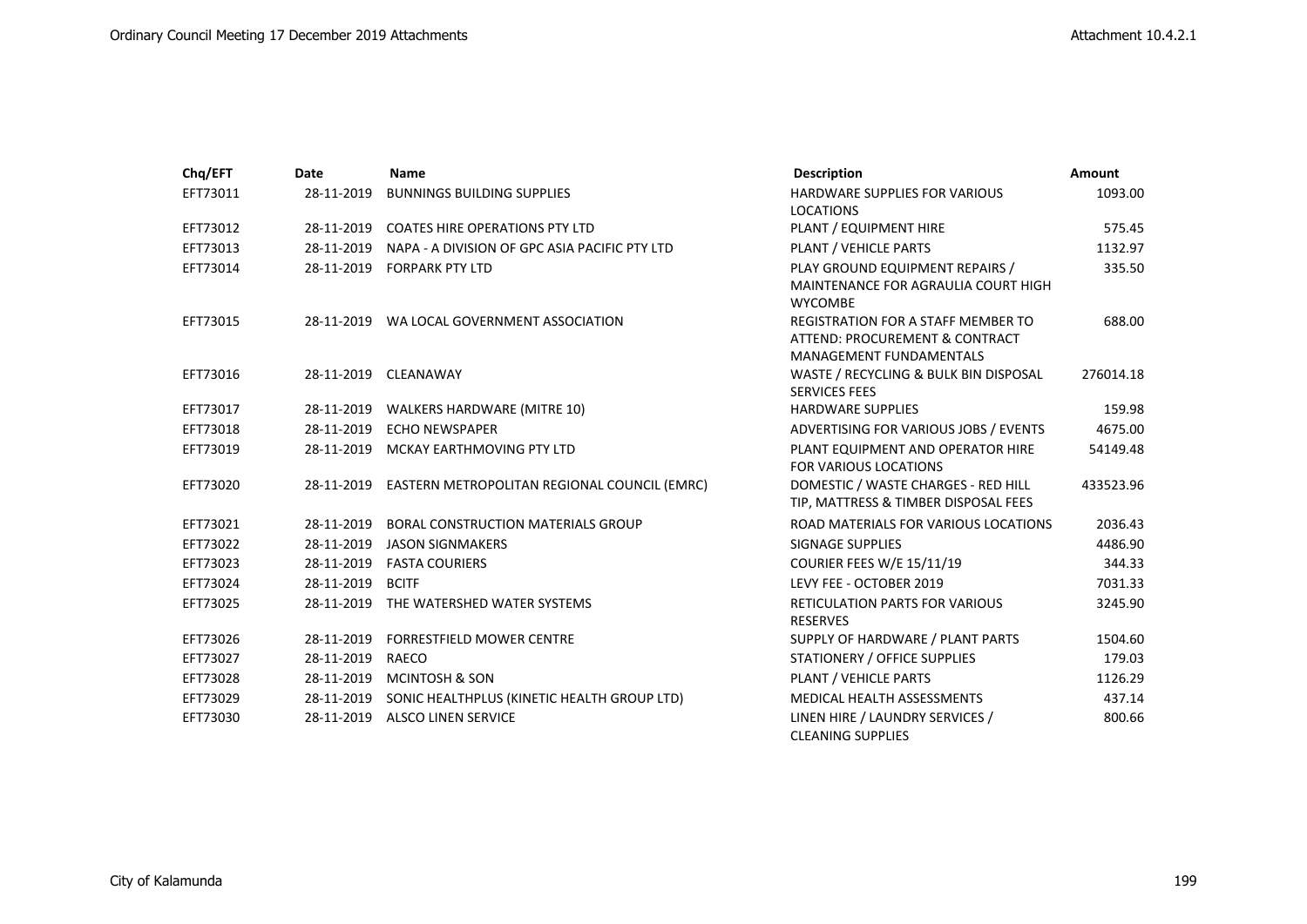| Chq/EFT | Date | Name | Description | Amount |
|---|---|---|---|---|
| EFT73011 | 28-11-2019 | BUNNINGS BUILDING SUPPLIES | HARDWARE SUPPLIES FOR VARIOUS LOCATIONS | 1093.00 |
| EFT73012 | 28-11-2019 | COATES HIRE OPERATIONS PTY LTD | PLANT / EQUIPMENT HIRE | 575.45 |
| EFT73013 | 28-11-2019 | NAPA - A DIVISION OF GPC ASIA PACIFIC PTY LTD | PLANT / VEHICLE PARTS | 1132.97 |
| EFT73014 | 28-11-2019 | FORPARK PTY LTD | PLAY GROUND EQUIPMENT REPAIRS / MAINTENANCE FOR AGRAULIA COURT HIGH WYCOMBE | 335.50 |
| EFT73015 | 28-11-2019 | WA LOCAL GOVERNMENT ASSOCIATION | REGISTRATION FOR A STAFF MEMBER TO ATTEND: PROCUREMENT & CONTRACT MANAGEMENT FUNDAMENTALS | 688.00 |
| EFT73016 | 28-11-2019 | CLEANAWAY | WASTE / RECYCLING & BULK BIN DISPOSAL SERVICES FEES | 276014.18 |
| EFT73017 | 28-11-2019 | WALKERS HARDWARE (MITRE 10) | HARDWARE SUPPLIES | 159.98 |
| EFT73018 | 28-11-2019 | ECHO NEWSPAPER | ADVERTISING FOR VARIOUS JOBS / EVENTS | 4675.00 |
| EFT73019 | 28-11-2019 | MCKAY EARTHMOVING PTY LTD | PLANT EQUIPMENT AND OPERATOR HIRE FOR VARIOUS LOCATIONS | 54149.48 |
| EFT73020 | 28-11-2019 | EASTERN METROPOLITAN REGIONAL COUNCIL (EMRC) | DOMESTIC / WASTE CHARGES - RED HILL TIP, MATTRESS & TIMBER DISPOSAL FEES | 433523.96 |
| EFT73021 | 28-11-2019 | BORAL CONSTRUCTION MATERIALS GROUP | ROAD MATERIALS FOR VARIOUS LOCATIONS | 2036.43 |
| EFT73022 | 28-11-2019 | JASON SIGNMAKERS | SIGNAGE SUPPLIES | 4486.90 |
| EFT73023 | 28-11-2019 | FASTA COURIERS | COURIER FEES W/E 15/11/19 | 344.33 |
| EFT73024 | 28-11-2019 | BCITF | LEVY FEE - OCTOBER 2019 | 7031.33 |
| EFT73025 | 28-11-2019 | THE WATERSHED WATER SYSTEMS | RETICULATION PARTS FOR VARIOUS RESERVES | 3245.90 |
| EFT73026 | 28-11-2019 | FORRESTFIELD MOWER CENTRE | SUPPLY OF HARDWARE / PLANT PARTS | 1504.60 |
| EFT73027 | 28-11-2019 | RAECO | STATIONERY / OFFICE SUPPLIES | 179.03 |
| EFT73028 | 28-11-2019 | MCINTOSH & SON | PLANT / VEHICLE PARTS | 1126.29 |
| EFT73029 | 28-11-2019 | SONIC HEALTHPLUS (KINETIC HEALTH GROUP LTD) | MEDICAL HEALTH ASSESSMENTS | 437.14 |
| EFT73030 | 28-11-2019 | ALSCO LINEN SERVICE | LINEN HIRE / LAUNDRY SERVICES / CLEANING SUPPLIES | 800.66 |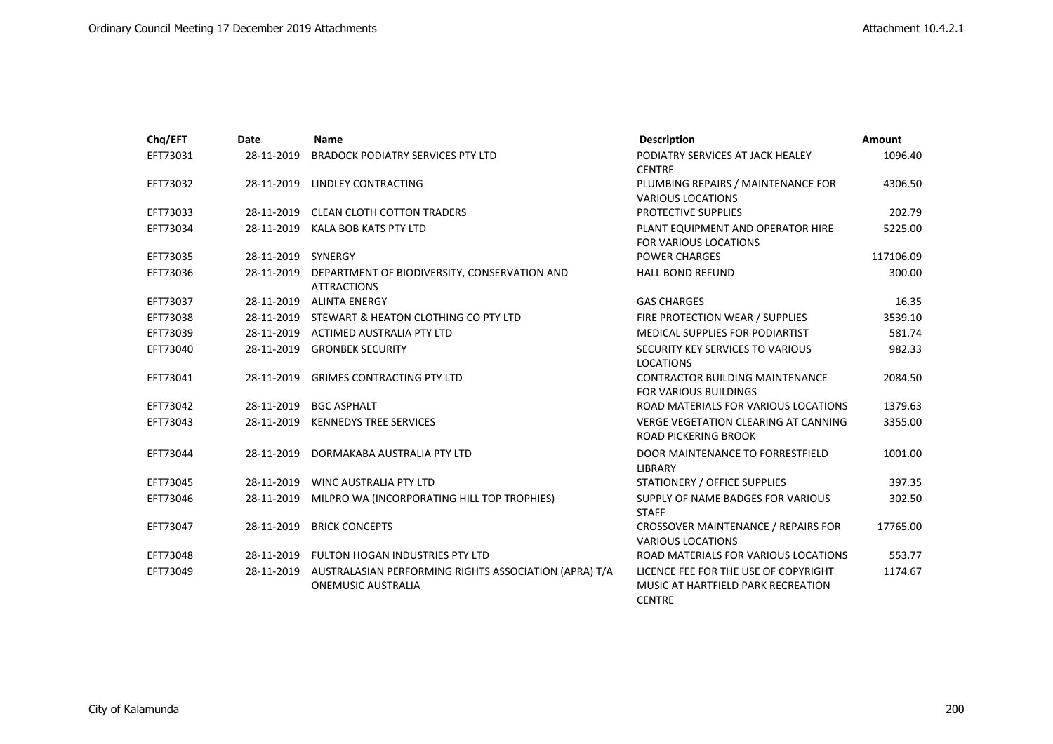| Chq/EFT | Date | Name | Description | Amount |
|---|---|---|---|---|
| EFT73031 | 28-11-2019 | BRADOCK PODIATRY SERVICES PTY LTD | PODIATRY SERVICES AT JACK HEALEY CENTRE | 1096.40 |
| EFT73032 | 28-11-2019 | LINDLEY CONTRACTING | PLUMBING REPAIRS / MAINTENANCE FOR VARIOUS LOCATIONS | 4306.50 |
| EFT73033 | 28-11-2019 | CLEAN CLOTH COTTON TRADERS | PROTECTIVE SUPPLIES | 202.79 |
| EFT73034 | 28-11-2019 | KALA BOB KATS PTY LTD | PLANT EQUIPMENT AND OPERATOR HIRE FOR VARIOUS LOCATIONS | 5225.00 |
| EFT73035 | 28-11-2019 | SYNERGY | POWER CHARGES | 117106.09 |
| EFT73036 | 28-11-2019 | DEPARTMENT OF BIODIVERSITY, CONSERVATION AND ATTRACTIONS | HALL BOND REFUND | 300.00 |
| EFT73037 | 28-11-2019 | ALINTA ENERGY | GAS CHARGES | 16.35 |
| EFT73038 | 28-11-2019 | STEWART & HEATON CLOTHING CO PTY LTD | FIRE PROTECTION WEAR / SUPPLIES | 3539.10 |
| EFT73039 | 28-11-2019 | ACTIMED AUSTRALIA PTY LTD | MEDICAL SUPPLIES FOR PODIARTIST | 581.74 |
| EFT73040 | 28-11-2019 | GRONBEK SECURITY | SECURITY KEY SERVICES TO VARIOUS LOCATIONS | 982.33 |
| EFT73041 | 28-11-2019 | GRIMES CONTRACTING PTY LTD | CONTRACTOR BUILDING MAINTENANCE FOR VARIOUS BUILDINGS | 2084.50 |
| EFT73042 | 28-11-2019 | BGC ASPHALT | ROAD MATERIALS FOR VARIOUS LOCATIONS | 1379.63 |
| EFT73043 | 28-11-2019 | KENNEDYS TREE SERVICES | VERGE VEGETATION CLEARING AT CANNING ROAD PICKERING BROOK | 3355.00 |
| EFT73044 | 28-11-2019 | DORMAKABA AUSTRALIA PTY LTD | DOOR MAINTENANCE TO FORRESTFIELD LIBRARY | 1001.00 |
| EFT73045 | 28-11-2019 | WINC AUSTRALIA PTY LTD | STATIONERY / OFFICE SUPPLIES | 397.35 |
| EFT73046 | 28-11-2019 | MILPRO WA (INCORPORATING HILL TOP TROPHIES) | SUPPLY OF NAME BADGES FOR VARIOUS STAFF | 302.50 |
| EFT73047 | 28-11-2019 | BRICK CONCEPTS | CROSSOVER MAINTENANCE / REPAIRS FOR VARIOUS LOCATIONS | 17765.00 |
| EFT73048 | 28-11-2019 | FULTON HOGAN INDUSTRIES PTY LTD | ROAD MATERIALS FOR VARIOUS LOCATIONS | 553.77 |
| EFT73049 | 28-11-2019 | AUSTRALASIAN PERFORMING RIGHTS ASSOCIATION (APRA) T/A ONEMUSIC AUSTRALIA | LICENCE FEE FOR THE USE OF COPYRIGHT MUSIC AT HARTFIELD PARK RECREATION CENTRE | 1174.67 |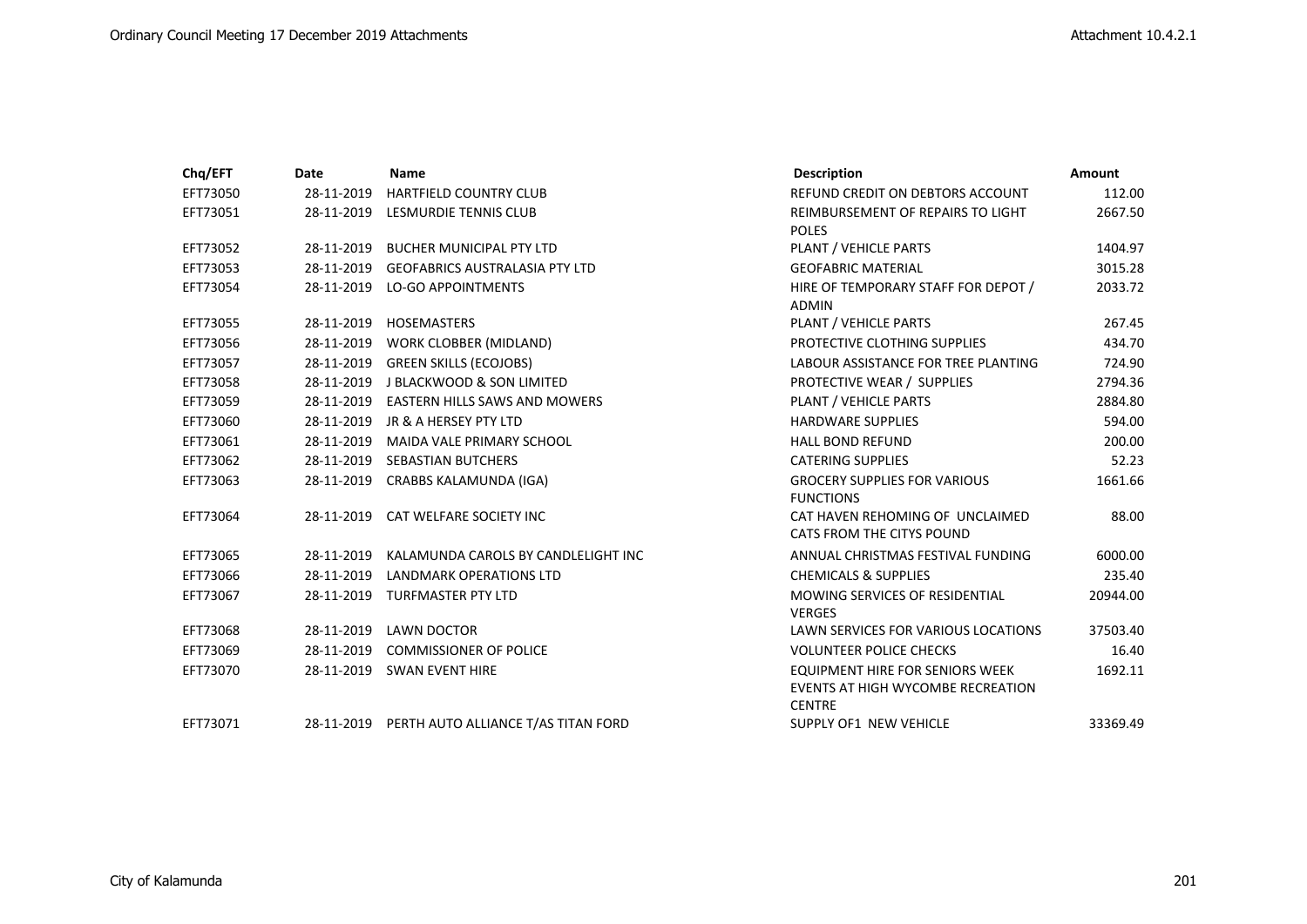| Chq/EFT | Date | Name | Description | Amount |
|---|---|---|---|---|
| EFT73050 | 28-11-2019 | HARTFIELD COUNTRY CLUB | REFUND CREDIT ON DEBTORS ACCOUNT | 112.00 |
| EFT73051 | 28-11-2019 | LESMURDIE TENNIS CLUB | REIMBURSEMENT OF REPAIRS TO LIGHT POLES | 2667.50 |
| EFT73052 | 28-11-2019 | BUCHER MUNICIPAL PTY LTD | PLANT / VEHICLE PARTS | 1404.97 |
| EFT73053 | 28-11-2019 | GEOFABRICS AUSTRALASIA PTY LTD | GEOFABRIC MATERIAL | 3015.28 |
| EFT73054 | 28-11-2019 | LO-GO APPOINTMENTS | HIRE OF TEMPORARY STAFF FOR DEPOT / ADMIN | 2033.72 |
| EFT73055 | 28-11-2019 | HOSEMASTERS | PLANT / VEHICLE PARTS | 267.45 |
| EFT73056 | 28-11-2019 | WORK CLOBBER (MIDLAND) | PROTECTIVE CLOTHING SUPPLIES | 434.70 |
| EFT73057 | 28-11-2019 | GREEN SKILLS (ECOJOBS) | LABOUR ASSISTANCE FOR TREE PLANTING | 724.90 |
| EFT73058 | 28-11-2019 | J BLACKWOOD & SON LIMITED | PROTECTIVE WEAR / SUPPLIES | 2794.36 |
| EFT73059 | 28-11-2019 | EASTERN HILLS SAWS AND MOWERS | PLANT / VEHICLE PARTS | 2884.80 |
| EFT73060 | 28-11-2019 | JR & A HERSEY PTY LTD | HARDWARE SUPPLIES | 594.00 |
| EFT73061 | 28-11-2019 | MAIDA VALE PRIMARY SCHOOL | HALL BOND REFUND | 200.00 |
| EFT73062 | 28-11-2019 | SEBASTIAN BUTCHERS | CATERING SUPPLIES | 52.23 |
| EFT73063 | 28-11-2019 | CRABBS KALAMUNDA (IGA) | GROCERY SUPPLIES FOR VARIOUS FUNCTIONS | 1661.66 |
| EFT73064 | 28-11-2019 | CAT WELFARE SOCIETY INC | CAT HAVEN REHOMING OF UNCLAIMED CATS FROM THE CITYS POUND | 88.00 |
| EFT73065 | 28-11-2019 | KALAMUNDA CAROLS BY CANDLELIGHT INC | ANNUAL CHRISTMAS FESTIVAL FUNDING | 6000.00 |
| EFT73066 | 28-11-2019 | LANDMARK OPERATIONS LTD | CHEMICALS & SUPPLIES | 235.40 |
| EFT73067 | 28-11-2019 | TURFMASTER PTY LTD | MOWING SERVICES OF RESIDENTIAL VERGES | 20944.00 |
| EFT73068 | 28-11-2019 | LAWN DOCTOR | LAWN SERVICES FOR VARIOUS LOCATIONS | 37503.40 |
| EFT73069 | 28-11-2019 | COMMISSIONER OF POLICE | VOLUNTEER POLICE CHECKS | 16.40 |
| EFT73070 | 28-11-2019 | SWAN EVENT HIRE | EQUIPMENT HIRE FOR SENIORS WEEK EVENTS AT HIGH WYCOMBE RECREATION CENTRE | 1692.11 |
| EFT73071 | 28-11-2019 | PERTH AUTO ALLIANCE T/AS TITAN FORD | SUPPLY OF1 NEW VEHICLE | 33369.49 |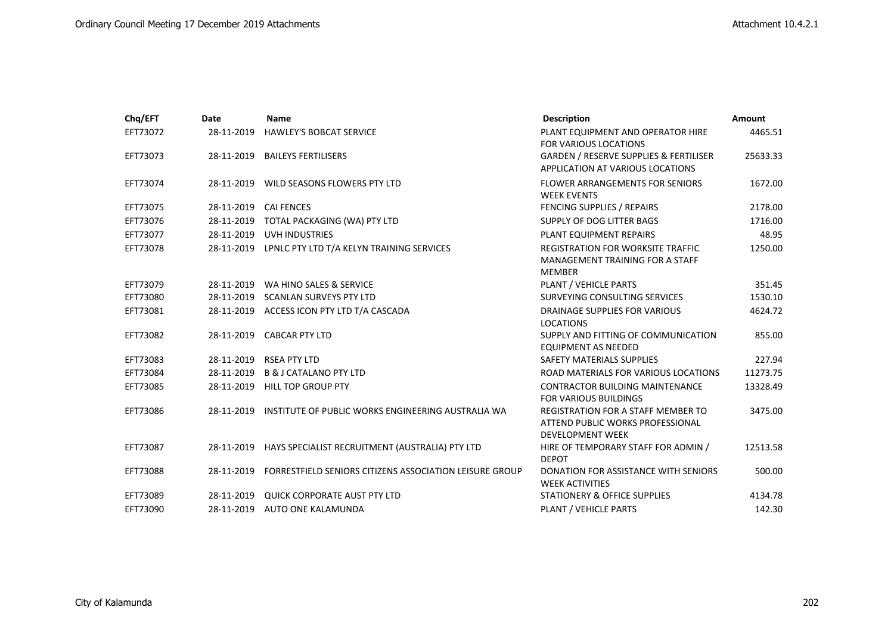| Chq/EFT | Date | Name | Description | Amount |
| --- | --- | --- | --- | --- |
| EFT73072 | 28-11-2019 | HAWLEY'S BOBCAT SERVICE | PLANT EQUIPMENT AND OPERATOR HIRE FOR VARIOUS LOCATIONS | 4465.51 |
| EFT73073 | 28-11-2019 | BAILEYS FERTILISERS | GARDEN / RESERVE SUPPLIES & FERTILISER APPLICATION AT VARIOUS LOCATIONS | 25633.33 |
| EFT73074 | 28-11-2019 | WILD SEASONS FLOWERS PTY LTD | FLOWER ARRANGEMENTS FOR SENIORS WEEK EVENTS | 1672.00 |
| EFT73075 | 28-11-2019 | CAI FENCES | FENCING SUPPLIES / REPAIRS | 2178.00 |
| EFT73076 | 28-11-2019 | TOTAL PACKAGING (WA) PTY LTD | SUPPLY OF DOG LITTER BAGS | 1716.00 |
| EFT73077 | 28-11-2019 | UVH INDUSTRIES | PLANT EQUIPMENT REPAIRS | 48.95 |
| EFT73078 | 28-11-2019 | LPNLC PTY LTD T/A KELYN TRAINING SERVICES | REGISTRATION FOR WORKSITE TRAFFIC MANAGEMENT TRAINING FOR A STAFF MEMBER | 1250.00 |
| EFT73079 | 28-11-2019 | WA HINO SALES & SERVICE | PLANT / VEHICLE PARTS | 351.45 |
| EFT73080 | 28-11-2019 | SCANLAN SURVEYS PTY LTD | SURVEYING CONSULTING SERVICES | 1530.10 |
| EFT73081 | 28-11-2019 | ACCESS ICON PTY LTD T/A CASCADA | DRAINAGE SUPPLIES FOR VARIOUS LOCATIONS | 4624.72 |
| EFT73082 | 28-11-2019 | CABCAR PTY LTD | SUPPLY AND FITTING OF COMMUNICATION EQUIPMENT AS NEEDED | 855.00 |
| EFT73083 | 28-11-2019 | RSEA PTY LTD | SAFETY MATERIALS SUPPLIES | 227.94 |
| EFT73084 | 28-11-2019 | B & J CATALANO PTY LTD | ROAD MATERIALS FOR VARIOUS LOCATIONS | 11273.75 |
| EFT73085 | 28-11-2019 | HILL TOP GROUP PTY | CONTRACTOR BUILDING MAINTENANCE FOR VARIOUS BUILDINGS | 13328.49 |
| EFT73086 | 28-11-2019 | INSTITUTE OF PUBLIC WORKS ENGINEERING AUSTRALIA WA | REGISTRATION FOR A STAFF MEMBER TO ATTEND PUBLIC WORKS PROFESSIONAL DEVELOPMENT WEEK | 3475.00 |
| EFT73087 | 28-11-2019 | HAYS SPECIALIST RECRUITMENT (AUSTRALIA) PTY LTD | HIRE OF TEMPORARY STAFF FOR ADMIN / DEPOT | 12513.58 |
| EFT73088 | 28-11-2019 | FORRESTFIELD SENIORS CITIZENS ASSOCIATION LEISURE GROUP | DONATION FOR ASSISTANCE WITH SENIORS WEEK ACTIVITIES | 500.00 |
| EFT73089 | 28-11-2019 | QUICK CORPORATE AUST PTY LTD | STATIONERY & OFFICE SUPPLIES | 4134.78 |
| EFT73090 | 28-11-2019 | AUTO ONE KALAMUNDA | PLANT / VEHICLE PARTS | 142.30 |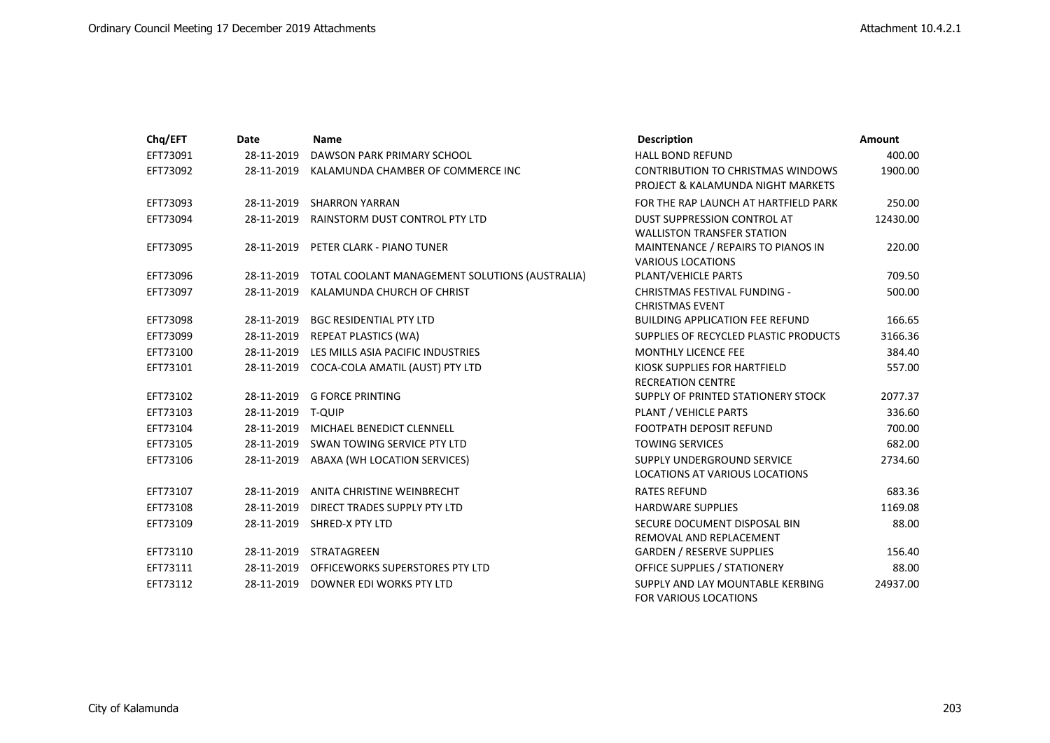| Chq/EFT | Date | Name | Description | Amount |
|---|---|---|---|---|
| EFT73091 | 28-11-2019 | DAWSON PARK PRIMARY SCHOOL | HALL BOND REFUND | 400.00 |
| EFT73092 | 28-11-2019 | KALAMUNDA CHAMBER OF COMMERCE INC | CONTRIBUTION TO CHRISTMAS WINDOWS PROJECT & KALAMUNDA NIGHT MARKETS | 1900.00 |
| EFT73093 | 28-11-2019 | SHARRON YARRAN | FOR THE RAP LAUNCH AT HARTFIELD PARK | 250.00 |
| EFT73094 | 28-11-2019 | RAINSTORM DUST CONTROL PTY LTD | DUST SUPPRESSION CONTROL AT WALLISTON TRANSFER STATION | 12430.00 |
| EFT73095 | 28-11-2019 | PETER CLARK - PIANO TUNER | MAINTENANCE / REPAIRS TO PIANOS IN VARIOUS LOCATIONS | 220.00 |
| EFT73096 | 28-11-2019 | TOTAL COOLANT MANAGEMENT SOLUTIONS (AUSTRALIA) | PLANT/VEHICLE PARTS | 709.50 |
| EFT73097 | 28-11-2019 | KALAMUNDA CHURCH OF CHRIST | CHRISTMAS FESTIVAL FUNDING - CHRISTMAS EVENT | 500.00 |
| EFT73098 | 28-11-2019 | BGC RESIDENTIAL PTY LTD | BUILDING APPLICATION FEE REFUND | 166.65 |
| EFT73099 | 28-11-2019 | REPEAT PLASTICS (WA) | SUPPLIES OF RECYCLED PLASTIC PRODUCTS | 3166.36 |
| EFT73100 | 28-11-2019 | LES MILLS ASIA PACIFIC INDUSTRIES | MONTHLY LICENCE FEE | 384.40 |
| EFT73101 | 28-11-2019 | COCA-COLA AMATIL (AUST) PTY LTD | KIOSK SUPPLIES FOR HARTFIELD RECREATION CENTRE | 557.00 |
| EFT73102 | 28-11-2019 | G FORCE PRINTING | SUPPLY OF PRINTED STATIONERY STOCK | 2077.37 |
| EFT73103 | 28-11-2019 | T-QUIP | PLANT / VEHICLE PARTS | 336.60 |
| EFT73104 | 28-11-2019 | MICHAEL BENEDICT CLENNELL | FOOTPATH DEPOSIT REFUND | 700.00 |
| EFT73105 | 28-11-2019 | SWAN TOWING SERVICE PTY LTD | TOWING SERVICES | 682.00 |
| EFT73106 | 28-11-2019 | ABAXA (WH LOCATION SERVICES) | SUPPLY UNDERGROUND SERVICE LOCATIONS AT VARIOUS LOCATIONS | 2734.60 |
| EFT73107 | 28-11-2019 | ANITA CHRISTINE WEINBRECHT | RATES REFUND | 683.36 |
| EFT73108 | 28-11-2019 | DIRECT TRADES SUPPLY PTY LTD | HARDWARE SUPPLIES | 1169.08 |
| EFT73109 | 28-11-2019 | SHRED-X PTY LTD | SECURE DOCUMENT DISPOSAL BIN REMOVAL AND REPLACEMENT | 88.00 |
| EFT73110 | 28-11-2019 | STRATAGREEN | GARDEN / RESERVE SUPPLIES | 156.40 |
| EFT73111 | 28-11-2019 | OFFICEWORKS SUPERSTORES PTY LTD | OFFICE SUPPLIES / STATIONERY | 88.00 |
| EFT73112 | 28-11-2019 | DOWNER EDI WORKS PTY LTD | SUPPLY AND LAY MOUNTABLE KERBING FOR VARIOUS LOCATIONS | 24937.00 |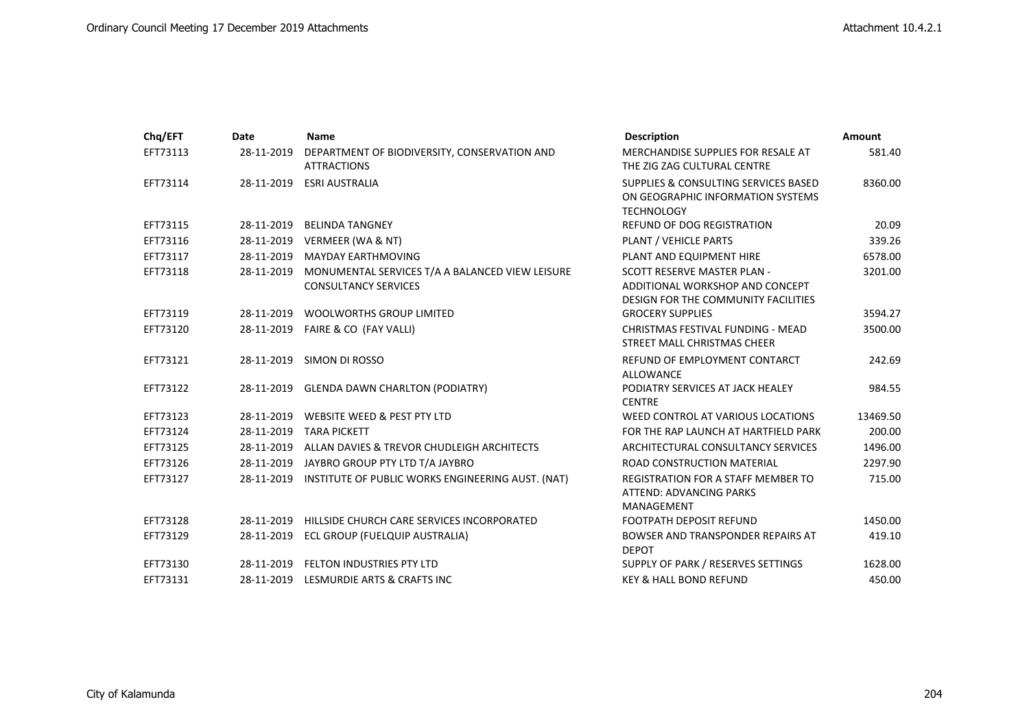| Chq/EFT | Date | Name | Description | Amount |
|---|---|---|---|---|
| EFT73113 | 28-11-2019 | DEPARTMENT OF BIODIVERSITY, CONSERVATION AND ATTRACTIONS | MERCHANDISE SUPPLIES FOR RESALE AT THE ZIG ZAG CULTURAL CENTRE | 581.40 |
| EFT73114 | 28-11-2019 | ESRI AUSTRALIA | SUPPLIES & CONSULTING SERVICES BASED ON GEOGRAPHIC INFORMATION SYSTEMS TECHNOLOGY | 8360.00 |
| EFT73115 | 28-11-2019 | BELINDA TANGNEY | REFUND OF DOG REGISTRATION | 20.09 |
| EFT73116 | 28-11-2019 | VERMEER (WA & NT) | PLANT / VEHICLE PARTS | 339.26 |
| EFT73117 | 28-11-2019 | MAYDAY EARTHMOVING | PLANT AND EQUIPMENT HIRE | 6578.00 |
| EFT73118 | 28-11-2019 | MONUMENTAL SERVICES T/A A BALANCED VIEW LEISURE CONSULTANCY SERVICES | SCOTT RESERVE MASTER PLAN - ADDITIONAL WORKSHOP AND CONCEPT DESIGN FOR THE COMMUNITY FACILITIES | 3201.00 |
| EFT73119 | 28-11-2019 | WOOLWORTHS GROUP LIMITED | GROCERY SUPPLIES | 3594.27 |
| EFT73120 | 28-11-2019 | FAIRE & CO (FAY VALLI) | CHRISTMAS FESTIVAL FUNDING - MEAD STREET MALL CHRISTMAS CHEER | 3500.00 |
| EFT73121 | 28-11-2019 | SIMON DI ROSSO | REFUND OF EMPLOYMENT CONTARCT ALLOWANCE | 242.69 |
| EFT73122 | 28-11-2019 | GLENDA DAWN CHARLTON (PODIATRY) | PODIATRY SERVICES AT JACK HEALEY CENTRE | 984.55 |
| EFT73123 | 28-11-2019 | WEBSITE WEED & PEST PTY LTD | WEED CONTROL AT VARIOUS LOCATIONS | 13469.50 |
| EFT73124 | 28-11-2019 | TARA PICKETT | FOR THE RAP LAUNCH AT HARTFIELD PARK | 200.00 |
| EFT73125 | 28-11-2019 | ALLAN DAVIES & TREVOR CHUDLEIGH ARCHITECTS | ARCHITECTURAL CONSULTANCY SERVICES | 1496.00 |
| EFT73126 | 28-11-2019 | JAYBRO GROUP PTY LTD T/A JAYBRO | ROAD CONSTRUCTION MATERIAL | 2297.90 |
| EFT73127 | 28-11-2019 | INSTITUTE OF PUBLIC WORKS ENGINEERING AUST. (NAT) | REGISTRATION FOR A STAFF MEMBER TO ATTEND: ADVANCING PARKS MANAGEMENT | 715.00 |
| EFT73128 | 28-11-2019 | HILLSIDE CHURCH CARE SERVICES INCORPORATED | FOOTPATH DEPOSIT REFUND | 1450.00 |
| EFT73129 | 28-11-2019 | ECL GROUP (FUELQUIP AUSTRALIA) | BOWSER AND TRANSPONDER REPAIRS AT DEPOT | 419.10 |
| EFT73130 | 28-11-2019 | FELTON INDUSTRIES PTY LTD | SUPPLY OF PARK / RESERVES SETTINGS | 1628.00 |
| EFT73131 | 28-11-2019 | LESMURDIE ARTS & CRAFTS INC | KEY & HALL BOND REFUND | 450.00 |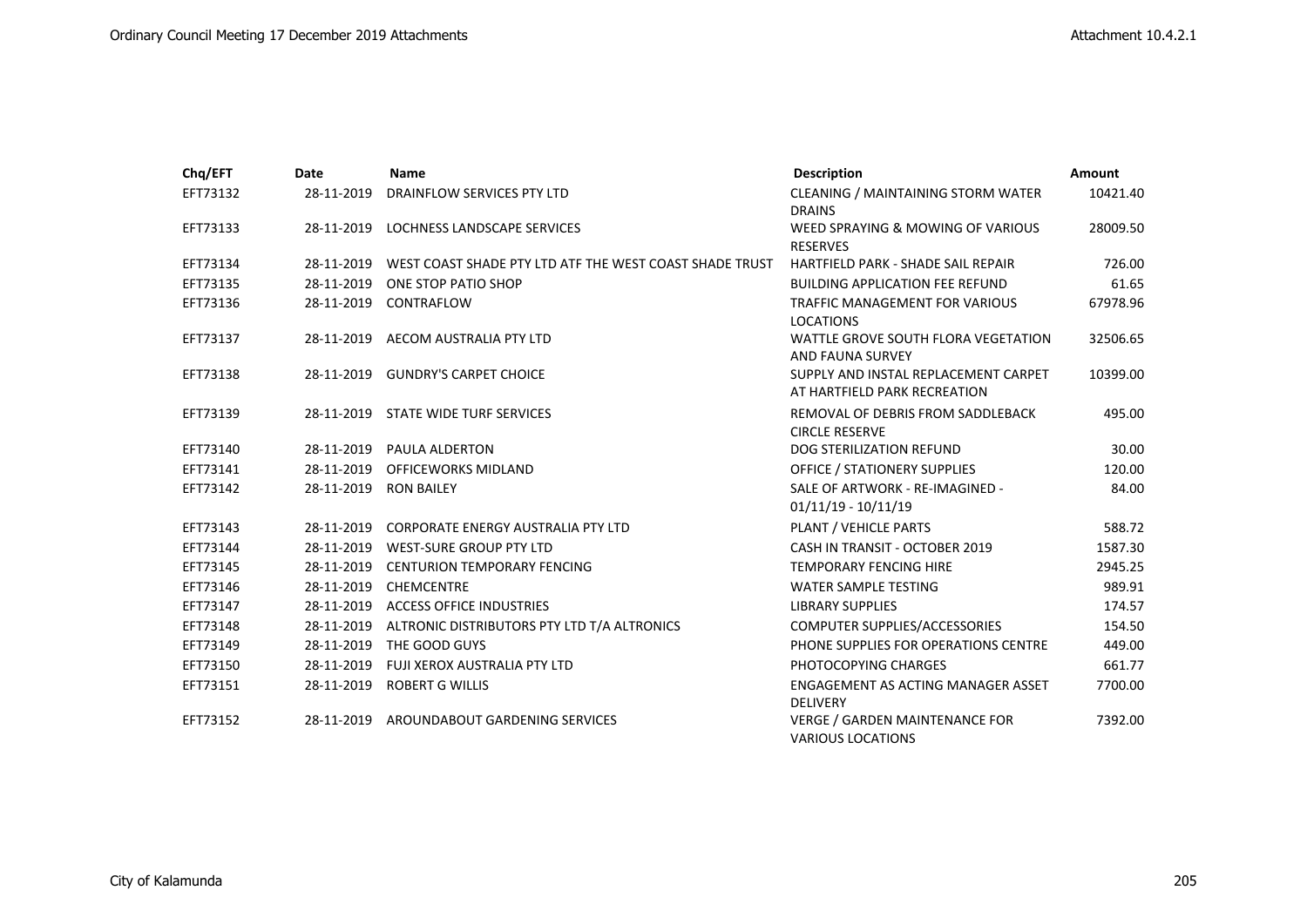| Chq/EFT | Date | Name | Description | Amount |
|---|---|---|---|---|
| EFT73132 | 28-11-2019 | DRAINFLOW SERVICES PTY LTD | CLEANING / MAINTAINING STORM WATER DRAINS | 10421.40 |
| EFT73133 | 28-11-2019 | LOCHNESS LANDSCAPE SERVICES | WEED SPRAYING & MOWING OF VARIOUS RESERVES | 28009.50 |
| EFT73134 | 28-11-2019 | WEST COAST SHADE PTY LTD ATF THE WEST COAST SHADE TRUST | HARTFIELD PARK - SHADE SAIL REPAIR | 726.00 |
| EFT73135 | 28-11-2019 | ONE STOP PATIO SHOP | BUILDING APPLICATION FEE REFUND | 61.65 |
| EFT73136 | 28-11-2019 | CONTRAFLOW | TRAFFIC MANAGEMENT FOR VARIOUS LOCATIONS | 67978.96 |
| EFT73137 | 28-11-2019 | AECOM AUSTRALIA PTY LTD | WATTLE GROVE SOUTH FLORA VEGETATION AND FAUNA SURVEY | 32506.65 |
| EFT73138 | 28-11-2019 | GUNDRY'S CARPET CHOICE | SUPPLY AND INSTAL REPLACEMENT CARPET AT HARTFIELD PARK RECREATION | 10399.00 |
| EFT73139 | 28-11-2019 | STATE WIDE TURF SERVICES | REMOVAL OF DEBRIS FROM SADDLEBACK CIRCLE RESERVE | 495.00 |
| EFT73140 | 28-11-2019 | PAULA ALDERTON | DOG STERILIZATION REFUND | 30.00 |
| EFT73141 | 28-11-2019 | OFFICEWORKS MIDLAND | OFFICE / STATIONERY SUPPLIES | 120.00 |
| EFT73142 | 28-11-2019 | RON BAILEY | SALE OF ARTWORK - RE-IMAGINED - 01/11/19 - 10/11/19 | 84.00 |
| EFT73143 | 28-11-2019 | CORPORATE ENERGY AUSTRALIA PTY LTD | PLANT / VEHICLE PARTS | 588.72 |
| EFT73144 | 28-11-2019 | WEST-SURE GROUP PTY LTD | CASH IN TRANSIT - OCTOBER 2019 | 1587.30 |
| EFT73145 | 28-11-2019 | CENTURION TEMPORARY FENCING | TEMPORARY FENCING HIRE | 2945.25 |
| EFT73146 | 28-11-2019 | CHEMCENTRE | WATER SAMPLE TESTING | 989.91 |
| EFT73147 | 28-11-2019 | ACCESS OFFICE INDUSTRIES | LIBRARY SUPPLIES | 174.57 |
| EFT73148 | 28-11-2019 | ALTRONIC DISTRIBUTORS PTY LTD T/A ALTRONICS | COMPUTER SUPPLIES/ACCESSORIES | 154.50 |
| EFT73149 | 28-11-2019 | THE GOOD GUYS | PHONE SUPPLIES FOR OPERATIONS CENTRE | 449.00 |
| EFT73150 | 28-11-2019 | FUJI XEROX AUSTRALIA PTY LTD | PHOTOCOPYING CHARGES | 661.77 |
| EFT73151 | 28-11-2019 | ROBERT G WILLIS | ENGAGEMENT AS ACTING MANAGER ASSET DELIVERY | 7700.00 |
| EFT73152 | 28-11-2019 | AROUNDABOUT GARDENING SERVICES | VERGE / GARDEN MAINTENANCE FOR VARIOUS LOCATIONS | 7392.00 |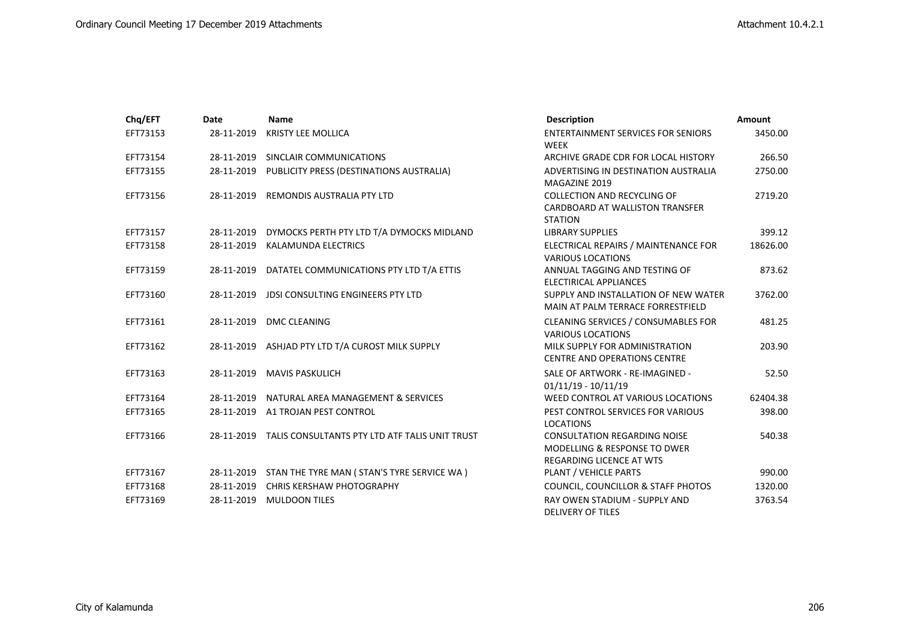| Chq/EFT | Date | Name | Description | Amount |
|---|---|---|---|---|
| EFT73153 | 28-11-2019 | KRISTY LEE MOLLICA | ENTERTAINMENT SERVICES FOR SENIORS WEEK | 3450.00 |
| EFT73154 | 28-11-2019 | SINCLAIR COMMUNICATIONS | ARCHIVE GRADE CDR FOR LOCAL HISTORY | 266.50 |
| EFT73155 | 28-11-2019 | PUBLICITY PRESS (DESTINATIONS AUSTRALIA) | ADVERTISING IN DESTINATION AUSTRALIA MAGAZINE 2019 | 2750.00 |
| EFT73156 | 28-11-2019 | REMONDIS AUSTRALIA PTY LTD | COLLECTION AND RECYCLING OF CARDBOARD AT WALLISTON TRANSFER STATION | 2719.20 |
| EFT73157 | 28-11-2019 | DYMOCKS PERTH PTY LTD T/A DYMOCKS MIDLAND | LIBRARY SUPPLIES | 399.12 |
| EFT73158 | 28-11-2019 | KALAMUNDA ELECTRICS | ELECTRICAL REPAIRS / MAINTENANCE FOR VARIOUS LOCATIONS | 18626.00 |
| EFT73159 | 28-11-2019 | DATATEL COMMUNICATIONS PTY LTD T/A ETTIS | ANNUAL TAGGING AND TESTING OF ELECTIRICAL APPLIANCES | 873.62 |
| EFT73160 | 28-11-2019 | JDSI CONSULTING ENGINEERS PTY LTD | SUPPLY AND INSTALLATION OF NEW WATER MAIN AT PALM TERRACE FORRESTFIELD | 3762.00 |
| EFT73161 | 28-11-2019 | DMC CLEANING | CLEANING SERVICES / CONSUMABLES FOR VARIOUS LOCATIONS | 481.25 |
| EFT73162 | 28-11-2019 | ASHJAD PTY LTD T/A CUROST MILK SUPPLY | MILK SUPPLY FOR ADMINISTRATION CENTRE AND OPERATIONS CENTRE | 203.90 |
| EFT73163 | 28-11-2019 | MAVIS PASKULICH | SALE OF ARTWORK - RE-IMAGINED - 01/11/19 - 10/11/19 | 52.50 |
| EFT73164 | 28-11-2019 | NATURAL AREA MANAGEMENT & SERVICES | WEED CONTROL AT VARIOUS LOCATIONS | 62404.38 |
| EFT73165 | 28-11-2019 | A1 TROJAN PEST CONTROL | PEST CONTROL SERVICES FOR VARIOUS LOCATIONS | 398.00 |
| EFT73166 | 28-11-2019 | TALIS CONSULTANTS PTY LTD ATF TALIS UNIT TRUST | CONSULTATION REGARDING NOISE MODELLING & RESPONSE TO DWER REGARDING LICENCE AT WTS | 540.38 |
| EFT73167 | 28-11-2019 | STAN THE TYRE MAN ( STAN'S TYRE SERVICE WA ) | PLANT / VEHICLE PARTS | 990.00 |
| EFT73168 | 28-11-2019 | CHRIS KERSHAW PHOTOGRAPHY | COUNCIL, COUNCILLOR & STAFF PHOTOS | 1320.00 |
| EFT73169 | 28-11-2019 | MULDOON TILES | RAY OWEN STADIUM - SUPPLY AND DELIVERY OF TILES | 3763.54 |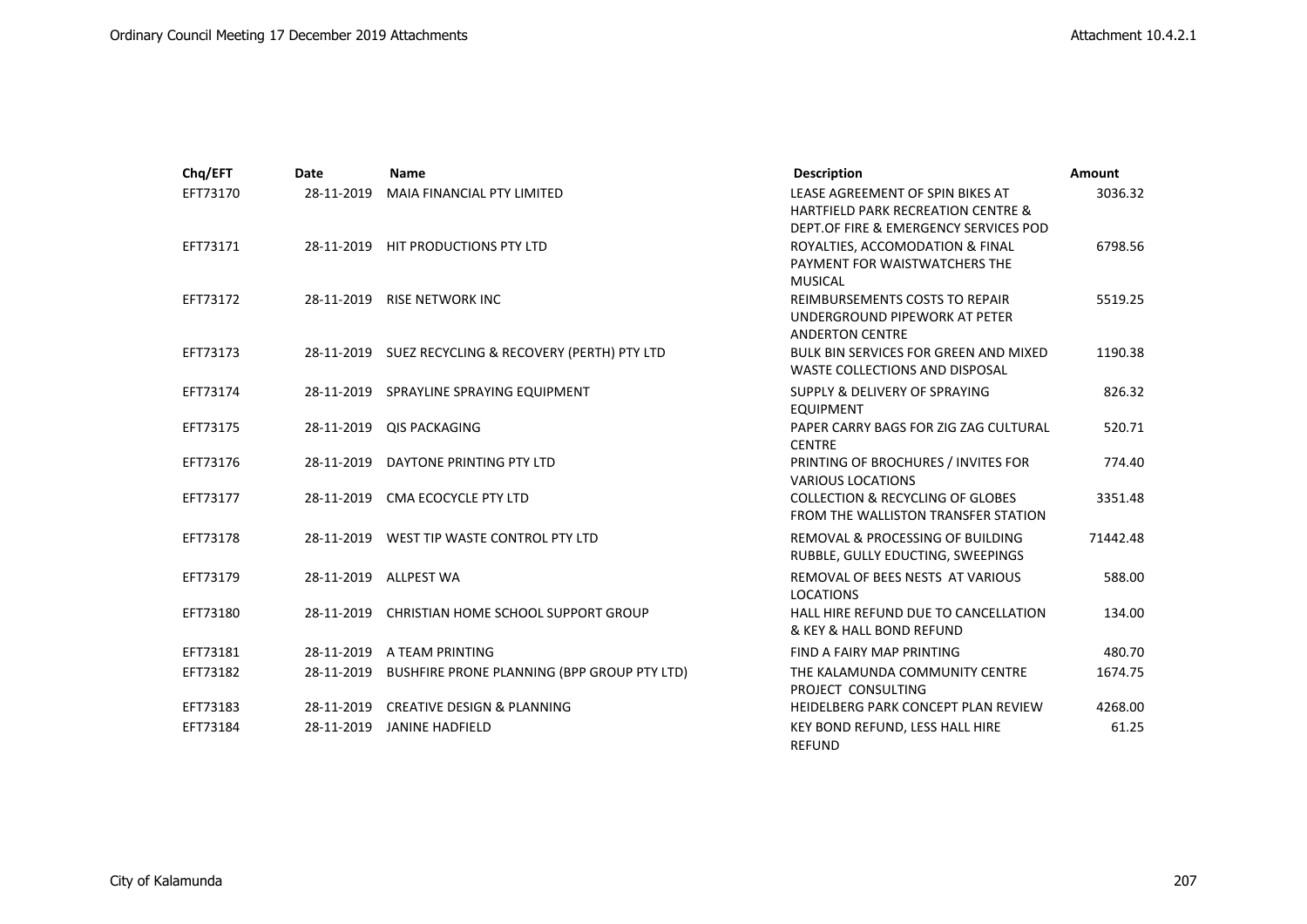| Chq/EFT | Date | Name | Description | Amount |
|---|---|---|---|---|
| EFT73170 | 28-11-2019 | MAIA FINANCIAL PTY LIMITED | LEASE AGREEMENT OF SPIN BIKES AT HARTFIELD PARK RECREATION CENTRE & DEPT.OF FIRE & EMERGENCY SERVICES POD | 3036.32 |
| EFT73171 | 28-11-2019 | HIT PRODUCTIONS PTY LTD | ROYALTIES, ACCOMODATION & FINAL PAYMENT FOR WAISTWATCHERS THE MUSICAL | 6798.56 |
| EFT73172 | 28-11-2019 | RISE NETWORK INC | REIMBURSEMENTS COSTS TO REPAIR UNDERGROUND PIPEWORK AT PETER ANDERTON CENTRE | 5519.25 |
| EFT73173 | 28-11-2019 | SUEZ RECYCLING & RECOVERY (PERTH) PTY LTD | BULK BIN SERVICES FOR GREEN AND MIXED WASTE COLLECTIONS AND DISPOSAL | 1190.38 |
| EFT73174 | 28-11-2019 | SPRAYLINE SPRAYING EQUIPMENT | SUPPLY & DELIVERY OF SPRAYING EQUIPMENT | 826.32 |
| EFT73175 | 28-11-2019 | QIS PACKAGING | PAPER CARRY BAGS FOR ZIG ZAG CULTURAL CENTRE | 520.71 |
| EFT73176 | 28-11-2019 | DAYTONE PRINTING PTY LTD | PRINTING OF BROCHURES / INVITES FOR VARIOUS LOCATIONS | 774.40 |
| EFT73177 | 28-11-2019 | CMA ECOCYCLE PTY LTD | COLLECTION & RECYCLING OF GLOBES FROM THE WALLISTON TRANSFER STATION | 3351.48 |
| EFT73178 | 28-11-2019 | WEST TIP WASTE CONTROL PTY LTD | REMOVAL & PROCESSING OF BUILDING RUBBLE, GULLY EDUCTING, SWEEPINGS | 71442.48 |
| EFT73179 | 28-11-2019 | ALLPEST WA | REMOVAL OF BEES NESTS AT VARIOUS LOCATIONS | 588.00 |
| EFT73180 | 28-11-2019 | CHRISTIAN HOME SCHOOL SUPPORT GROUP | HALL HIRE REFUND DUE TO CANCELLATION & KEY & HALL BOND REFUND | 134.00 |
| EFT73181 | 28-11-2019 | A TEAM PRINTING | FIND A FAIRY MAP PRINTING | 480.70 |
| EFT73182 | 28-11-2019 | BUSHFIRE PRONE PLANNING (BPP GROUP PTY LTD) | THE KALAMUNDA COMMUNITY CENTRE PROJECT CONSULTING | 1674.75 |
| EFT73183 | 28-11-2019 | CREATIVE DESIGN & PLANNING | HEIDELBERG PARK CONCEPT PLAN REVIEW | 4268.00 |
| EFT73184 | 28-11-2019 | JANINE HADFIELD | KEY BOND REFUND, LESS HALL HIRE REFUND | 61.25 |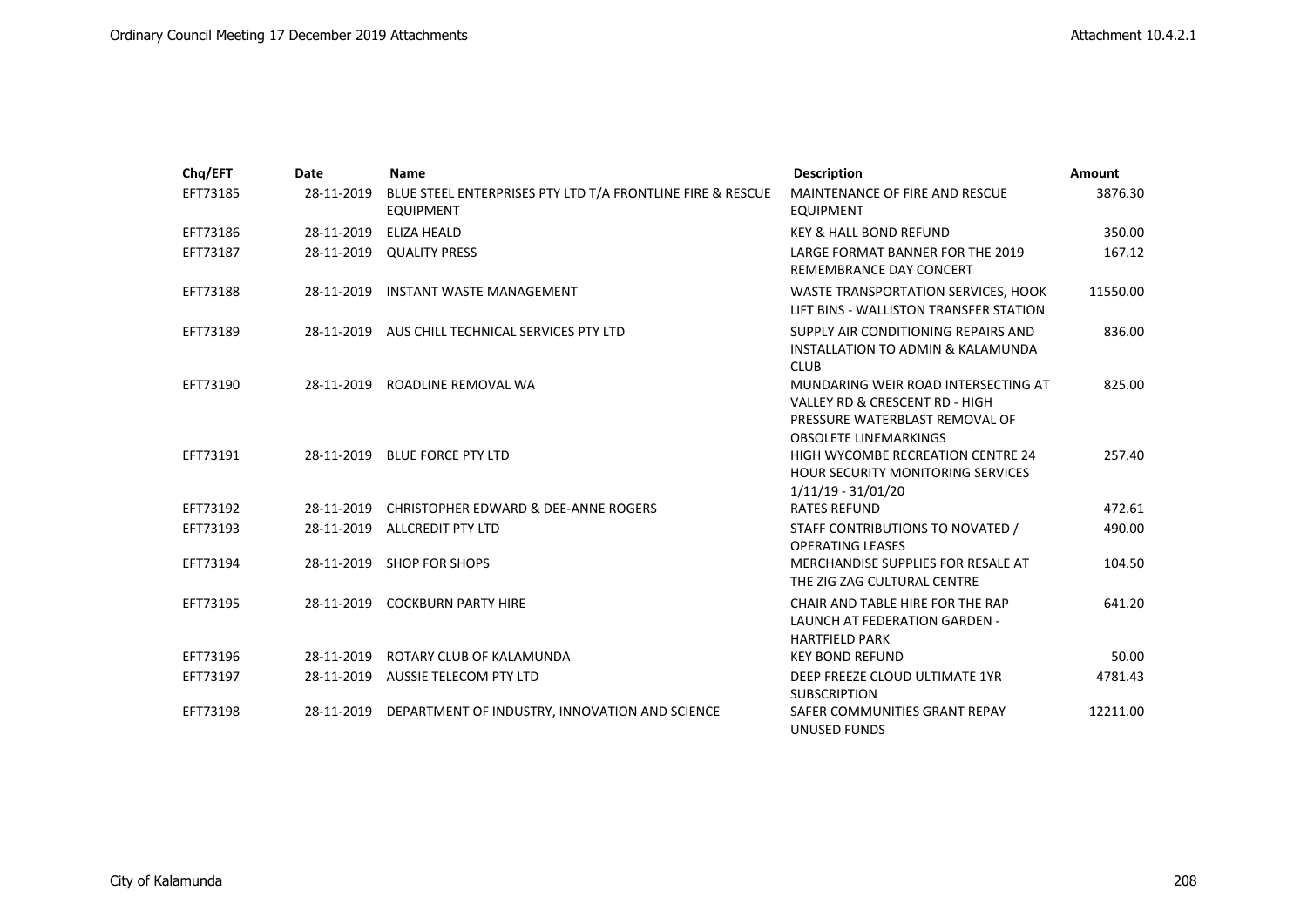| Chq/EFT | Date | Name | Description | Amount |
|---|---|---|---|---|
| EFT73185 | 28-11-2019 | BLUE STEEL ENTERPRISES PTY LTD T/A FRONTLINE FIRE & RESCUE EQUIPMENT | MAINTENANCE OF FIRE AND RESCUE EQUIPMENT | 3876.30 |
| EFT73186 | 28-11-2019 | ELIZA HEALD | KEY & HALL BOND REFUND | 350.00 |
| EFT73187 | 28-11-2019 | QUALITY PRESS | LARGE FORMAT BANNER FOR THE 2019 REMEMBRANCE DAY CONCERT | 167.12 |
| EFT73188 | 28-11-2019 | INSTANT WASTE MANAGEMENT | WASTE TRANSPORTATION SERVICES, HOOK LIFT BINS - WALLISTON TRANSFER STATION | 11550.00 |
| EFT73189 | 28-11-2019 | AUS CHILL TECHNICAL SERVICES PTY LTD | SUPPLY AIR CONDITIONING REPAIRS AND INSTALLATION TO ADMIN & KALAMUNDA CLUB | 836.00 |
| EFT73190 | 28-11-2019 | ROADLINE REMOVAL WA | MUNDARING WEIR ROAD INTERSECTING AT VALLEY RD & CRESCENT RD - HIGH PRESSURE WATERBLAST REMOVAL OF OBSOLETE LINEMARKINGS | 825.00 |
| EFT73191 | 28-11-2019 | BLUE FORCE PTY LTD | HIGH WYCOMBE RECREATION CENTRE 24 HOUR SECURITY MONITORING SERVICES 1/11/19 - 31/01/20 | 257.40 |
| EFT73192 | 28-11-2019 | CHRISTOPHER EDWARD & DEE-ANNE ROGERS | RATES REFUND | 472.61 |
| EFT73193 | 28-11-2019 | ALLCREDIT PTY LTD | STAFF CONTRIBUTIONS TO NOVATED / OPERATING LEASES | 490.00 |
| EFT73194 | 28-11-2019 | SHOP FOR SHOPS | MERCHANDISE SUPPLIES FOR RESALE AT THE ZIG ZAG CULTURAL CENTRE | 104.50 |
| EFT73195 | 28-11-2019 | COCKBURN PARTY HIRE | CHAIR AND TABLE HIRE FOR THE RAP LAUNCH AT FEDERATION GARDEN - HARTFIELD PARK | 641.20 |
| EFT73196 | 28-11-2019 | ROTARY CLUB OF KALAMUNDA | KEY BOND REFUND | 50.00 |
| EFT73197 | 28-11-2019 | AUSSIE TELECOM PTY LTD | DEEP FREEZE CLOUD ULTIMATE 1YR SUBSCRIPTION | 4781.43 |
| EFT73198 | 28-11-2019 | DEPARTMENT OF INDUSTRY, INNOVATION AND SCIENCE | SAFER COMMUNITIES GRANT REPAY UNUSED FUNDS | 12211.00 |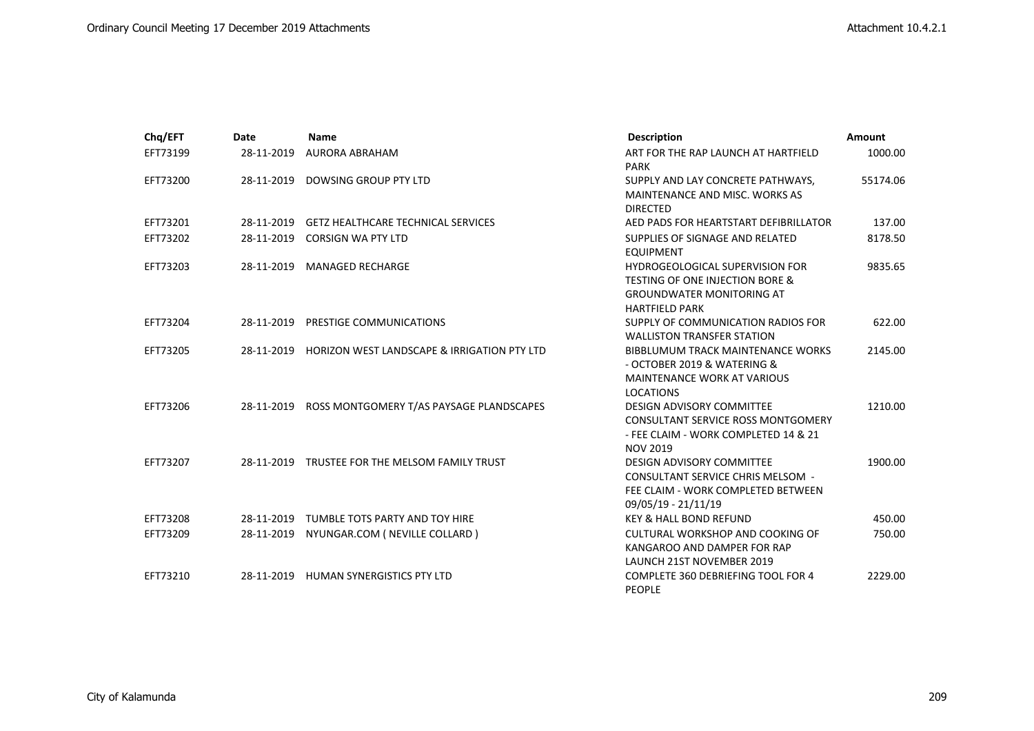| Chq/EFT | Date | Name | Description | Amount |
|---|---|---|---|---|
| EFT73199 | 28-11-2019 | AURORA ABRAHAM | ART FOR THE RAP LAUNCH AT HARTFIELD PARK | 1000.00 |
| EFT73200 | 28-11-2019 | DOWSING GROUP PTY LTD | SUPPLY AND LAY CONCRETE PATHWAYS, MAINTENANCE AND MISC. WORKS AS DIRECTED | 55174.06 |
| EFT73201 | 28-11-2019 | GETZ HEALTHCARE TECHNICAL SERVICES | AED PADS FOR HEARTSTART DEFIBRILLATOR | 137.00 |
| EFT73202 | 28-11-2019 | CORSIGN WA PTY LTD | SUPPLIES OF SIGNAGE AND RELATED EQUIPMENT | 8178.50 |
| EFT73203 | 28-11-2019 | MANAGED RECHARGE | HYDROGEOLOGICAL SUPERVISION FOR TESTING OF ONE INJECTION BORE & GROUNDWATER MONITORING AT HARTFIELD PARK | 9835.65 |
| EFT73204 | 28-11-2019 | PRESTIGE COMMUNICATIONS | SUPPLY OF COMMUNICATION RADIOS FOR WALLISTON TRANSFER STATION | 622.00 |
| EFT73205 | 28-11-2019 | HORIZON WEST LANDSCAPE & IRRIGATION PTY LTD | BIBBLUMUM TRACK MAINTENANCE WORKS - OCTOBER 2019 & WATERING & MAINTENANCE WORK AT VARIOUS LOCATIONS | 2145.00 |
| EFT73206 | 28-11-2019 | ROSS MONTGOMERY T/AS PAYSAGE PLANDSCAPES | DESIGN ADVISORY COMMITTEE CONSULTANT SERVICE ROSS MONTGOMERY - FEE CLAIM - WORK COMPLETED 14 & 21 NOV 2019 | 1210.00 |
| EFT73207 | 28-11-2019 | TRUSTEE FOR THE MELSOM FAMILY TRUST | DESIGN ADVISORY COMMITTEE CONSULTANT SERVICE CHRIS MELSOM - FEE CLAIM - WORK COMPLETED BETWEEN 09/05/19 - 21/11/19 | 1900.00 |
| EFT73208 | 28-11-2019 | TUMBLE TOTS PARTY AND TOY HIRE | KEY & HALL BOND REFUND | 450.00 |
| EFT73209 | 28-11-2019 | NYUNGAR.COM ( NEVILLE COLLARD ) | CULTURAL WORKSHOP AND COOKING OF KANGAROO AND DAMPER FOR RAP LAUNCH 21ST NOVEMBER 2019 | 750.00 |
| EFT73210 | 28-11-2019 | HUMAN SYNERGISTICS PTY LTD | COMPLETE 360 DEBRIEFING TOOL FOR 4 PEOPLE | 2229.00 |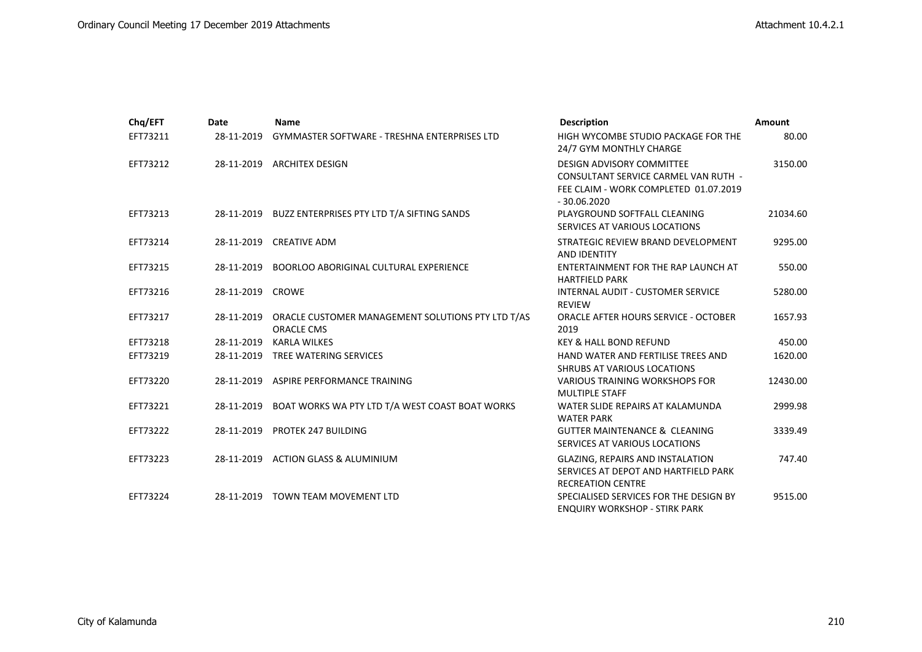| Chq/EFT | Date | Name | Description | Amount |
|---|---|---|---|---|
| EFT73211 | 28-11-2019 | GYMMASTER SOFTWARE - TRESHNA ENTERPRISES LTD | HIGH WYCOMBE STUDIO PACKAGE FOR THE 24/7 GYM MONTHLY CHARGE | 80.00 |
| EFT73212 | 28-11-2019 | ARCHITEX DESIGN | DESIGN ADVISORY COMMITTEE CONSULTANT SERVICE CARMEL VAN RUTH - FEE CLAIM - WORK COMPLETED 01.07.2019 - 30.06.2020 | 3150.00 |
| EFT73213 | 28-11-2019 | BUZZ ENTERPRISES PTY LTD T/A SIFTING SANDS | PLAYGROUND SOFTFALL CLEANING SERVICES AT VARIOUS LOCATIONS | 21034.60 |
| EFT73214 | 28-11-2019 | CREATIVE ADM | STRATEGIC REVIEW BRAND DEVELOPMENT AND IDENTITY | 9295.00 |
| EFT73215 | 28-11-2019 | BOORLOO ABORIGINAL CULTURAL EXPERIENCE | ENTERTAINMENT FOR THE RAP LAUNCH AT HARTFIELD PARK | 550.00 |
| EFT73216 | 28-11-2019 | CROWE | INTERNAL AUDIT - CUSTOMER SERVICE REVIEW | 5280.00 |
| EFT73217 | 28-11-2019 | ORACLE CUSTOMER MANAGEMENT SOLUTIONS PTY LTD T/AS ORACLE CMS | ORACLE AFTER HOURS SERVICE - OCTOBER 2019 | 1657.93 |
| EFT73218 | 28-11-2019 | KARLA WILKES | KEY & HALL BOND REFUND | 450.00 |
| EFT73219 | 28-11-2019 | TREE WATERING SERVICES | HAND WATER AND FERTILISE TREES AND SHRUBS AT VARIOUS LOCATIONS | 1620.00 |
| EFT73220 | 28-11-2019 | ASPIRE PERFORMANCE TRAINING | VARIOUS TRAINING WORKSHOPS FOR MULTIPLE STAFF | 12430.00 |
| EFT73221 | 28-11-2019 | BOAT WORKS WA PTY LTD T/A WEST COAST BOAT WORKS | WATER SLIDE REPAIRS AT KALAMUNDA WATER PARK | 2999.98 |
| EFT73222 | 28-11-2019 | PROTEK 247 BUILDING | GUTTER MAINTENANCE & CLEANING SERVICES AT VARIOUS LOCATIONS | 3339.49 |
| EFT73223 | 28-11-2019 | ACTION GLASS & ALUMINIUM | GLAZING, REPAIRS AND INSTALATION SERVICES AT DEPOT AND HARTFIELD PARK RECREATION CENTRE | 747.40 |
| EFT73224 | 28-11-2019 | TOWN TEAM MOVEMENT LTD | SPECIALISED SERVICES FOR THE DESIGN BY ENQUIRY WORKSHOP - STIRK PARK | 9515.00 |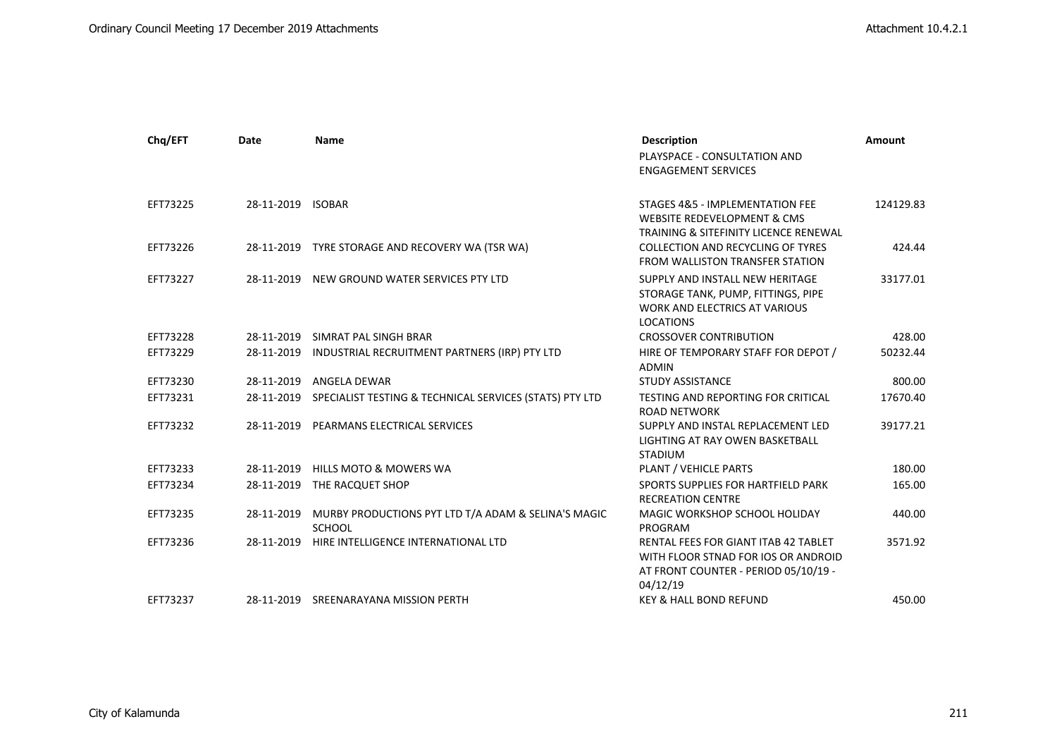| Chq/EFT | Date | Name | Description | Amount |
|---|---|---|---|---|
| | | | PLAYSPACE - CONSULTATION AND ENGAGEMENT SERVICES | |
| EFT73225 | 28-11-2019 | ISOBAR | STAGES 4&5 - IMPLEMENTATION FEE WEBSITE REDEVELOPMENT & CMS TRAINING & SITEFINITY LICENCE RENEWAL | 124129.83 |
| EFT73226 | 28-11-2019 | TYRE STORAGE AND RECOVERY WA (TSR WA) | COLLECTION AND RECYCLING OF TYRES FROM WALLISTON TRANSFER STATION | 424.44 |
| EFT73227 | 28-11-2019 | NEW GROUND WATER SERVICES PTY LTD | SUPPLY AND INSTALL NEW HERITAGE STORAGE TANK, PUMP, FITTINGS, PIPE WORK AND ELECTRICS AT VARIOUS LOCATIONS | 33177.01 |
| EFT73228 | 28-11-2019 | SIMRAT PAL SINGH BRAR | CROSSOVER CONTRIBUTION | 428.00 |
| EFT73229 | 28-11-2019 | INDUSTRIAL RECRUITMENT PARTNERS (IRP) PTY LTD | HIRE OF TEMPORARY STAFF FOR DEPOT / ADMIN | 50232.44 |
| EFT73230 | 28-11-2019 | ANGELA DEWAR | STUDY ASSISTANCE | 800.00 |
| EFT73231 | 28-11-2019 | SPECIALIST TESTING & TECHNICAL SERVICES (STATS) PTY LTD | TESTING AND REPORTING FOR CRITICAL ROAD NETWORK | 17670.40 |
| EFT73232 | 28-11-2019 | PEARMANS ELECTRICAL SERVICES | SUPPLY AND INSTAL REPLACEMENT LED LIGHTING AT RAY OWEN BASKETBALL STADIUM | 39177.21 |
| EFT73233 | 28-11-2019 | HILLS MOTO & MOWERS WA | PLANT / VEHICLE PARTS | 180.00 |
| EFT73234 | 28-11-2019 | THE RACQUET SHOP | SPORTS SUPPLIES FOR HARTFIELD PARK RECREATION CENTRE | 165.00 |
| EFT73235 | 28-11-2019 | MURBY PRODUCTIONS PYT LTD T/A ADAM & SELINA'S MAGIC SCHOOL | MAGIC WORKSHOP SCHOOL HOLIDAY PROGRAM | 440.00 |
| EFT73236 | 28-11-2019 | HIRE INTELLIGENCE INTERNATIONAL LTD | RENTAL FEES FOR GIANT ITAB 42 TABLET WITH FLOOR STNAD FOR IOS OR ANDROID AT FRONT COUNTER - PERIOD 05/10/19 - 04/12/19 | 3571.92 |
| EFT73237 | 28-11-2019 | SREENARAYANA MISSION PERTH | KEY & HALL BOND REFUND | 450.00 |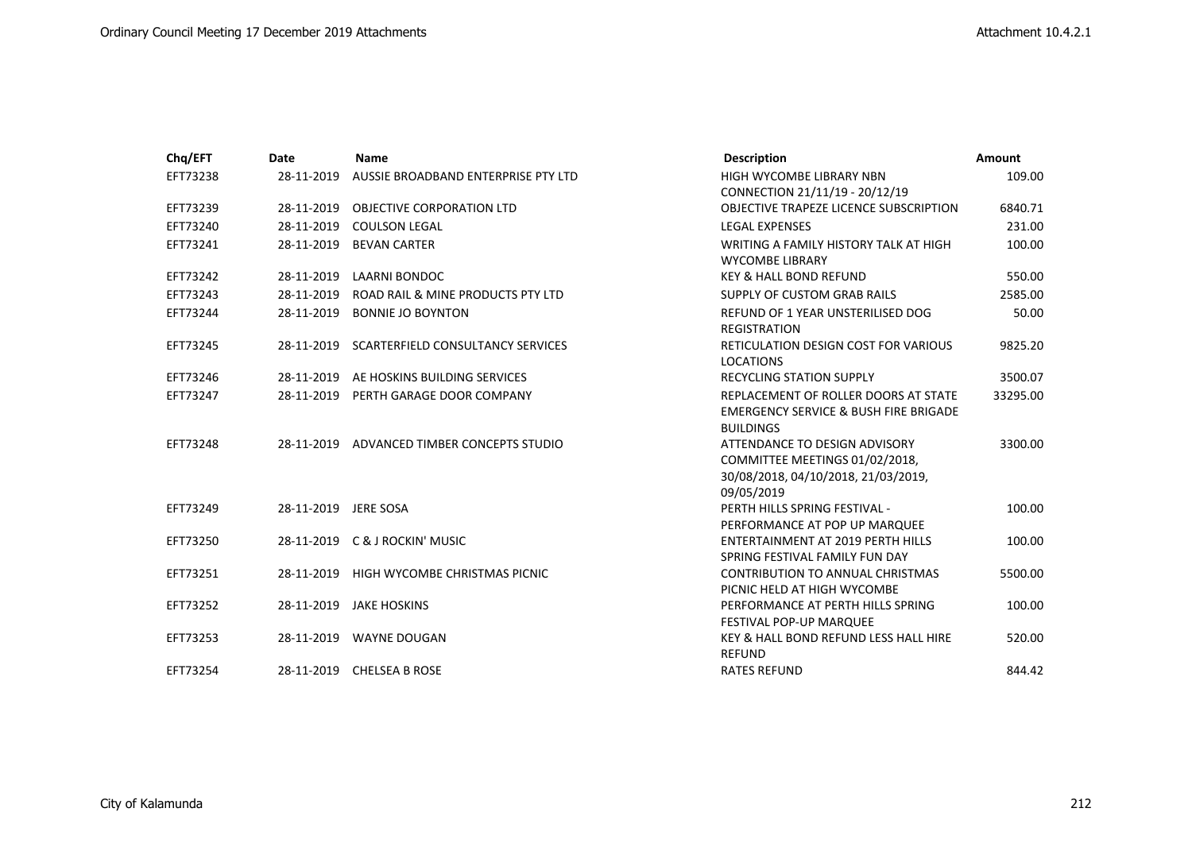| Chq/EFT | Date | Name | Description | Amount |
|---|---|---|---|---|
| EFT73238 | 28-11-2019 | AUSSIE BROADBAND ENTERPRISE PTY LTD | HIGH WYCOMBE LIBRARY NBN CONNECTION 21/11/19 - 20/12/19 | 109.00 |
| EFT73239 | 28-11-2019 | OBJECTIVE CORPORATION LTD | OBJECTIVE TRAPEZE LICENCE SUBSCRIPTION | 6840.71 |
| EFT73240 | 28-11-2019 | COULSON LEGAL | LEGAL EXPENSES | 231.00 |
| EFT73241 | 28-11-2019 | BEVAN CARTER | WRITING A FAMILY HISTORY TALK AT HIGH WYCOMBE LIBRARY | 100.00 |
| EFT73242 | 28-11-2019 | LAARNI BONDOC | KEY & HALL BOND REFUND | 550.00 |
| EFT73243 | 28-11-2019 | ROAD RAIL & MINE PRODUCTS PTY LTD | SUPPLY OF CUSTOM GRAB RAILS | 2585.00 |
| EFT73244 | 28-11-2019 | BONNIE JO BOYNTON | REFUND OF 1 YEAR UNSTERILISED DOG REGISTRATION | 50.00 |
| EFT73245 | 28-11-2019 | SCARTERFIELD CONSULTANCY SERVICES | RETICULATION DESIGN COST FOR VARIOUS LOCATIONS | 9825.20 |
| EFT73246 | 28-11-2019 | AE HOSKINS BUILDING SERVICES | RECYCLING STATION SUPPLY | 3500.07 |
| EFT73247 | 28-11-2019 | PERTH GARAGE DOOR COMPANY | REPLACEMENT OF ROLLER DOORS AT STATE EMERGENCY SERVICE & BUSH FIRE BRIGADE BUILDINGS | 33295.00 |
| EFT73248 | 28-11-2019 | ADVANCED TIMBER CONCEPTS STUDIO | ATTENDANCE TO DESIGN ADVISORY COMMITTEE MEETINGS 01/02/2018, 30/08/2018, 04/10/2018, 21/03/2019, 09/05/2019 | 3300.00 |
| EFT73249 | 28-11-2019 | JERE SOSA | PERTH HILLS SPRING FESTIVAL - PERFORMANCE AT POP UP MARQUEE | 100.00 |
| EFT73250 | 28-11-2019 | C & J ROCKIN' MUSIC | ENTERTAINMENT AT 2019 PERTH HILLS SPRING FESTIVAL FAMILY FUN DAY | 100.00 |
| EFT73251 | 28-11-2019 | HIGH WYCOMBE CHRISTMAS PICNIC | CONTRIBUTION TO ANNUAL CHRISTMAS PICNIC HELD AT HIGH WYCOMBE | 5500.00 |
| EFT73252 | 28-11-2019 | JAKE HOSKINS | PERFORMANCE AT PERTH HILLS SPRING FESTIVAL POP-UP MARQUEE | 100.00 |
| EFT73253 | 28-11-2019 | WAYNE DOUGAN | KEY & HALL BOND REFUND LESS HALL HIRE REFUND | 520.00 |
| EFT73254 | 28-11-2019 | CHELSEA B ROSE | RATES REFUND | 844.42 |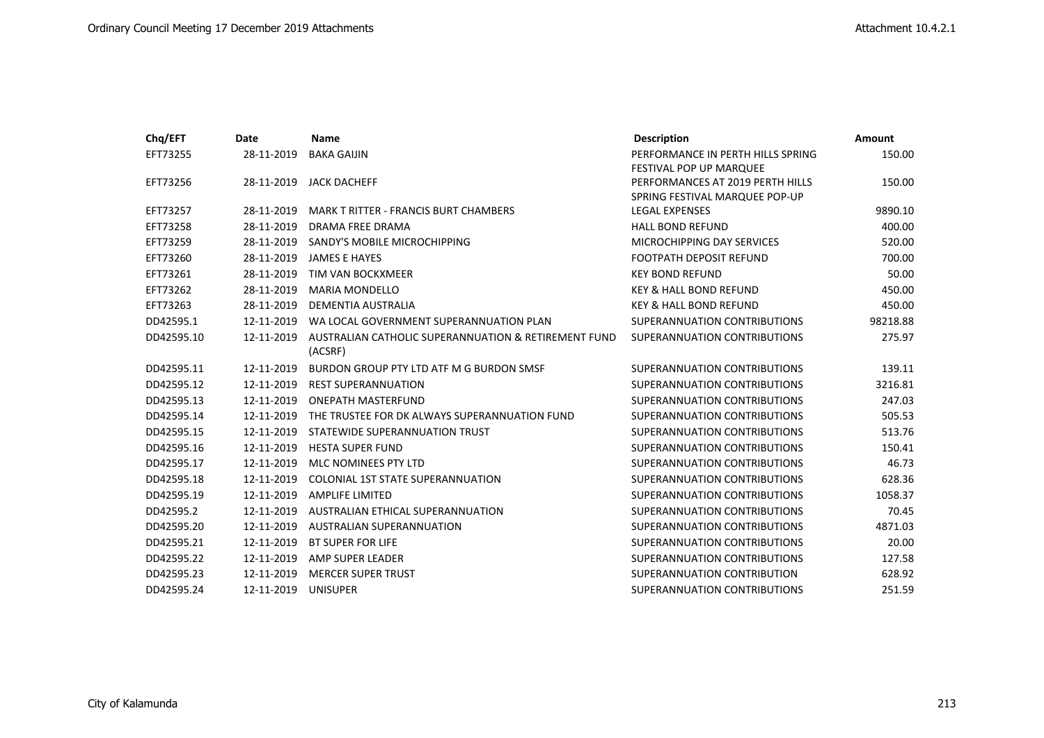| Chq/EFT | Date | Name | Description | Amount |
|---|---|---|---|---|
| EFT73255 | 28-11-2019 | BAKA GAIJIN | PERFORMANCE IN PERTH HILLS SPRING FESTIVAL POP UP MARQUEE | 150.00 |
| EFT73256 | 28-11-2019 | JACK DACHEFF | PERFORMANCES AT 2019 PERTH HILLS SPRING FESTIVAL MARQUEE POP-UP | 150.00 |
| EFT73257 | 28-11-2019 | MARK T RITTER - FRANCIS BURT CHAMBERS | LEGAL EXPENSES | 9890.10 |
| EFT73258 | 28-11-2019 | DRAMA FREE DRAMA | HALL BOND REFUND | 400.00 |
| EFT73259 | 28-11-2019 | SANDY'S MOBILE MICROCHIPPING | MICROCHIPPING DAY SERVICES | 520.00 |
| EFT73260 | 28-11-2019 | JAMES E HAYES | FOOTPATH DEPOSIT REFUND | 700.00 |
| EFT73261 | 28-11-2019 | TIM VAN BOCKXMEER | KEY BOND REFUND | 50.00 |
| EFT73262 | 28-11-2019 | MARIA MONDELLO | KEY & HALL BOND REFUND | 450.00 |
| EFT73263 | 28-11-2019 | DEMENTIA AUSTRALIA | KEY & HALL BOND REFUND | 450.00 |
| DD42595.1 | 12-11-2019 | WA LOCAL GOVERNMENT SUPERANNUATION PLAN | SUPERANNUATION CONTRIBUTIONS | 98218.88 |
| DD42595.10 | 12-11-2019 | AUSTRALIAN CATHOLIC SUPERANNUATION & RETIREMENT FUND (ACSRF) | SUPERANNUATION CONTRIBUTIONS | 275.97 |
| DD42595.11 | 12-11-2019 | BURDON GROUP PTY LTD ATF M G BURDON SMSF | SUPERANNUATION CONTRIBUTIONS | 139.11 |
| DD42595.12 | 12-11-2019 | REST SUPERANNUATION | SUPERANNUATION CONTRIBUTIONS | 3216.81 |
| DD42595.13 | 12-11-2019 | ONEPATH MASTERFUND | SUPERANNUATION CONTRIBUTIONS | 247.03 |
| DD42595.14 | 12-11-2019 | THE TRUSTEE FOR DK ALWAYS SUPERANNUATION FUND | SUPERANNUATION CONTRIBUTIONS | 505.53 |
| DD42595.15 | 12-11-2019 | STATEWIDE SUPERANNUATION TRUST | SUPERANNUATION CONTRIBUTIONS | 513.76 |
| DD42595.16 | 12-11-2019 | HESTA SUPER FUND | SUPERANNUATION CONTRIBUTIONS | 150.41 |
| DD42595.17 | 12-11-2019 | MLC NOMINEES PTY LTD | SUPERANNUATION CONTRIBUTIONS | 46.73 |
| DD42595.18 | 12-11-2019 | COLONIAL 1ST STATE SUPERANNUATION | SUPERANNUATION CONTRIBUTIONS | 628.36 |
| DD42595.19 | 12-11-2019 | AMPLIFE LIMITED | SUPERANNUATION CONTRIBUTIONS | 1058.37 |
| DD42595.2 | 12-11-2019 | AUSTRALIAN ETHICAL SUPERANNUATION | SUPERANNUATION CONTRIBUTIONS | 70.45 |
| DD42595.20 | 12-11-2019 | AUSTRALIAN SUPERANNUATION | SUPERANNUATION CONTRIBUTIONS | 4871.03 |
| DD42595.21 | 12-11-2019 | BT SUPER FOR LIFE | SUPERANNUATION CONTRIBUTIONS | 20.00 |
| DD42595.22 | 12-11-2019 | AMP SUPER LEADER | SUPERANNUATION CONTRIBUTIONS | 127.58 |
| DD42595.23 | 12-11-2019 | MERCER SUPER TRUST | SUPERANNUATION CONTRIBUTION | 628.92 |
| DD42595.24 | 12-11-2019 | UNISUPER | SUPERANNUATION CONTRIBUTIONS | 251.59 |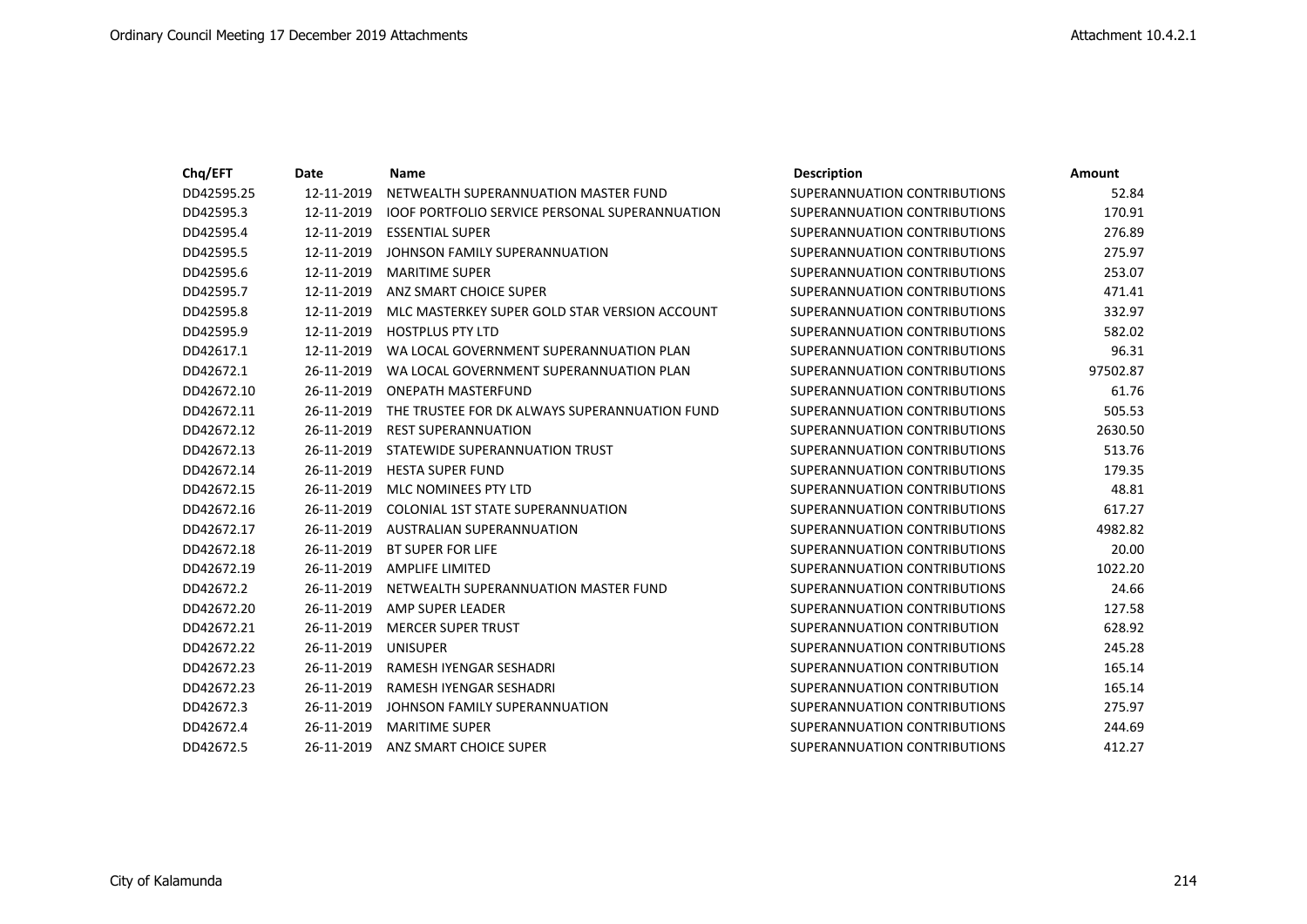| Chq/EFT | Date | Name | Description | Amount |
|---|---|---|---|---|
| DD42595.25 | 12-11-2019 | NETWEALTH SUPERANNUATION MASTER FUND | SUPERANNUATION CONTRIBUTIONS | 52.84 |
| DD42595.3 | 12-11-2019 | IOOF PORTFOLIO SERVICE PERSONAL SUPERANNUATION | SUPERANNUATION CONTRIBUTIONS | 170.91 |
| DD42595.4 | 12-11-2019 | ESSENTIAL SUPER | SUPERANNUATION CONTRIBUTIONS | 276.89 |
| DD42595.5 | 12-11-2019 | JOHNSON FAMILY SUPERANNUATION | SUPERANNUATION CONTRIBUTIONS | 275.97 |
| DD42595.6 | 12-11-2019 | MARITIME SUPER | SUPERANNUATION CONTRIBUTIONS | 253.07 |
| DD42595.7 | 12-11-2019 | ANZ SMART CHOICE SUPER | SUPERANNUATION CONTRIBUTIONS | 471.41 |
| DD42595.8 | 12-11-2019 | MLC MASTERKEY SUPER GOLD STAR VERSION ACCOUNT | SUPERANNUATION CONTRIBUTIONS | 332.97 |
| DD42595.9 | 12-11-2019 | HOSTPLUS PTY LTD | SUPERANNUATION CONTRIBUTIONS | 582.02 |
| DD42617.1 | 12-11-2019 | WA LOCAL GOVERNMENT SUPERANNUATION PLAN | SUPERANNUATION CONTRIBUTIONS | 96.31 |
| DD42672.1 | 26-11-2019 | WA LOCAL GOVERNMENT SUPERANNUATION PLAN | SUPERANNUATION CONTRIBUTIONS | 97502.87 |
| DD42672.10 | 26-11-2019 | ONEPATH MASTERFUND | SUPERANNUATION CONTRIBUTIONS | 61.76 |
| DD42672.11 | 26-11-2019 | THE TRUSTEE FOR DK ALWAYS SUPERANNUATION FUND | SUPERANNUATION CONTRIBUTIONS | 505.53 |
| DD42672.12 | 26-11-2019 | REST SUPERANNUATION | SUPERANNUATION CONTRIBUTIONS | 2630.50 |
| DD42672.13 | 26-11-2019 | STATEWIDE SUPERANNUATION TRUST | SUPERANNUATION CONTRIBUTIONS | 513.76 |
| DD42672.14 | 26-11-2019 | HESTA SUPER FUND | SUPERANNUATION CONTRIBUTIONS | 179.35 |
| DD42672.15 | 26-11-2019 | MLC NOMINEES PTY LTD | SUPERANNUATION CONTRIBUTIONS | 48.81 |
| DD42672.16 | 26-11-2019 | COLONIAL 1ST STATE SUPERANNUATION | SUPERANNUATION CONTRIBUTIONS | 617.27 |
| DD42672.17 | 26-11-2019 | AUSTRALIAN SUPERANNUATION | SUPERANNUATION CONTRIBUTIONS | 4982.82 |
| DD42672.18 | 26-11-2019 | BT SUPER FOR LIFE | SUPERANNUATION CONTRIBUTIONS | 20.00 |
| DD42672.19 | 26-11-2019 | AMPLIFE LIMITED | SUPERANNUATION CONTRIBUTIONS | 1022.20 |
| DD42672.2 | 26-11-2019 | NETWEALTH SUPERANNUATION MASTER FUND | SUPERANNUATION CONTRIBUTIONS | 24.66 |
| DD42672.20 | 26-11-2019 | AMP SUPER LEADER | SUPERANNUATION CONTRIBUTIONS | 127.58 |
| DD42672.21 | 26-11-2019 | MERCER SUPER TRUST | SUPERANNUATION CONTRIBUTION | 628.92 |
| DD42672.22 | 26-11-2019 | UNISUPER | SUPERANNUATION CONTRIBUTIONS | 245.28 |
| DD42672.23 | 26-11-2019 | RAMESH IYENGAR SESHADRI | SUPERANNUATION CONTRIBUTION | 165.14 |
| DD42672.23 | 26-11-2019 | RAMESH IYENGAR SESHADRI | SUPERANNUATION CONTRIBUTION | 165.14 |
| DD42672.3 | 26-11-2019 | JOHNSON FAMILY SUPERANNUATION | SUPERANNUATION CONTRIBUTIONS | 275.97 |
| DD42672.4 | 26-11-2019 | MARITIME SUPER | SUPERANNUATION CONTRIBUTIONS | 244.69 |
| DD42672.5 | 26-11-2019 | ANZ SMART CHOICE SUPER | SUPERANNUATION CONTRIBUTIONS | 412.27 |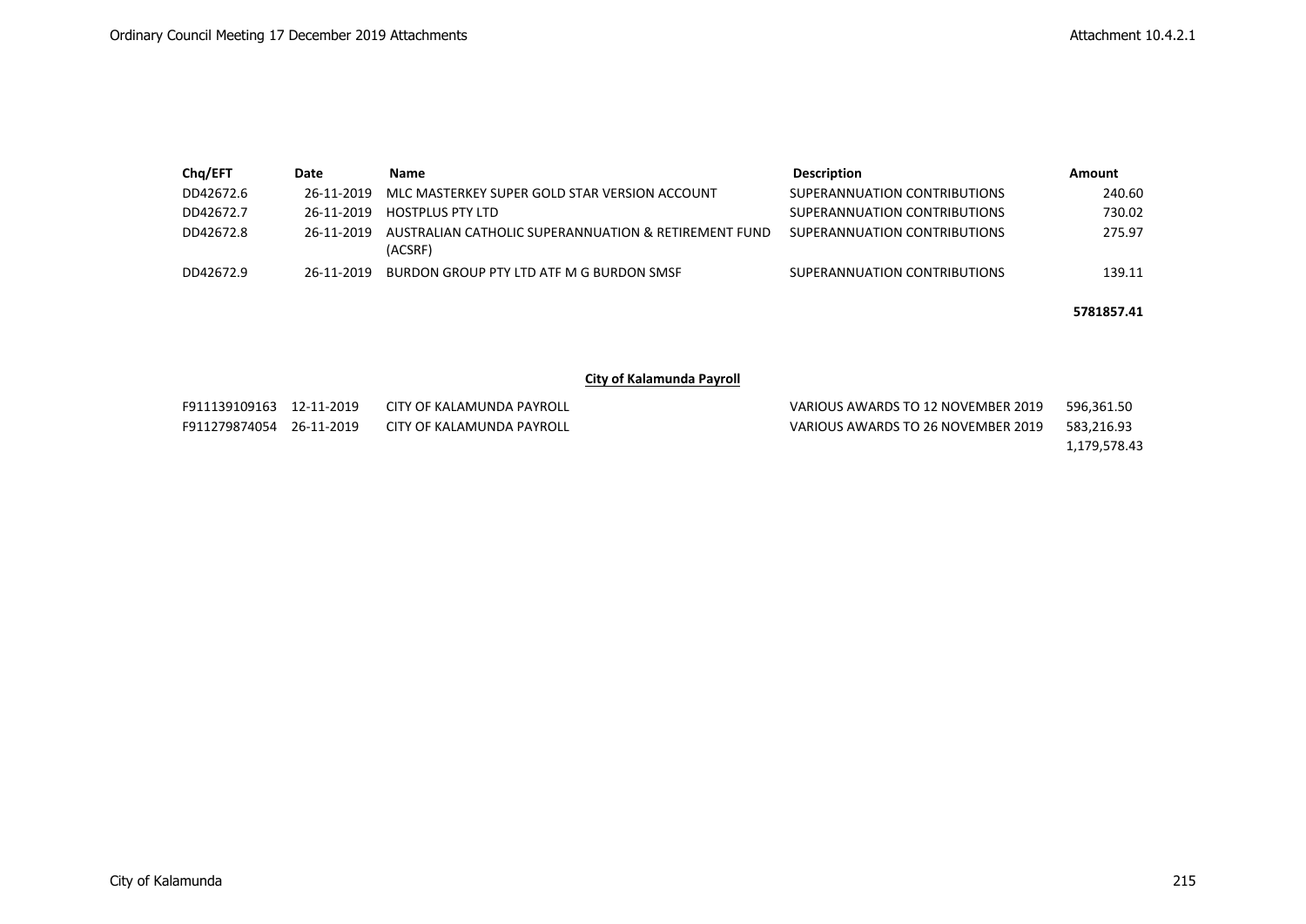| Chq/EFT | Date | Name | Description | Amount |
|---|---|---|---|---|
| DD42672.6 | 26-11-2019 | MLC MASTERKEY SUPER GOLD STAR VERSION ACCOUNT | SUPERANNUATION CONTRIBUTIONS | 240.60 |
| DD42672.7 | 26-11-2019 | HOSTPLUS PTY LTD | SUPERANNUATION CONTRIBUTIONS | 730.02 |
| DD42672.8 | 26-11-2019 | AUSTRALIAN CATHOLIC SUPERANNUATION & RETIREMENT FUND (ACSRF) | SUPERANNUATION CONTRIBUTIONS | 275.97 |
| DD42672.9 | 26-11-2019 | BURDON GROUP PTY LTD ATF M G BURDON SMSF | SUPERANNUATION CONTRIBUTIONS | 139.11 |
| | | | | **5781857.41** |

**City of Kalamunda Payroll**

| | | | | |
|---|---|---|---|---|
| F911139109163 | 12-11-2019 | CITY OF KALAMUNDA PAYROLL | VARIOUS AWARDS TO 12 NOVEMBER 2019 | 596,361.50 |
| F911279874054 | 26-11-2019 | CITY OF KALAMUNDA PAYROLL | VARIOUS AWARDS TO 26 NOVEMBER 2019 | 583,216.93 |
| | | | | 1,179,578.43 |